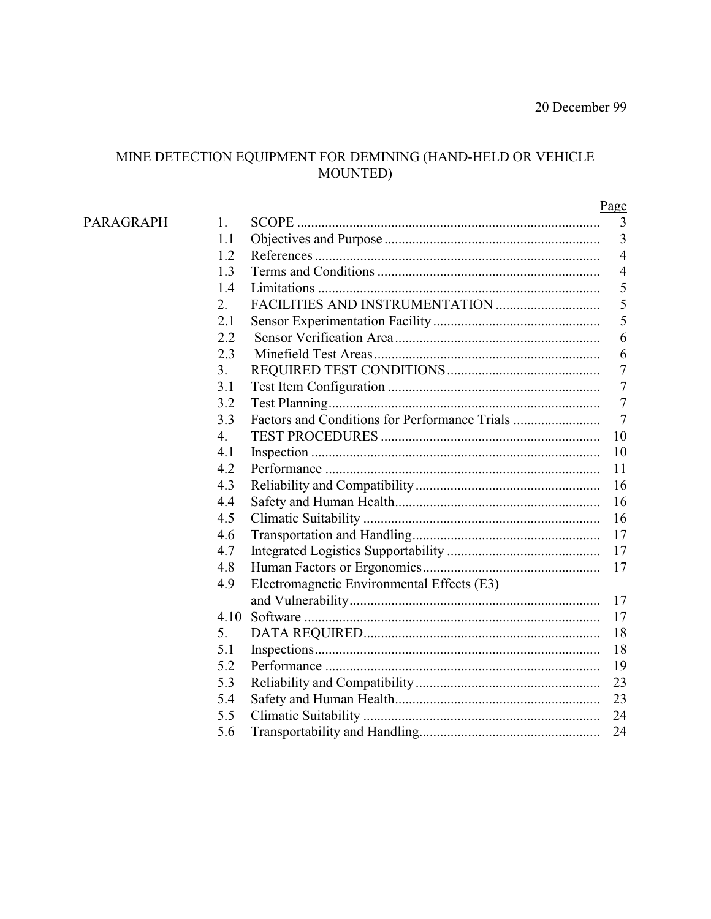20 December 99

# MINE DETECTION EQUIPMENT FOR DEMINING (HAND-HELD OR VEHICLE MOUNTED)

| PARAGRAPH | | | Page |
|---|---|---|---|
| | 1. | SCOPE | 3 |
| | 1.1 | Objectives and Purpose | 3 |
| | 1.2 | References | 4 |
| | 1.3 | Terms and Conditions | 4 |
| | 1.4 | Limitations | 5 |
| | 2. | FACILITIES AND INSTRUMENTATION | 5 |
| | 2.1 | Sensor Experimentation Facility | 5 |
| | 2.2 | Sensor Verification Area | 6 |
| | 2.3 | Minefield Test Areas | 6 |
| | 3. | REQUIRED TEST CONDITIONS | 7 |
| | 3.1 | Test Item Configuration | 7 |
| | 3.2 | Test Planning | 7 |
| | 3.3 | Factors and Conditions for Performance Trials | 7 |
| | 4. | TEST PROCEDURES | 10 |
| | 4.1 | Inspection | 10 |
| | 4.2 | Performance | 11 |
| | 4.3 | Reliability and Compatibility | 16 |
| | 4.4 | Safety and Human Health | 16 |
| | 4.5 | Climatic Suitability | 16 |
| | 4.6 | Transportation and Handling | 17 |
| | 4.7 | Integrated Logistics Supportability | 17 |
| | 4.8 | Human Factors or Ergonomics | 17 |
| | 4.9 | Electromagnetic Environmental Effects (E3) and Vulnerability | 17 |
| | 4.10 | Software | 17 |
| | 5. | DATA REQUIRED | 18 |
| | 5.1 | Inspections | 18 |
| | 5.2 | Performance | 19 |
| | 5.3 | Reliability and Compatibility | 23 |
| | 5.4 | Safety and Human Health | 23 |
| | 5.5 | Climatic Suitability | 24 |
| | 5.6 | Transportability and Handling | 24 |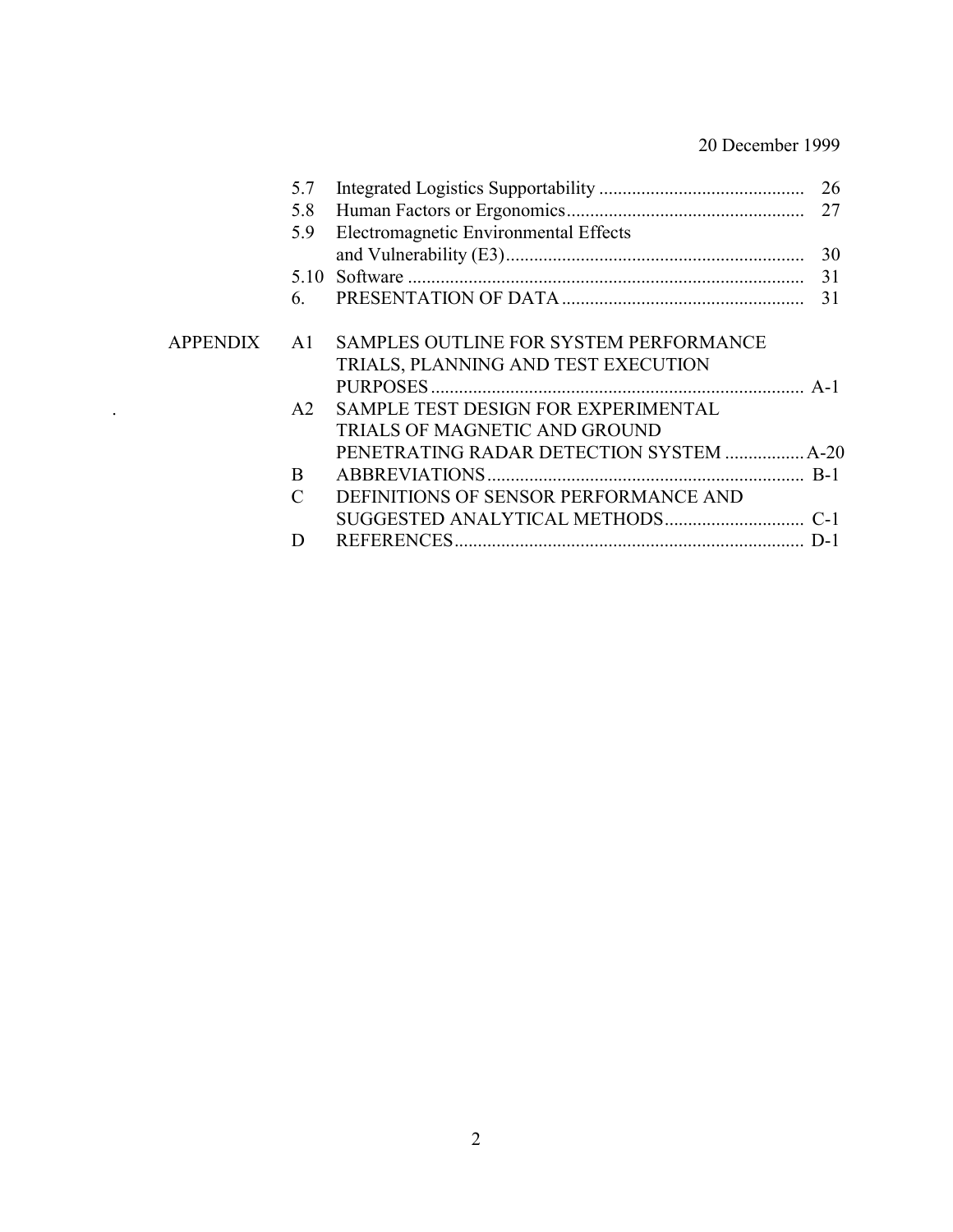| | | | |
|---|---|---|---|
| | 5.7 | Integrated Logistics Supportability | 26 |
| | 5.8 | Human Factors or Ergonomics | 27 |
| | 5.9 | Electromagnetic Environmental Effects and Vulnerability (E3) | 30 |
| | 5.10 | Software | 31 |
| | 6. | PRESENTATION OF DATA | 31 |
| APPENDIX | A1 | SAMPLES OUTLINE FOR SYSTEM PERFORMANCE TRIALS, PLANNING AND TEST EXECUTION PURPOSES | A-1 |
| | A2 | SAMPLE TEST DESIGN FOR EXPERIMENTAL TRIALS OF MAGNETIC AND GROUND PENETRATING RADAR DETECTION SYSTEM | A-20 |
| | B | ABBREVIATIONS | B-1 |
| | C | DEFINITIONS OF SENSOR PERFORMANCE AND SUGGESTED ANALYTICAL METHODS | C-1 |
| | D | REFERENCES | D-1 |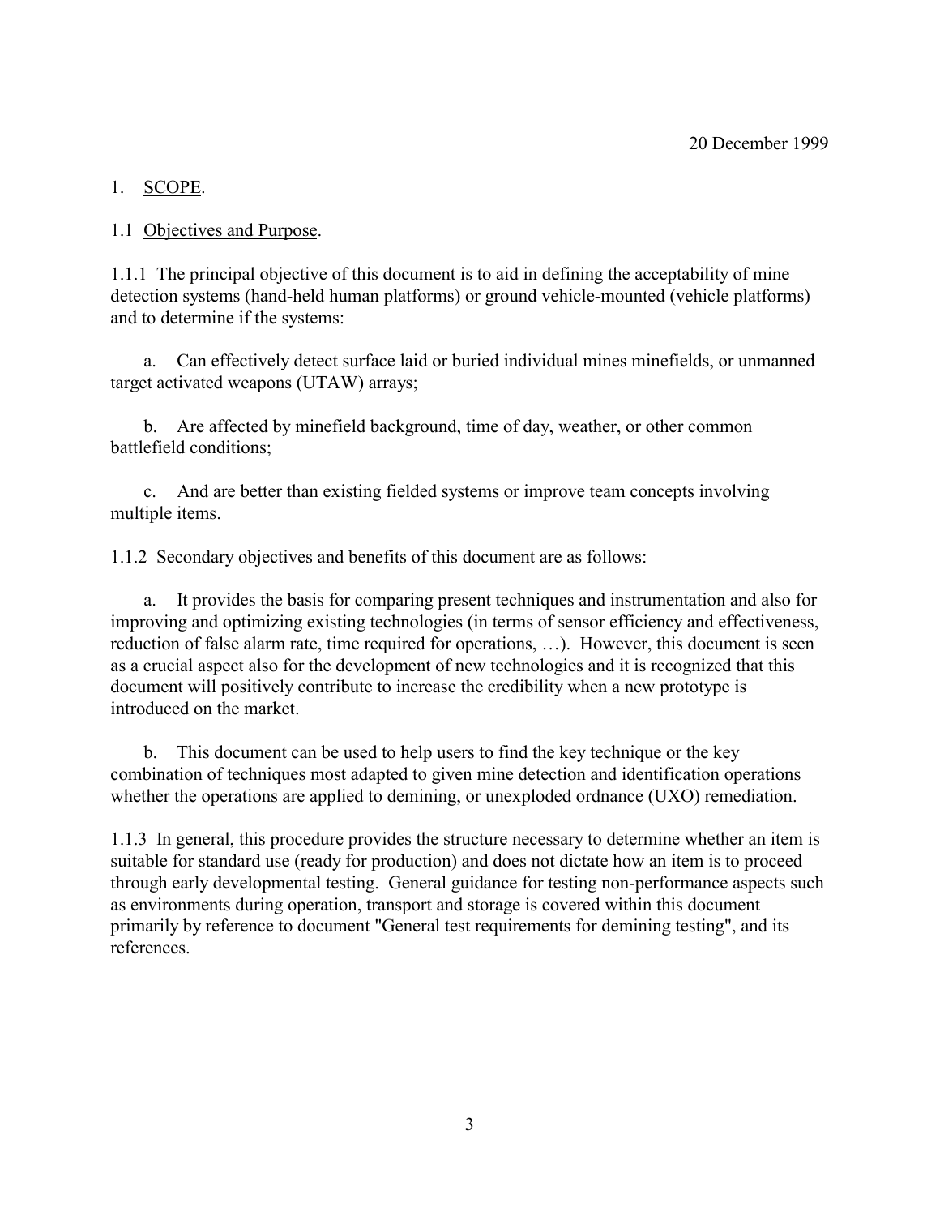20 December 1999

# 1. SCOPE.

## 1.1 Objectives and Purpose.

1.1.1 The principal objective of this document is to aid in defining the acceptability of mine detection systems (hand-held human platforms) or ground vehicle-mounted (vehicle platforms) and to determine if the systems:

a. Can effectively detect surface laid or buried individual mines minefields, or unmanned target activated weapons (UTAW) arrays;

b. Are affected by minefield background, time of day, weather, or other common battlefield conditions;

c. And are better than existing fielded systems or improve team concepts involving multiple items.

1.1.2 Secondary objectives and benefits of this document are as follows:

a. It provides the basis for comparing present techniques and instrumentation and also for improving and optimizing existing technologies (in terms of sensor efficiency and effectiveness, reduction of false alarm rate, time required for operations, …). However, this document is seen as a crucial aspect also for the development of new technologies and it is recognized that this document will positively contribute to increase the credibility when a new prototype is introduced on the market.

b. This document can be used to help users to find the key technique or the key combination of techniques most adapted to given mine detection and identification operations whether the operations are applied to demining, or unexploded ordnance (UXO) remediation.

1.1.3 In general, this procedure provides the structure necessary to determine whether an item is suitable for standard use (ready for production) and does not dictate how an item is to proceed through early developmental testing. General guidance for testing non-performance aspects such as environments during operation, transport and storage is covered within this document primarily by reference to document "General test requirements for demining testing", and its references.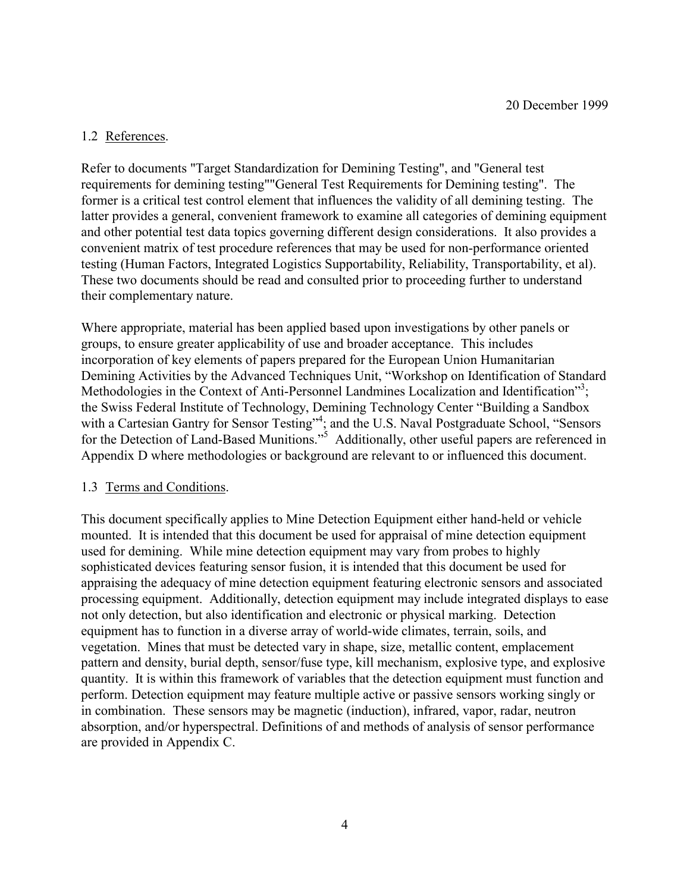## 1.2 References.

Refer to documents "Target Standardization for Demining Testing", and "General test requirements for demining testing""General Test Requirements for Demining testing". The former is a critical test control element that influences the validity of all demining testing. The latter provides a general, convenient framework to examine all categories of demining equipment and other potential test data topics governing different design considerations. It also provides a convenient matrix of test procedure references that may be used for non-performance oriented testing (Human Factors, Integrated Logistics Supportability, Reliability, Transportability, et al). These two documents should be read and consulted prior to proceeding further to understand their complementary nature.

Where appropriate, material has been applied based upon investigations by other panels or groups, to ensure greater applicability of use and broader acceptance. This includes incorporation of key elements of papers prepared for the European Union Humanitarian Demining Activities by the Advanced Techniques Unit, "Workshop on Identification of Standard Methodologies in the Context of Anti-Personnel Landmines Localization and Identification"[3]; the Swiss Federal Institute of Technology, Demining Technology Center "Building a Sandbox with a Cartesian Gantry for Sensor Testing"[4]; and the U.S. Naval Postgraduate School, "Sensors for the Detection of Land-Based Munitions."[5] Additionally, other useful papers are referenced in Appendix D where methodologies or background are relevant to or influenced this document.

## 1.3 Terms and Conditions.

This document specifically applies to Mine Detection Equipment either hand-held or vehicle mounted. It is intended that this document be used for appraisal of mine detection equipment used for demining. While mine detection equipment may vary from probes to highly sophisticated devices featuring sensor fusion, it is intended that this document be used for appraising the adequacy of mine detection equipment featuring electronic sensors and associated processing equipment. Additionally, detection equipment may include integrated displays to ease not only detection, but also identification and electronic or physical marking. Detection equipment has to function in a diverse array of world-wide climates, terrain, soils, and vegetation. Mines that must be detected vary in shape, size, metallic content, emplacement pattern and density, burial depth, sensor/fuse type, kill mechanism, explosive type, and explosive quantity. It is within this framework of variables that the detection equipment must function and perform. Detection equipment may feature multiple active or passive sensors working singly or in combination. These sensors may be magnetic (induction), infrared, vapor, radar, neutron absorption, and/or hyperspectral. Definitions of and methods of analysis of sensor performance are provided in Appendix C.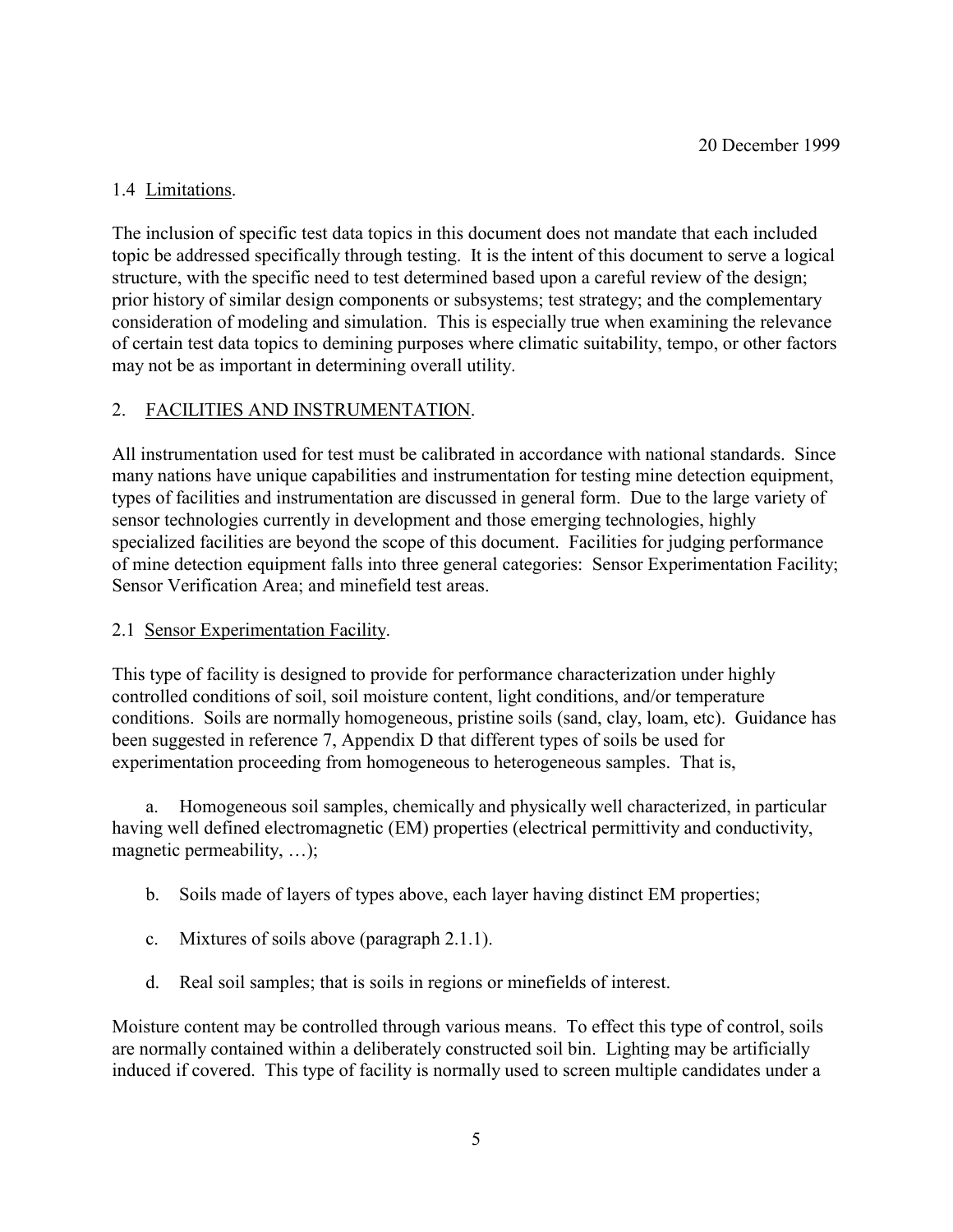## 1.4 Limitations.

The inclusion of specific test data topics in this document does not mandate that each included topic be addressed specifically through testing. It is the intent of this document to serve a logical structure, with the specific need to test determined based upon a careful review of the design; prior history of similar design components or subsystems; test strategy; and the complementary consideration of modeling and simulation. This is especially true when examining the relevance of certain test data topics to demining purposes where climatic suitability, tempo, or other factors may not be as important in determining overall utility.

# 2. FACILITIES AND INSTRUMENTATION.

All instrumentation used for test must be calibrated in accordance with national standards. Since many nations have unique capabilities and instrumentation for testing mine detection equipment, types of facilities and instrumentation are discussed in general form. Due to the large variety of sensor technologies currently in development and those emerging technologies, highly specialized facilities are beyond the scope of this document. Facilities for judging performance of mine detection equipment falls into three general categories: Sensor Experimentation Facility; Sensor Verification Area; and minefield test areas.

## 2.1 Sensor Experimentation Facility.

This type of facility is designed to provide for performance characterization under highly controlled conditions of soil, soil moisture content, light conditions, and/or temperature conditions. Soils are normally homogeneous, pristine soils (sand, clay, loam, etc). Guidance has been suggested in reference 7, Appendix D that different types of soils be used for experimentation proceeding from homogeneous to heterogeneous samples. That is,

a. Homogeneous soil samples, chemically and physically well characterized, in particular having well defined electromagnetic (EM) properties (electrical permittivity and conductivity, magnetic permeability, …);

b. Soils made of layers of types above, each layer having distinct EM properties;

c. Mixtures of soils above (paragraph 2.1.1).

d. Real soil samples; that is soils in regions or minefields of interest.

Moisture content may be controlled through various means. To effect this type of control, soils are normally contained within a deliberately constructed soil bin. Lighting may be artificially induced if covered. This type of facility is normally used to screen multiple candidates under a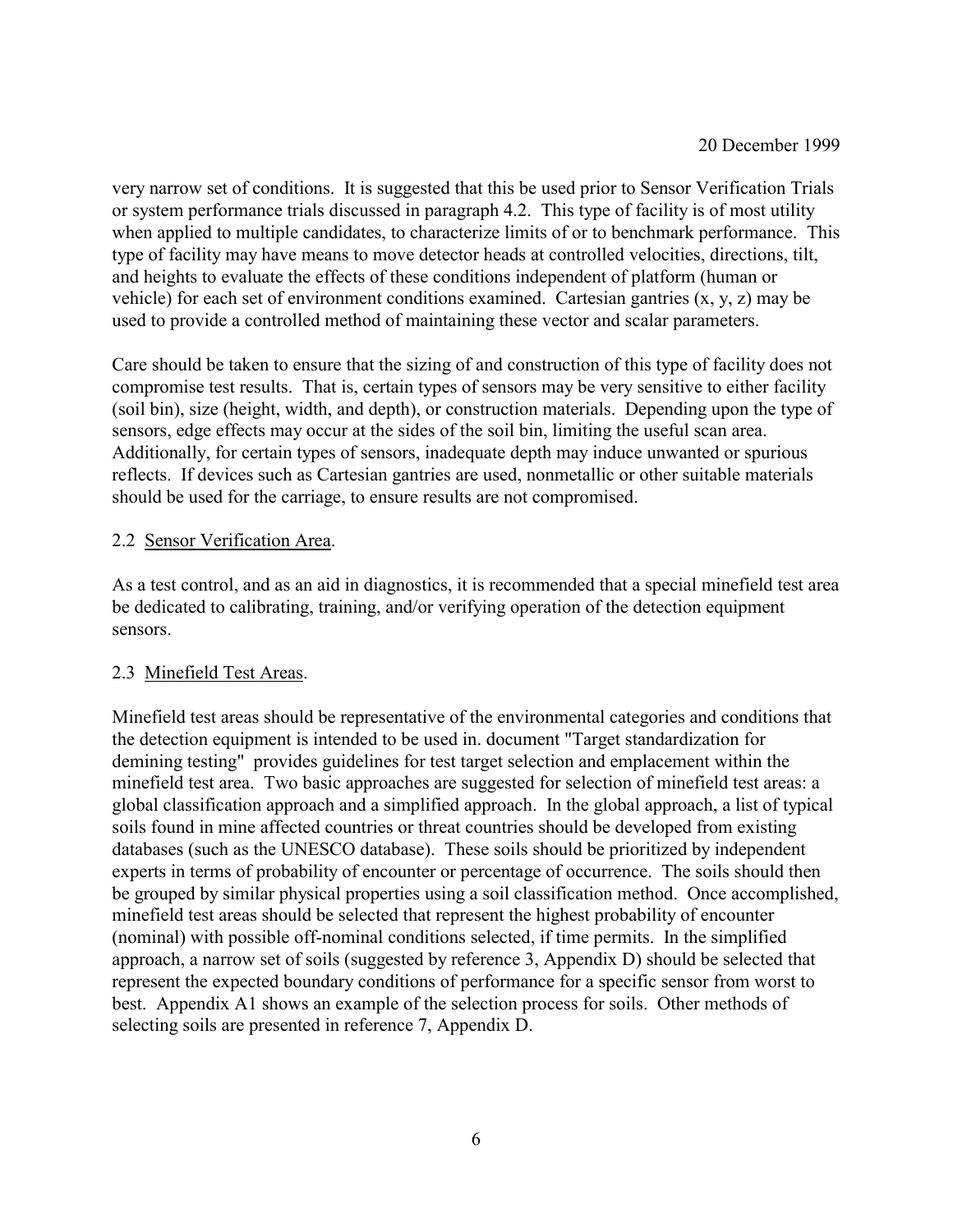very narrow set of conditions. It is suggested that this be used prior to Sensor Verification Trials or system performance trials discussed in paragraph 4.2. This type of facility is of most utility when applied to multiple candidates, to characterize limits of or to benchmark performance. This type of facility may have means to move detector heads at controlled velocities, directions, tilt, and heights to evaluate the effects of these conditions independent of platform (human or vehicle) for each set of environment conditions examined. Cartesian gantries (x, y, z) may be used to provide a controlled method of maintaining these vector and scalar parameters.

Care should be taken to ensure that the sizing of and construction of this type of facility does not compromise test results. That is, certain types of sensors may be very sensitive to either facility (soil bin), size (height, width, and depth), or construction materials. Depending upon the type of sensors, edge effects may occur at the sides of the soil bin, limiting the useful scan area. Additionally, for certain types of sensors, inadequate depth may induce unwanted or spurious reflects. If devices such as Cartesian gantries are used, nonmetallic or other suitable materials should be used for the carriage, to ensure results are not compromised.

## 2.2 Sensor Verification Area.

As a test control, and as an aid in diagnostics, it is recommended that a special minefield test area be dedicated to calibrating, training, and/or verifying operation of the detection equipment sensors.

## 2.3 Minefield Test Areas.

Minefield test areas should be representative of the environmental categories and conditions that the detection equipment is intended to be used in. document "Target standardization for demining testing" provides guidelines for test target selection and emplacement within the minefield test area. Two basic approaches are suggested for selection of minefield test areas: a global classification approach and a simplified approach. In the global approach, a list of typical soils found in mine affected countries or threat countries should be developed from existing databases (such as the UNESCO database). These soils should be prioritized by independent experts in terms of probability of encounter or percentage of occurrence. The soils should then be grouped by similar physical properties using a soil classification method. Once accomplished, minefield test areas should be selected that represent the highest probability of encounter (nominal) with possible off-nominal conditions selected, if time permits. In the simplified approach, a narrow set of soils (suggested by reference 3, Appendix D) should be selected that represent the expected boundary conditions of performance for a specific sensor from worst to best. Appendix A1 shows an example of the selection process for soils. Other methods of selecting soils are presented in reference 7, Appendix D.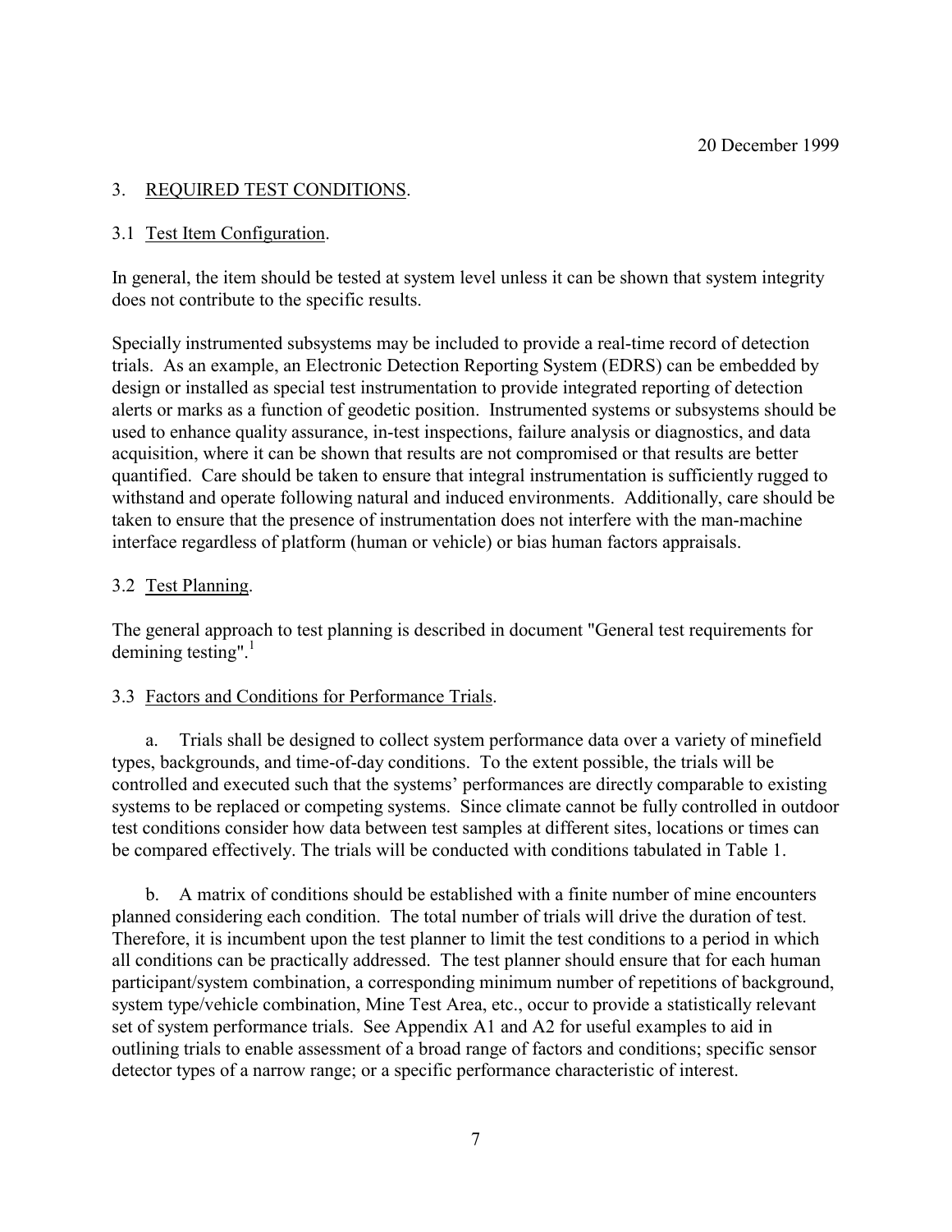## 3. REQUIRED TEST CONDITIONS.

### 3.1 Test Item Configuration.

In general, the item should be tested at system level unless it can be shown that system integrity does not contribute to the specific results.

Specially instrumented subsystems may be included to provide a real-time record of detection trials. As an example, an Electronic Detection Reporting System (EDRS) can be embedded by design or installed as special test instrumentation to provide integrated reporting of detection alerts or marks as a function of geodetic position. Instrumented systems or subsystems should be used to enhance quality assurance, in-test inspections, failure analysis or diagnostics, and data acquisition, where it can be shown that results are not compromised or that results are better quantified. Care should be taken to ensure that integral instrumentation is sufficiently rugged to withstand and operate following natural and induced environments. Additionally, care should be taken to ensure that the presence of instrumentation does not interfere with the man-machine interface regardless of platform (human or vehicle) or bias human factors appraisals.

### 3.2 Test Planning.

The general approach to test planning is described in document "General test requirements for demining testing".[1]

### 3.3 Factors and Conditions for Performance Trials.

a. Trials shall be designed to collect system performance data over a variety of minefield types, backgrounds, and time-of-day conditions. To the extent possible, the trials will be controlled and executed such that the systems' performances are directly comparable to existing systems to be replaced or competing systems. Since climate cannot be fully controlled in outdoor test conditions consider how data between test samples at different sites, locations or times can be compared effectively. The trials will be conducted with conditions tabulated in Table 1.

b. A matrix of conditions should be established with a finite number of mine encounters planned considering each condition. The total number of trials will drive the duration of test. Therefore, it is incumbent upon the test planner to limit the test conditions to a period in which all conditions can be practically addressed. The test planner should ensure that for each human participant/system combination, a corresponding minimum number of repetitions of background, system type/vehicle combination, Mine Test Area, etc., occur to provide a statistically relevant set of system performance trials. See Appendix A1 and A2 for useful examples to aid in outlining trials to enable assessment of a broad range of factors and conditions; specific sensor detector types of a narrow range; or a specific performance characteristic of interest.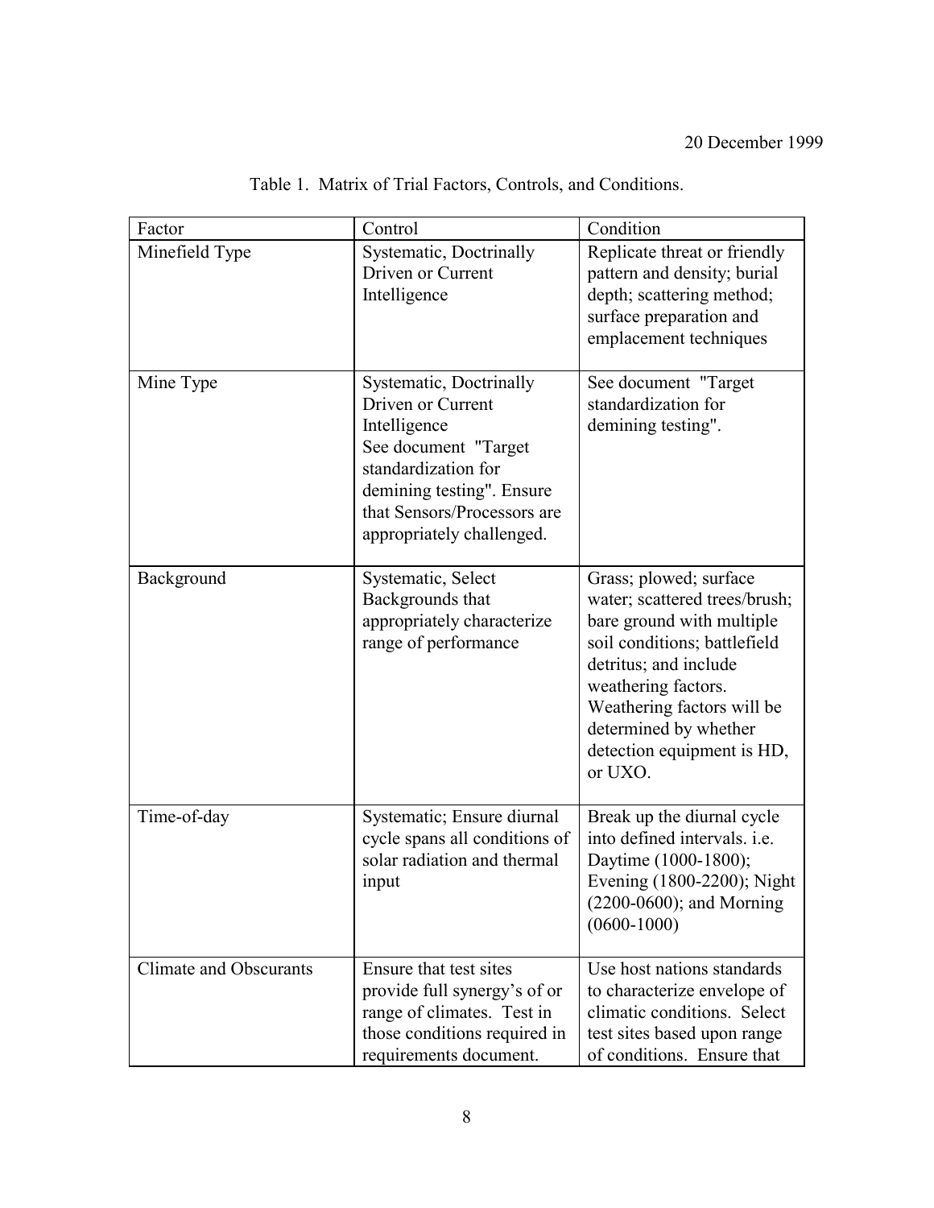20 December 1999

Table 1. Matrix of Trial Factors, Controls, and Conditions.

| Factor | Control | Condition |
|---|---|---|
| Minefield Type | Systematic, Doctrinally Driven or Current Intelligence | Replicate threat or friendly pattern and density; burial depth; scattering method; surface preparation and emplacement techniques |
| Mine Type | Systematic, Doctrinally Driven or Current Intelligence See document "Target standardization for demining testing". Ensure that Sensors/Processors are appropriately challenged. | See document "Target standardization for demining testing". |
| Background | Systematic, Select Backgrounds that appropriately characterize range of performance | Grass; plowed; surface water; scattered trees/brush; bare ground with multiple soil conditions; battlefield detritus; and include weathering factors. Weathering factors will be determined by whether detection equipment is HD, or UXO. |
| Time-of-day | Systematic; Ensure diurnal cycle spans all conditions of solar radiation and thermal input | Break up the diurnal cycle into defined intervals. i.e. Daytime (1000-1800); Evening (1800-2200); Night (2200-0600); and Morning (0600-1000) |
| Climate and Obscurants | Ensure that test sites provide full synergy's of or range of climates. Test in those conditions required in requirements document. | Use host nations standards to characterize envelope of climatic conditions. Select test sites based upon range of conditions. Ensure that |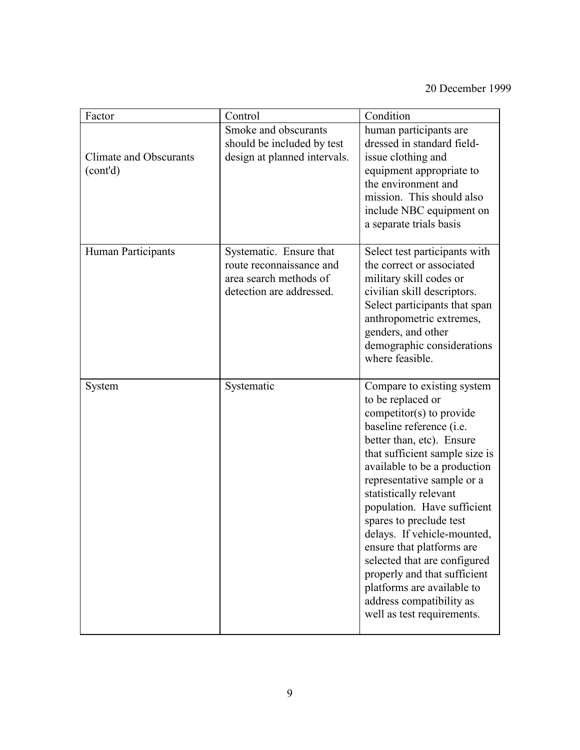| Factor | Control | Condition |
| --- | --- | --- |
| Climate and Obscurants (cont'd) | Smoke and obscurants should be included by test design at planned intervals. | human participants are dressed in standard field-issue clothing and equipment appropriate to the environment and mission. This should also include NBC equipment on a separate trials basis |
| Human Participants | Systematic. Ensure that route reconnaissance and area search methods of detection are addressed. | Select test participants with the correct or associated military skill codes or civilian skill descriptors. Select participants that span anthropometric extremes, genders, and other demographic considerations where feasible. |
| System | Systematic | Compare to existing system to be replaced or competitor(s) to provide baseline reference (i.e. better than, etc). Ensure that sufficient sample size is available to be a production representative sample or a statistically relevant population. Have sufficient spares to preclude test delays. If vehicle-mounted, ensure that platforms are selected that are configured properly and that sufficient platforms are available to address compatibility as well as test requirements. |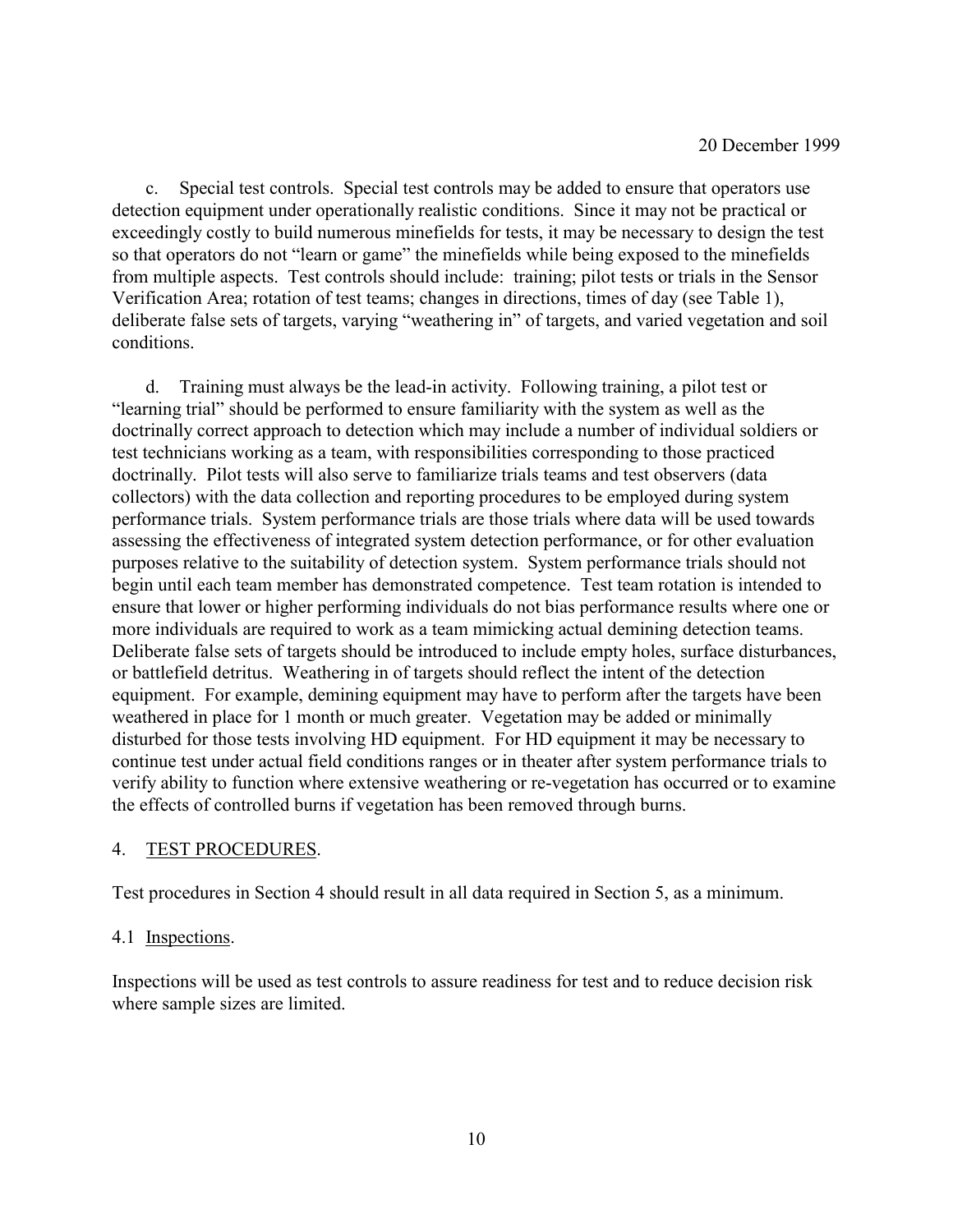c. Special test controls. Special test controls may be added to ensure that operators use detection equipment under operationally realistic conditions. Since it may not be practical or exceedingly costly to build numerous minefields for tests, it may be necessary to design the test so that operators do not "learn or game" the minefields while being exposed to the minefields from multiple aspects. Test controls should include: training; pilot tests or trials in the Sensor Verification Area; rotation of test teams; changes in directions, times of day (see Table 1), deliberate false sets of targets, varying "weathering in" of targets, and varied vegetation and soil conditions.

d. Training must always be the lead-in activity. Following training, a pilot test or "learning trial" should be performed to ensure familiarity with the system as well as the doctrinally correct approach to detection which may include a number of individual soldiers or test technicians working as a team, with responsibilities corresponding to those practiced doctrinally. Pilot tests will also serve to familiarize trials teams and test observers (data collectors) with the data collection and reporting procedures to be employed during system performance trials. System performance trials are those trials where data will be used towards assessing the effectiveness of integrated system detection performance, or for other evaluation purposes relative to the suitability of detection system. System performance trials should not begin until each team member has demonstrated competence. Test team rotation is intended to ensure that lower or higher performing individuals do not bias performance results where one or more individuals are required to work as a team mimicking actual demining detection teams. Deliberate false sets of targets should be introduced to include empty holes, surface disturbances, or battlefield detritus. Weathering in of targets should reflect the intent of the detection equipment. For example, demining equipment may have to perform after the targets have been weathered in place for 1 month or much greater. Vegetation may be added or minimally disturbed for those tests involving HD equipment. For HD equipment it may be necessary to continue test under actual field conditions ranges or in theater after system performance trials to verify ability to function where extensive weathering or re-vegetation has occurred or to examine the effects of controlled burns if vegetation has been removed through burns.

## 4. TEST PROCEDURES.

Test procedures in Section 4 should result in all data required in Section 5, as a minimum.

### 4.1 Inspections.

Inspections will be used as test controls to assure readiness for test and to reduce decision risk where sample sizes are limited.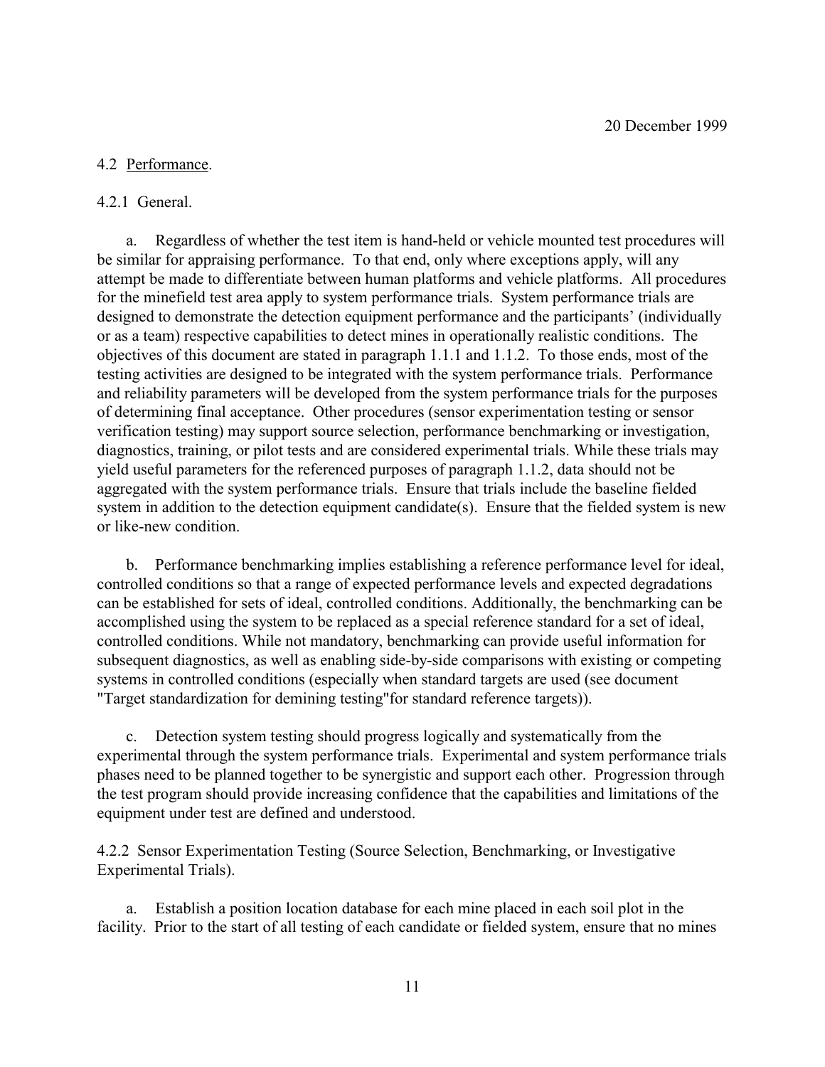4.2 Performance.

4.2.1 General.

a. Regardless of whether the test item is hand-held or vehicle mounted test procedures will be similar for appraising performance. To that end, only where exceptions apply, will any attempt be made to differentiate between human platforms and vehicle platforms. All procedures for the minefield test area apply to system performance trials. System performance trials are designed to demonstrate the detection equipment performance and the participants' (individually or as a team) respective capabilities to detect mines in operationally realistic conditions. The objectives of this document are stated in paragraph 1.1.1 and 1.1.2. To those ends, most of the testing activities are designed to be integrated with the system performance trials. Performance and reliability parameters will be developed from the system performance trials for the purposes of determining final acceptance. Other procedures (sensor experimentation testing or sensor verification testing) may support source selection, performance benchmarking or investigation, diagnostics, training, or pilot tests and are considered experimental trials. While these trials may yield useful parameters for the referenced purposes of paragraph 1.1.2, data should not be aggregated with the system performance trials. Ensure that trials include the baseline fielded system in addition to the detection equipment candidate(s). Ensure that the fielded system is new or like-new condition.

b. Performance benchmarking implies establishing a reference performance level for ideal, controlled conditions so that a range of expected performance levels and expected degradations can be established for sets of ideal, controlled conditions. Additionally, the benchmarking can be accomplished using the system to be replaced as a special reference standard for a set of ideal, controlled conditions. While not mandatory, benchmarking can provide useful information for subsequent diagnostics, as well as enabling side-by-side comparisons with existing or competing systems in controlled conditions (especially when standard targets are used (see document "Target standardization for demining testing"for standard reference targets)).

c. Detection system testing should progress logically and systematically from the experimental through the system performance trials. Experimental and system performance trials phases need to be planned together to be synergistic and support each other. Progression through the test program should provide increasing confidence that the capabilities and limitations of the equipment under test are defined and understood.

4.2.2 Sensor Experimentation Testing (Source Selection, Benchmarking, or Investigative Experimental Trials).

a. Establish a position location database for each mine placed in each soil plot in the facility. Prior to the start of all testing of each candidate or fielded system, ensure that no mines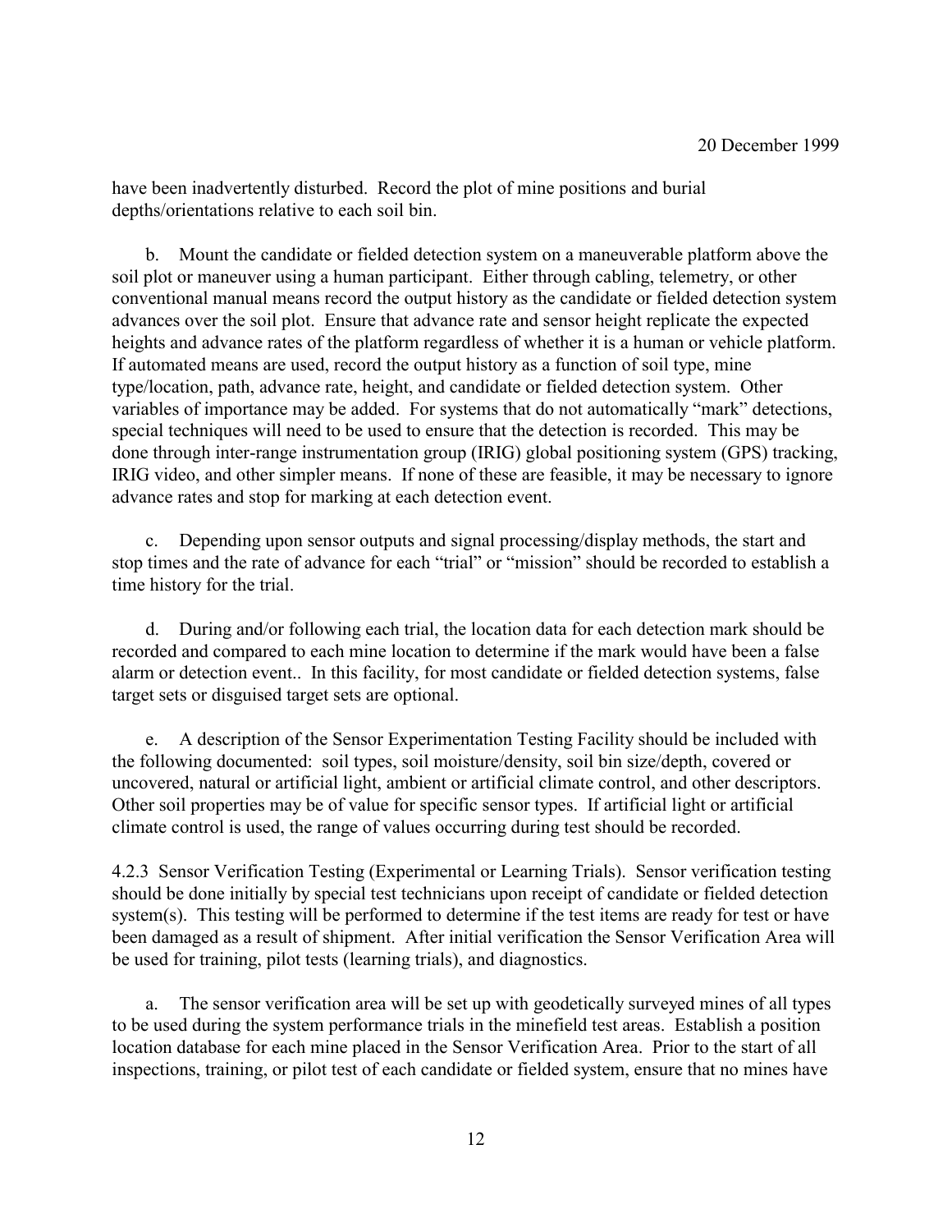have been inadvertently disturbed. Record the plot of mine positions and burial depths/orientations relative to each soil bin.

b. Mount the candidate or fielded detection system on a maneuverable platform above the soil plot or maneuver using a human participant. Either through cabling, telemetry, or other conventional manual means record the output history as the candidate or fielded detection system advances over the soil plot. Ensure that advance rate and sensor height replicate the expected heights and advance rates of the platform regardless of whether it is a human or vehicle platform. If automated means are used, record the output history as a function of soil type, mine type/location, path, advance rate, height, and candidate or fielded detection system. Other variables of importance may be added. For systems that do not automatically "mark" detections, special techniques will need to be used to ensure that the detection is recorded. This may be done through inter-range instrumentation group (IRIG) global positioning system (GPS) tracking, IRIG video, and other simpler means. If none of these are feasible, it may be necessary to ignore advance rates and stop for marking at each detection event.

c. Depending upon sensor outputs and signal processing/display methods, the start and stop times and the rate of advance for each "trial" or "mission" should be recorded to establish a time history for the trial.

d. During and/or following each trial, the location data for each detection mark should be recorded and compared to each mine location to determine if the mark would have been a false alarm or detection event.. In this facility, for most candidate or fielded detection systems, false target sets or disguised target sets are optional.

e. A description of the Sensor Experimentation Testing Facility should be included with the following documented: soil types, soil moisture/density, soil bin size/depth, covered or uncovered, natural or artificial light, ambient or artificial climate control, and other descriptors. Other soil properties may be of value for specific sensor types. If artificial light or artificial climate control is used, the range of values occurring during test should be recorded.

4.2.3 Sensor Verification Testing (Experimental or Learning Trials). Sensor verification testing should be done initially by special test technicians upon receipt of candidate or fielded detection system(s). This testing will be performed to determine if the test items are ready for test or have been damaged as a result of shipment. After initial verification the Sensor Verification Area will be used for training, pilot tests (learning trials), and diagnostics.

a. The sensor verification area will be set up with geodetically surveyed mines of all types to be used during the system performance trials in the minefield test areas. Establish a position location database for each mine placed in the Sensor Verification Area. Prior to the start of all inspections, training, or pilot test of each candidate or fielded system, ensure that no mines have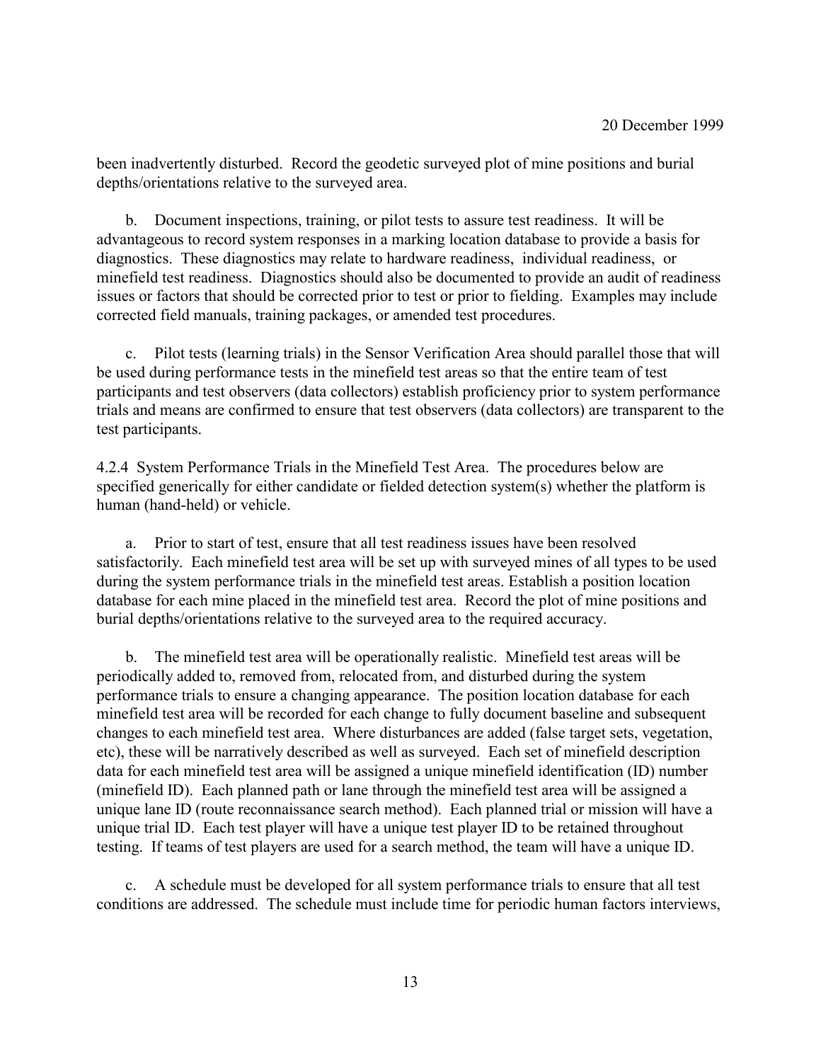been inadvertently disturbed. Record the geodetic surveyed plot of mine positions and burial depths/orientations relative to the surveyed area.

b. Document inspections, training, or pilot tests to assure test readiness. It will be advantageous to record system responses in a marking location database to provide a basis for diagnostics. These diagnostics may relate to hardware readiness, individual readiness, or minefield test readiness. Diagnostics should also be documented to provide an audit of readiness issues or factors that should be corrected prior to test or prior to fielding. Examples may include corrected field manuals, training packages, or amended test procedures.

c. Pilot tests (learning trials) in the Sensor Verification Area should parallel those that will be used during performance tests in the minefield test areas so that the entire team of test participants and test observers (data collectors) establish proficiency prior to system performance trials and means are confirmed to ensure that test observers (data collectors) are transparent to the test participants.

4.2.4 System Performance Trials in the Minefield Test Area. The procedures below are specified generically for either candidate or fielded detection system(s) whether the platform is human (hand-held) or vehicle.

a. Prior to start of test, ensure that all test readiness issues have been resolved satisfactorily. Each minefield test area will be set up with surveyed mines of all types to be used during the system performance trials in the minefield test areas. Establish a position location database for each mine placed in the minefield test area. Record the plot of mine positions and burial depths/orientations relative to the surveyed area to the required accuracy.

b. The minefield test area will be operationally realistic. Minefield test areas will be periodically added to, removed from, relocated from, and disturbed during the system performance trials to ensure a changing appearance. The position location database for each minefield test area will be recorded for each change to fully document baseline and subsequent changes to each minefield test area. Where disturbances are added (false target sets, vegetation, etc), these will be narratively described as well as surveyed. Each set of minefield description data for each minefield test area will be assigned a unique minefield identification (ID) number (minefield ID). Each planned path or lane through the minefield test area will be assigned a unique lane ID (route reconnaissance search method). Each planned trial or mission will have a unique trial ID. Each test player will have a unique test player ID to be retained throughout testing. If teams of test players are used for a search method, the team will have a unique ID.

c. A schedule must be developed for all system performance trials to ensure that all test conditions are addressed. The schedule must include time for periodic human factors interviews,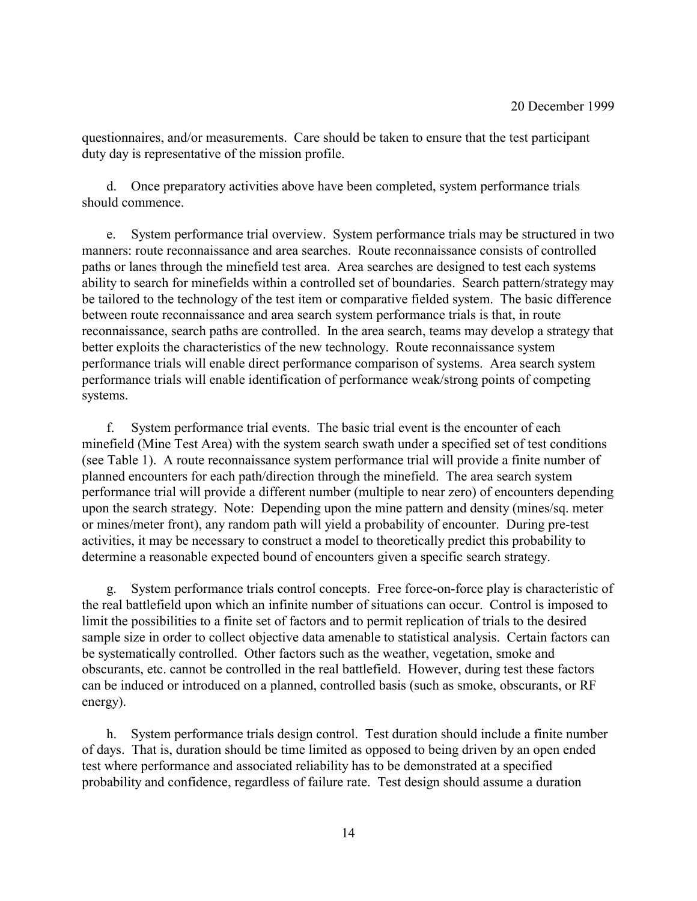questionnaires, and/or measurements. Care should be taken to ensure that the test participant duty day is representative of the mission profile.

d. Once preparatory activities above have been completed, system performance trials should commence.

e. System performance trial overview. System performance trials may be structured in two manners: route reconnaissance and area searches. Route reconnaissance consists of controlled paths or lanes through the minefield test area. Area searches are designed to test each systems ability to search for minefields within a controlled set of boundaries. Search pattern/strategy may be tailored to the technology of the test item or comparative fielded system. The basic difference between route reconnaissance and area search system performance trials is that, in route reconnaissance, search paths are controlled. In the area search, teams may develop a strategy that better exploits the characteristics of the new technology. Route reconnaissance system performance trials will enable direct performance comparison of systems. Area search system performance trials will enable identification of performance weak/strong points of competing systems.

f. System performance trial events. The basic trial event is the encounter of each minefield (Mine Test Area) with the system search swath under a specified set of test conditions (see Table 1). A route reconnaissance system performance trial will provide a finite number of planned encounters for each path/direction through the minefield. The area search system performance trial will provide a different number (multiple to near zero) of encounters depending upon the search strategy. Note: Depending upon the mine pattern and density (mines/sq. meter or mines/meter front), any random path will yield a probability of encounter. During pre-test activities, it may be necessary to construct a model to theoretically predict this probability to determine a reasonable expected bound of encounters given a specific search strategy.

g. System performance trials control concepts. Free force-on-force play is characteristic of the real battlefield upon which an infinite number of situations can occur. Control is imposed to limit the possibilities to a finite set of factors and to permit replication of trials to the desired sample size in order to collect objective data amenable to statistical analysis. Certain factors can be systematically controlled. Other factors such as the weather, vegetation, smoke and obscurants, etc. cannot be controlled in the real battlefield. However, during test these factors can be induced or introduced on a planned, controlled basis (such as smoke, obscurants, or RF energy).

h. System performance trials design control. Test duration should include a finite number of days. That is, duration should be time limited as opposed to being driven by an open ended test where performance and associated reliability has to be demonstrated at a specified probability and confidence, regardless of failure rate. Test design should assume a duration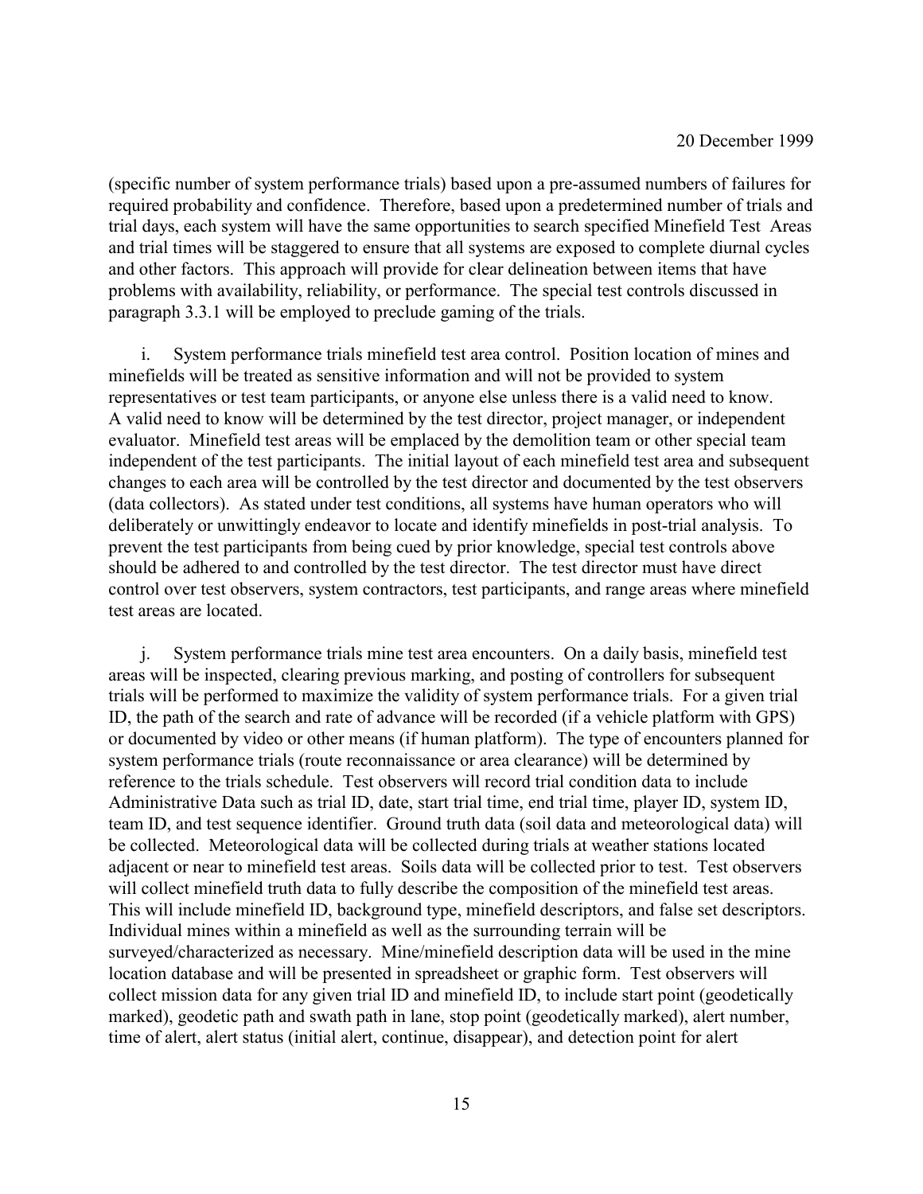(specific number of system performance trials) based upon a pre-assumed numbers of failures for required probability and confidence. Therefore, based upon a predetermined number of trials and trial days, each system will have the same opportunities to search specified Minefield Test Areas and trial times will be staggered to ensure that all systems are exposed to complete diurnal cycles and other factors. This approach will provide for clear delineation between items that have problems with availability, reliability, or performance. The special test controls discussed in paragraph 3.3.1 will be employed to preclude gaming of the trials.

i. System performance trials minefield test area control. Position location of mines and minefields will be treated as sensitive information and will not be provided to system representatives or test team participants, or anyone else unless there is a valid need to know. A valid need to know will be determined by the test director, project manager, or independent evaluator. Minefield test areas will be emplaced by the demolition team or other special team independent of the test participants. The initial layout of each minefield test area and subsequent changes to each area will be controlled by the test director and documented by the test observers (data collectors). As stated under test conditions, all systems have human operators who will deliberately or unwittingly endeavor to locate and identify minefields in post-trial analysis. To prevent the test participants from being cued by prior knowledge, special test controls above should be adhered to and controlled by the test director. The test director must have direct control over test observers, system contractors, test participants, and range areas where minefield test areas are located.

j. System performance trials mine test area encounters. On a daily basis, minefield test areas will be inspected, clearing previous marking, and posting of controllers for subsequent trials will be performed to maximize the validity of system performance trials. For a given trial ID, the path of the search and rate of advance will be recorded (if a vehicle platform with GPS) or documented by video or other means (if human platform). The type of encounters planned for system performance trials (route reconnaissance or area clearance) will be determined by reference to the trials schedule. Test observers will record trial condition data to include Administrative Data such as trial ID, date, start trial time, end trial time, player ID, system ID, team ID, and test sequence identifier. Ground truth data (soil data and meteorological data) will be collected. Meteorological data will be collected during trials at weather stations located adjacent or near to minefield test areas. Soils data will be collected prior to test. Test observers will collect minefield truth data to fully describe the composition of the minefield test areas. This will include minefield ID, background type, minefield descriptors, and false set descriptors. Individual mines within a minefield as well as the surrounding terrain will be surveyed/characterized as necessary. Mine/minefield description data will be used in the mine location database and will be presented in spreadsheet or graphic form. Test observers will collect mission data for any given trial ID and minefield ID, to include start point (geodetically marked), geodetic path and swath path in lane, stop point (geodetically marked), alert number, time of alert, alert status (initial alert, continue, disappear), and detection point for alert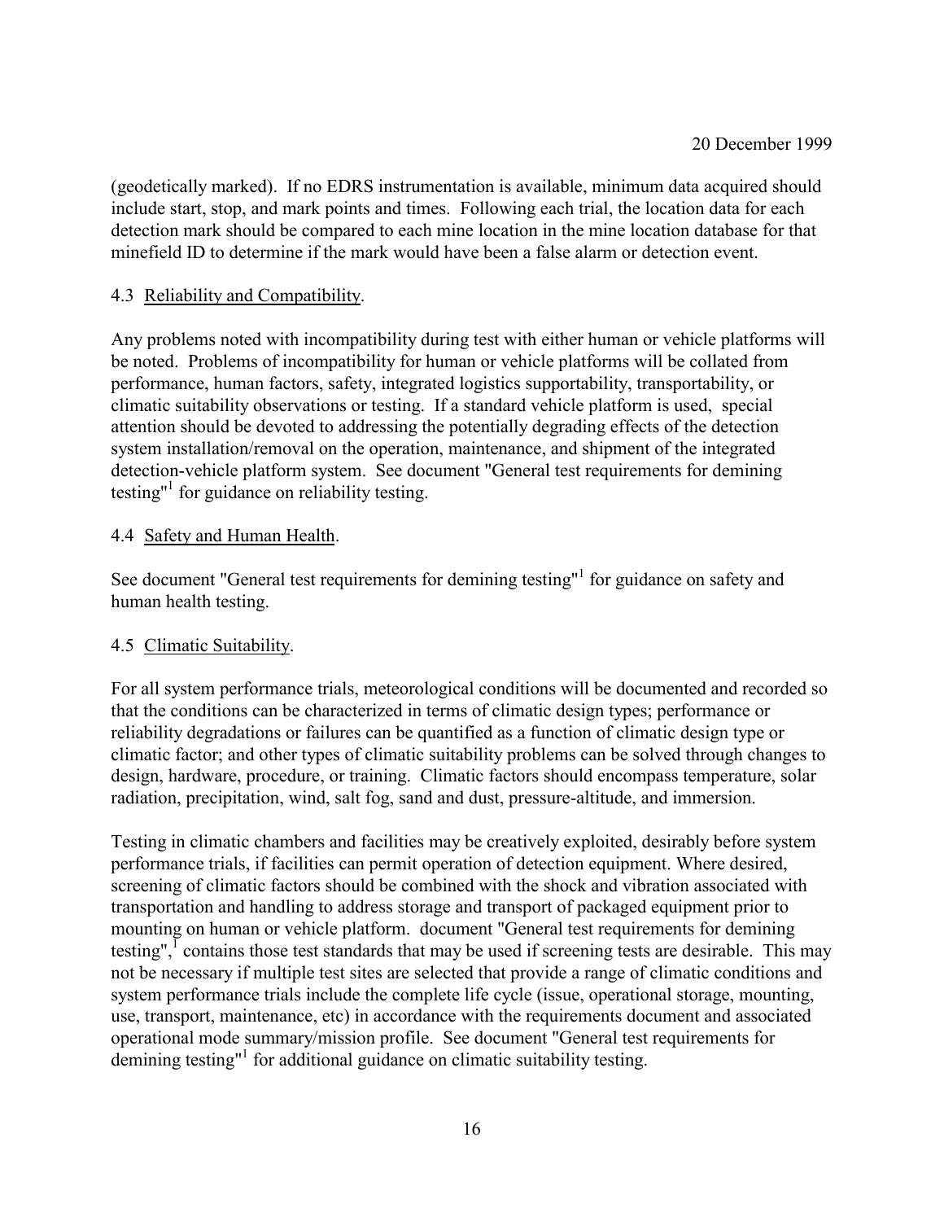(geodetically marked). If no EDRS instrumentation is available, minimum data acquired should include start, stop, and mark points and times. Following each trial, the location data for each detection mark should be compared to each mine location in the mine location database for that minefield ID to determine if the mark would have been a false alarm or detection event.

### 4.3 Reliability and Compatibility.

Any problems noted with incompatibility during test with either human or vehicle platforms will be noted. Problems of incompatibility for human or vehicle platforms will be collated from performance, human factors, safety, integrated logistics supportability, transportability, or climatic suitability observations or testing. If a standard vehicle platform is used, special attention should be devoted to addressing the potentially degrading effects of the detection system installation/removal on the operation, maintenance, and shipment of the integrated detection-vehicle platform system. See document "General test requirements for demining testing"[1] for guidance on reliability testing.

### 4.4 Safety and Human Health.

See document "General test requirements for demining testing"[1] for guidance on safety and human health testing.

### 4.5 Climatic Suitability.

For all system performance trials, meteorological conditions will be documented and recorded so that the conditions can be characterized in terms of climatic design types; performance or reliability degradations or failures can be quantified as a function of climatic design type or climatic factor; and other types of climatic suitability problems can be solved through changes to design, hardware, procedure, or training. Climatic factors should encompass temperature, solar radiation, precipitation, wind, salt fog, sand and dust, pressure-altitude, and immersion.

Testing in climatic chambers and facilities may be creatively exploited, desirably before system performance trials, if facilities can permit operation of detection equipment. Where desired, screening of climatic factors should be combined with the shock and vibration associated with transportation and handling to address storage and transport of packaged equipment prior to mounting on human or vehicle platform. document "General test requirements for demining testing",[1] contains those test standards that may be used if screening tests are desirable. This may not be necessary if multiple test sites are selected that provide a range of climatic conditions and system performance trials include the complete life cycle (issue, operational storage, mounting, use, transport, maintenance, etc) in accordance with the requirements document and associated operational mode summary/mission profile. See document "General test requirements for demining testing"[1] for additional guidance on climatic suitability testing.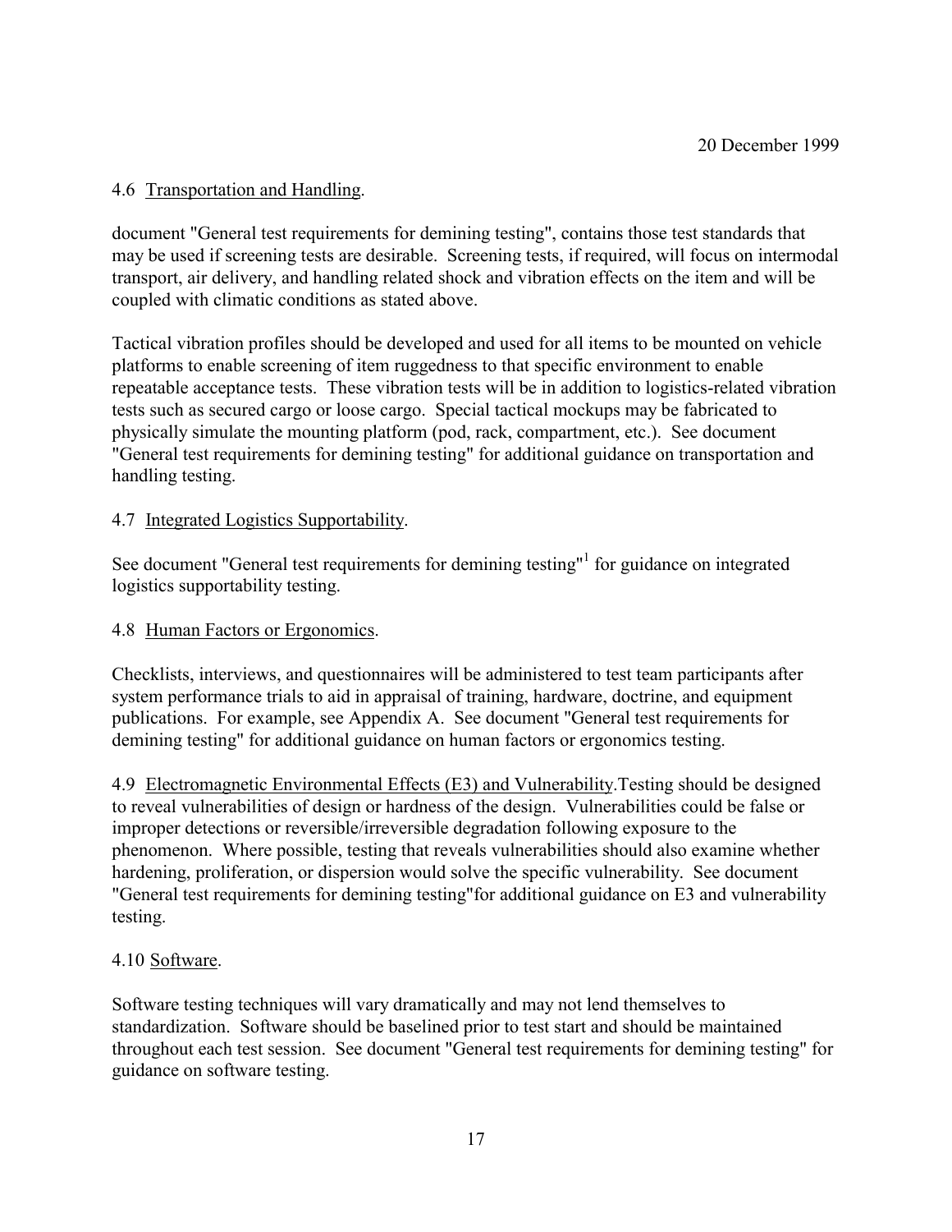## 4.6 Transportation and Handling.

document "General test requirements for demining testing", contains those test standards that may be used if screening tests are desirable. Screening tests, if required, will focus on intermodal transport, air delivery, and handling related shock and vibration effects on the item and will be coupled with climatic conditions as stated above.

Tactical vibration profiles should be developed and used for all items to be mounted on vehicle platforms to enable screening of item ruggedness to that specific environment to enable repeatable acceptance tests. These vibration tests will be in addition to logistics-related vibration tests such as secured cargo or loose cargo. Special tactical mockups may be fabricated to physically simulate the mounting platform (pod, rack, compartment, etc.). See document "General test requirements for demining testing" for additional guidance on transportation and handling testing.

## 4.7 Integrated Logistics Supportability.

See document "General test requirements for demining testing"[1] for guidance on integrated logistics supportability testing.

## 4.8 Human Factors or Ergonomics.

Checklists, interviews, and questionnaires will be administered to test team participants after system performance trials to aid in appraisal of training, hardware, doctrine, and equipment publications. For example, see Appendix A. See document "General test requirements for demining testing" for additional guidance on human factors or ergonomics testing.

## 4.9 Electromagnetic Environmental Effects (E3) and Vulnerability.

Testing should be designed to reveal vulnerabilities of design or hardness of the design. Vulnerabilities could be false or improper detections or reversible/irreversible degradation following exposure to the phenomenon. Where possible, testing that reveals vulnerabilities should also examine whether hardening, proliferation, or dispersion would solve the specific vulnerability. See document "General test requirements for demining testing"for additional guidance on E3 and vulnerability testing.

## 4.10 Software.

Software testing techniques will vary dramatically and may not lend themselves to standardization. Software should be baselined prior to test start and should be maintained throughout each test session. See document "General test requirements for demining testing" for guidance on software testing.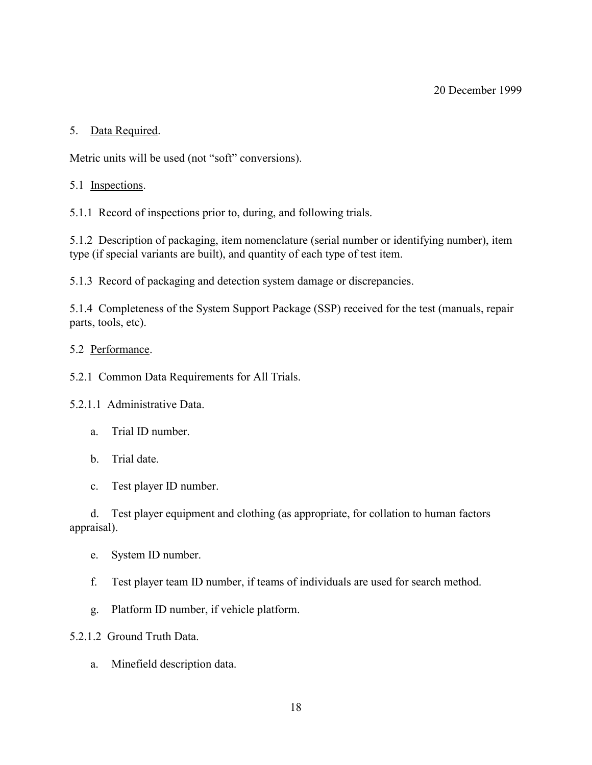## 5. Data Required.

Metric units will be used (not "soft" conversions).

### 5.1 Inspections.

5.1.1 Record of inspections prior to, during, and following trials.

5.1.2 Description of packaging, item nomenclature (serial number or identifying number), item type (if special variants are built), and quantity of each type of test item.

5.1.3 Record of packaging and detection system damage or discrepancies.

5.1.4 Completeness of the System Support Package (SSP) received for the test (manuals, repair parts, tools, etc).

### 5.2 Performance.

5.2.1 Common Data Requirements for All Trials.

5.2.1.1 Administrative Data.

a. Trial ID number.

b. Trial date.

c. Test player ID number.

d. Test player equipment and clothing (as appropriate, for collation to human factors appraisal).

e. System ID number.

f. Test player team ID number, if teams of individuals are used for search method.

g. Platform ID number, if vehicle platform.

5.2.1.2 Ground Truth Data.

a. Minefield description data.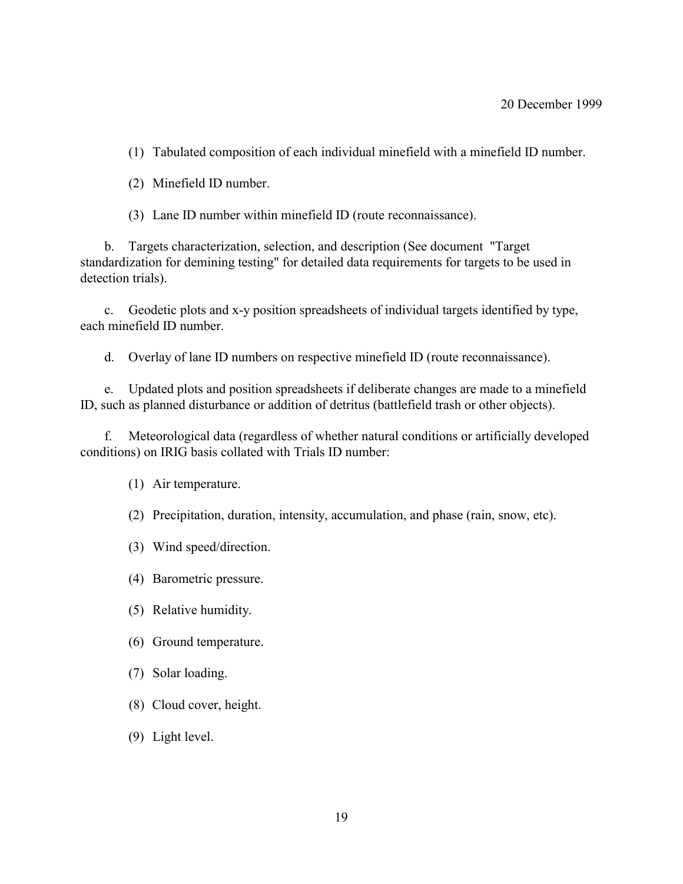(1) Tabulated composition of each individual minefield with a minefield ID number.

(2) Minefield ID number.

(3) Lane ID number within minefield ID (route reconnaissance).

b. Targets characterization, selection, and description (See document "Target standardization for demining testing" for detailed data requirements for targets to be used in detection trials).

c. Geodetic plots and x-y position spreadsheets of individual targets identified by type, each minefield ID number.

d. Overlay of lane ID numbers on respective minefield ID (route reconnaissance).

e. Updated plots and position spreadsheets if deliberate changes are made to a minefield ID, such as planned disturbance or addition of detritus (battlefield trash or other objects).

f. Meteorological data (regardless of whether natural conditions or artificially developed conditions) on IRIG basis collated with Trials ID number:

(1) Air temperature.

(2) Precipitation, duration, intensity, accumulation, and phase (rain, snow, etc).

(3) Wind speed/direction.

(4) Barometric pressure.

(5) Relative humidity.

(6) Ground temperature.

(7) Solar loading.

(8) Cloud cover, height.

(9) Light level.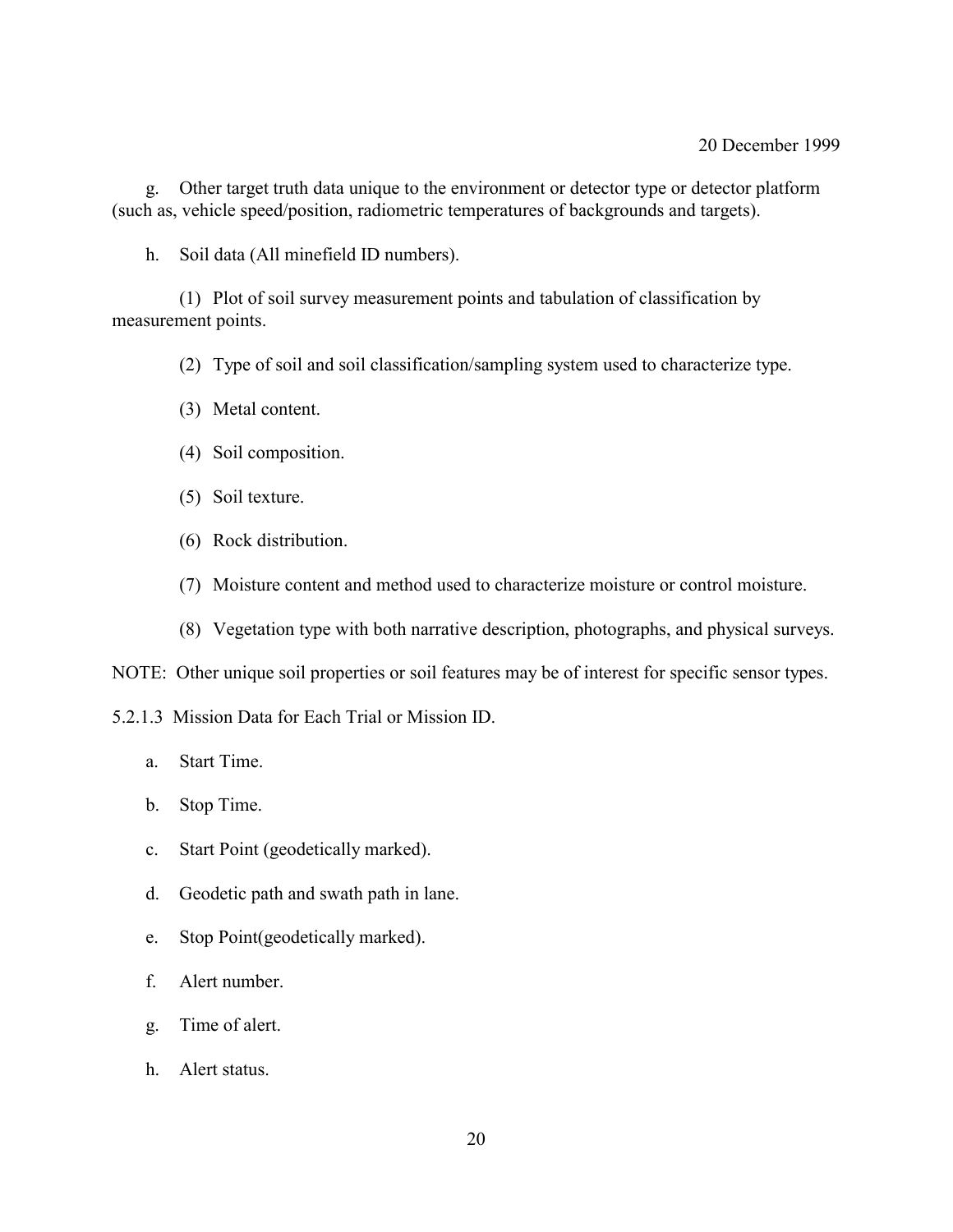g. Other target truth data unique to the environment or detector type or detector platform (such as, vehicle speed/position, radiometric temperatures of backgrounds and targets).

h. Soil data (All minefield ID numbers).

(1) Plot of soil survey measurement points and tabulation of classification by measurement points.

(2) Type of soil and soil classification/sampling system used to characterize type.

(3) Metal content.

(4) Soil composition.

(5) Soil texture.

(6) Rock distribution.

(7) Moisture content and method used to characterize moisture or control moisture.

(8) Vegetation type with both narrative description, photographs, and physical surveys.

NOTE: Other unique soil properties or soil features may be of interest for specific sensor types.

5.2.1.3 Mission Data for Each Trial or Mission ID.

a. Start Time.

b. Stop Time.

c. Start Point (geodetically marked).

d. Geodetic path and swath path in lane.

e. Stop Point(geodetically marked).

f. Alert number.

g. Time of alert.

h. Alert status.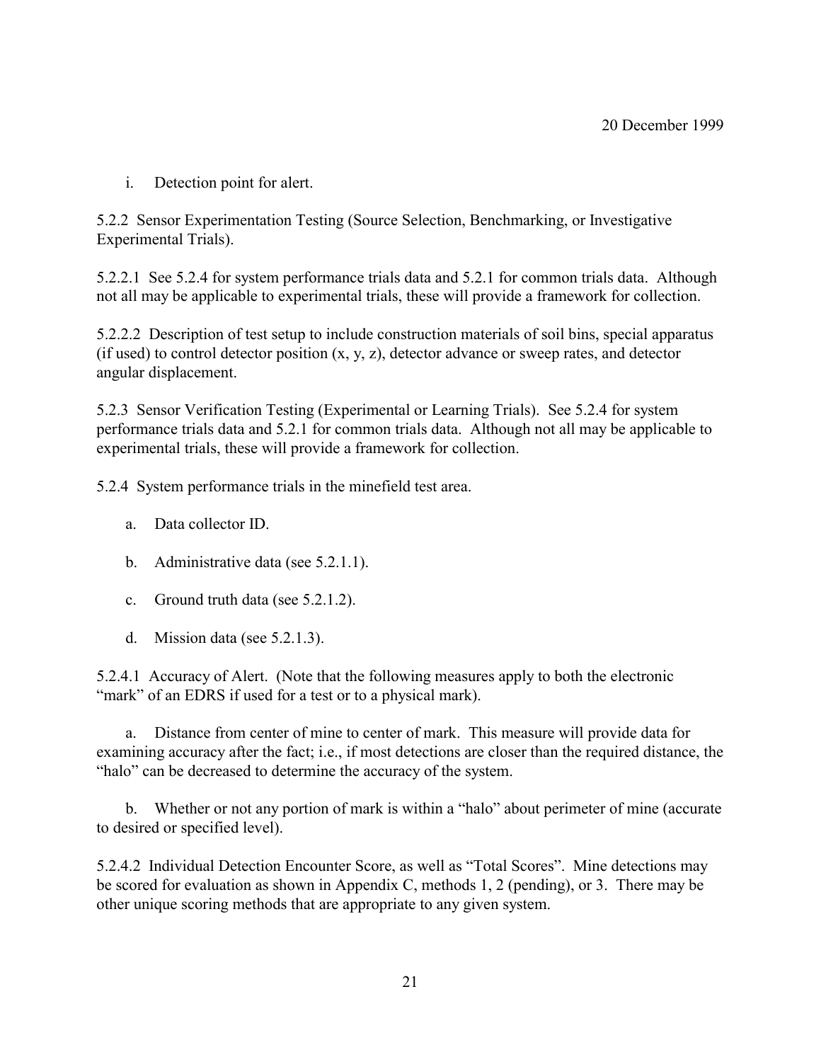i. Detection point for alert.

5.2.2 Sensor Experimentation Testing (Source Selection, Benchmarking, or Investigative Experimental Trials).

5.2.2.1 See 5.2.4 for system performance trials data and 5.2.1 for common trials data. Although not all may be applicable to experimental trials, these will provide a framework for collection.

5.2.2.2 Description of test setup to include construction materials of soil bins, special apparatus (if used) to control detector position (x, y, z), detector advance or sweep rates, and detector angular displacement.

5.2.3 Sensor Verification Testing (Experimental or Learning Trials). See 5.2.4 for system performance trials data and 5.2.1 for common trials data. Although not all may be applicable to experimental trials, these will provide a framework for collection.

5.2.4 System performance trials in the minefield test area.

a. Data collector ID.

b. Administrative data (see 5.2.1.1).

c. Ground truth data (see 5.2.1.2).

d. Mission data (see 5.2.1.3).

5.2.4.1 Accuracy of Alert. (Note that the following measures apply to both the electronic "mark" of an EDRS if used for a test or to a physical mark).

a. Distance from center of mine to center of mark. This measure will provide data for examining accuracy after the fact; i.e., if most detections are closer than the required distance, the "halo" can be decreased to determine the accuracy of the system.

b. Whether or not any portion of mark is within a "halo" about perimeter of mine (accurate to desired or specified level).

5.2.4.2 Individual Detection Encounter Score, as well as "Total Scores". Mine detections may be scored for evaluation as shown in Appendix C, methods 1, 2 (pending), or 3. There may be other unique scoring methods that are appropriate to any given system.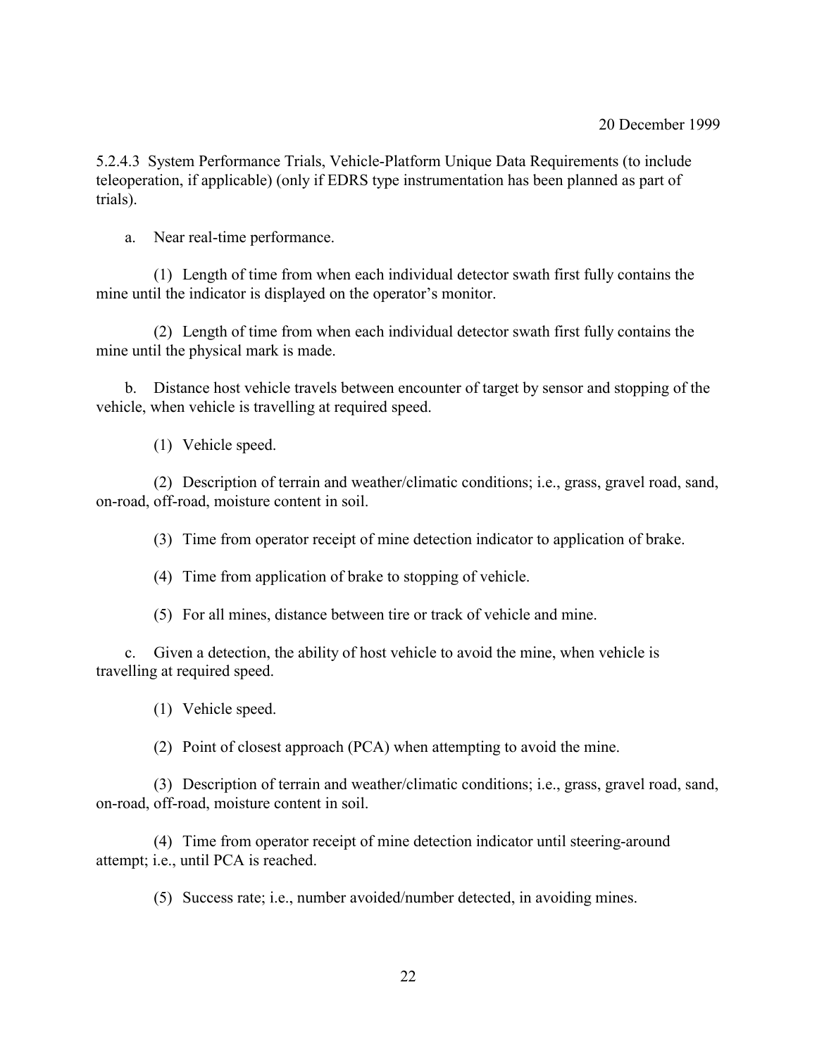5.2.4.3 System Performance Trials, Vehicle-Platform Unique Data Requirements (to include teleoperation, if applicable) (only if EDRS type instrumentation has been planned as part of trials).

a. Near real-time performance.

(1) Length of time from when each individual detector swath first fully contains the mine until the indicator is displayed on the operator's monitor.

(2) Length of time from when each individual detector swath first fully contains the mine until the physical mark is made.

b. Distance host vehicle travels between encounter of target by sensor and stopping of the vehicle, when vehicle is travelling at required speed.

(1) Vehicle speed.

(2) Description of terrain and weather/climatic conditions; i.e., grass, gravel road, sand, on-road, off-road, moisture content in soil.

(3) Time from operator receipt of mine detection indicator to application of brake.

(4) Time from application of brake to stopping of vehicle.

(5) For all mines, distance between tire or track of vehicle and mine.

c. Given a detection, the ability of host vehicle to avoid the mine, when vehicle is travelling at required speed.

(1) Vehicle speed.

(2) Point of closest approach (PCA) when attempting to avoid the mine.

(3) Description of terrain and weather/climatic conditions; i.e., grass, gravel road, sand, on-road, off-road, moisture content in soil.

(4) Time from operator receipt of mine detection indicator until steering-around attempt; i.e., until PCA is reached.

(5) Success rate; i.e., number avoided/number detected, in avoiding mines.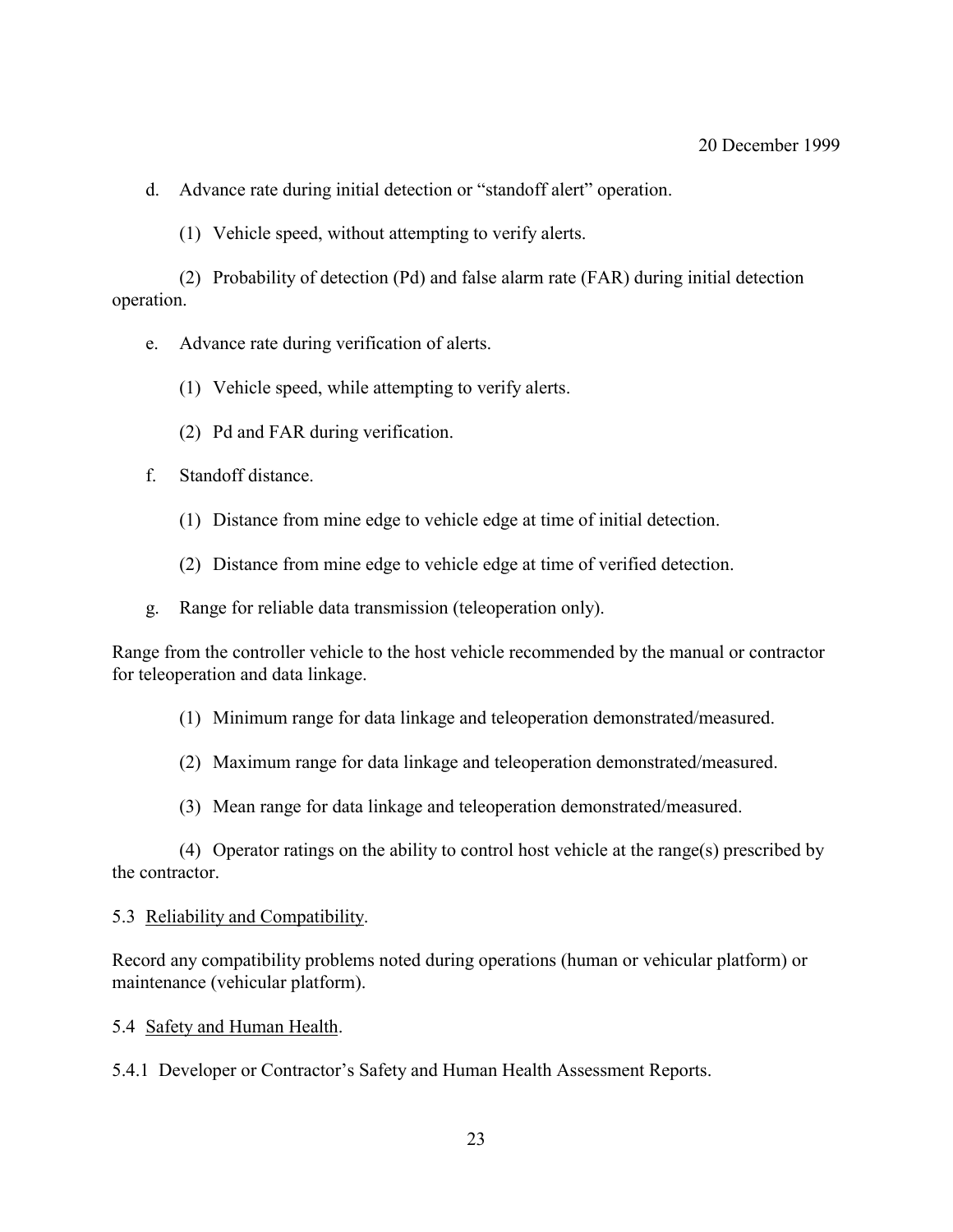d. Advance rate during initial detection or "standoff alert" operation.

(1) Vehicle speed, without attempting to verify alerts.

(2) Probability of detection (Pd) and false alarm rate (FAR) during initial detection operation.

e. Advance rate during verification of alerts.

(1) Vehicle speed, while attempting to verify alerts.

(2) Pd and FAR during verification.

f. Standoff distance.

(1) Distance from mine edge to vehicle edge at time of initial detection.

(2) Distance from mine edge to vehicle edge at time of verified detection.

g. Range for reliable data transmission (teleoperation only).

Range from the controller vehicle to the host vehicle recommended by the manual or contractor for teleoperation and data linkage.

(1) Minimum range for data linkage and teleoperation demonstrated/measured.

(2) Maximum range for data linkage and teleoperation demonstrated/measured.

(3) Mean range for data linkage and teleoperation demonstrated/measured.

(4) Operator ratings on the ability to control host vehicle at the range(s) prescribed by the contractor.

5.3 Reliability and Compatibility.

Record any compatibility problems noted during operations (human or vehicular platform) or maintenance (vehicular platform).

5.4 Safety and Human Health.

5.4.1 Developer or Contractor's Safety and Human Health Assessment Reports.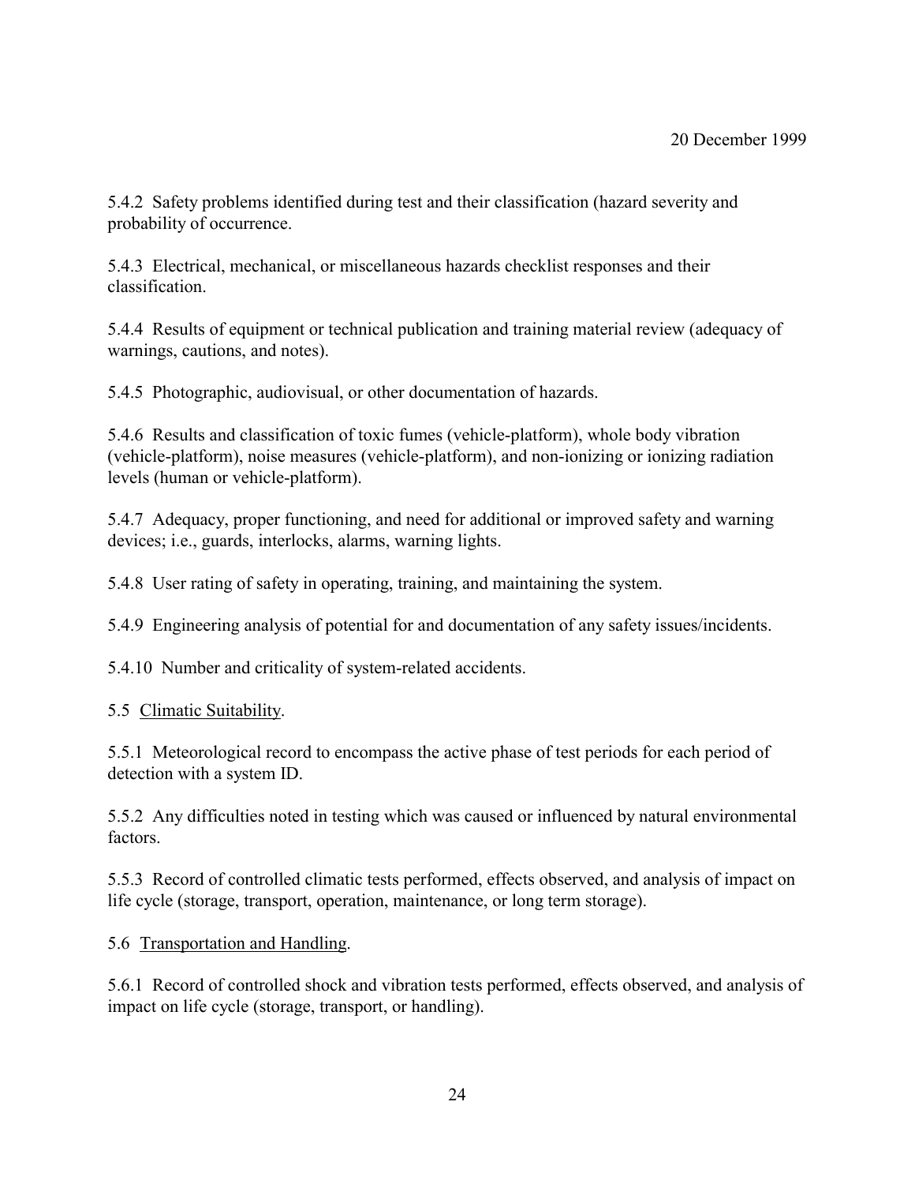5.4.2  Safety problems identified during test and their classification (hazard severity and probability of occurrence.

5.4.3  Electrical, mechanical, or miscellaneous hazards checklist responses and their classification.

5.4.4  Results of equipment or technical publication and training material review (adequacy of warnings, cautions, and notes).

5.4.5  Photographic, audiovisual, or other documentation of hazards.

5.4.6  Results and classification of toxic fumes (vehicle-platform), whole body vibration (vehicle-platform), noise measures (vehicle-platform), and non-ionizing or ionizing radiation levels (human or vehicle-platform).

5.4.7  Adequacy, proper functioning, and need for additional or improved safety and warning devices; i.e., guards, interlocks, alarms, warning lights.

5.4.8  User rating of safety in operating, training, and maintaining the system.

5.4.9  Engineering analysis of potential for and documentation of any safety issues/incidents.

5.4.10  Number and criticality of system-related accidents.

5.5  <u>Climatic Suitability</u>.

5.5.1  Meteorological record to encompass the active phase of test periods for each period of detection with a system ID.

5.5.2  Any difficulties noted in testing which was caused or influenced by natural environmental factors.

5.5.3  Record of controlled climatic tests performed, effects observed, and analysis of impact on life cycle (storage, transport, operation, maintenance, or long term storage).

5.6  <u>Transportation and Handling</u>.

5.6.1  Record of controlled shock and vibration tests performed, effects observed, and analysis of impact on life cycle (storage, transport, or handling).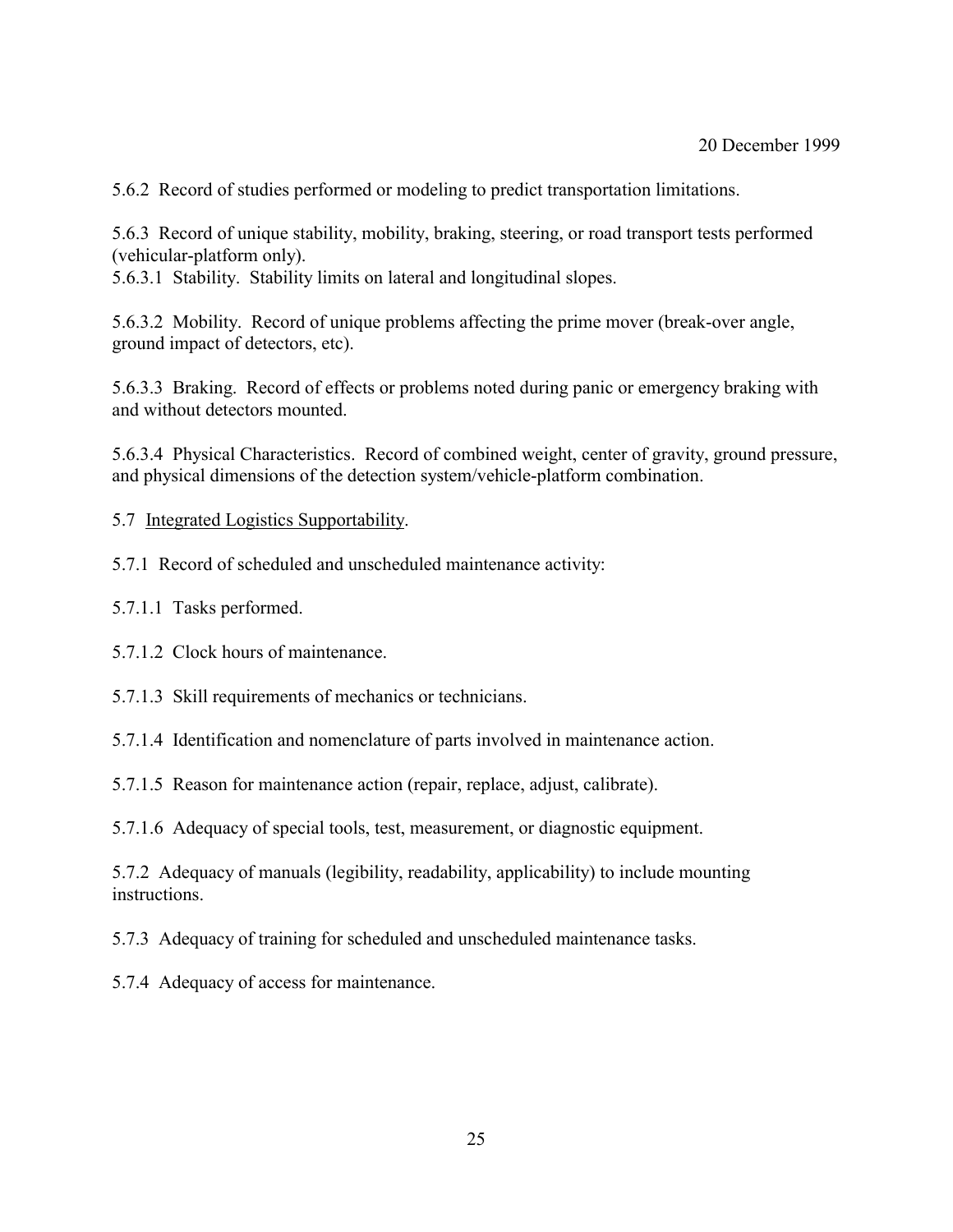5.6.2 Record of studies performed or modeling to predict transportation limitations.

5.6.3 Record of unique stability, mobility, braking, steering, or road transport tests performed (vehicular-platform only).
5.6.3.1 Stability. Stability limits on lateral and longitudinal slopes.

5.6.3.2 Mobility. Record of unique problems affecting the prime mover (break-over angle, ground impact of detectors, etc).

5.6.3.3 Braking. Record of effects or problems noted during panic or emergency braking with and without detectors mounted.

5.6.3.4 Physical Characteristics. Record of combined weight, center of gravity, ground pressure, and physical dimensions of the detection system/vehicle-platform combination.

5.7 <u>Integrated Logistics Supportability</u>.

5.7.1 Record of scheduled and unscheduled maintenance activity:

5.7.1.1 Tasks performed.

5.7.1.2 Clock hours of maintenance.

5.7.1.3 Skill requirements of mechanics or technicians.

5.7.1.4 Identification and nomenclature of parts involved in maintenance action.

5.7.1.5 Reason for maintenance action (repair, replace, adjust, calibrate).

5.7.1.6 Adequacy of special tools, test, measurement, or diagnostic equipment.

5.7.2 Adequacy of manuals (legibility, readability, applicability) to include mounting instructions.

5.7.3 Adequacy of training for scheduled and unscheduled maintenance tasks.

5.7.4 Adequacy of access for maintenance.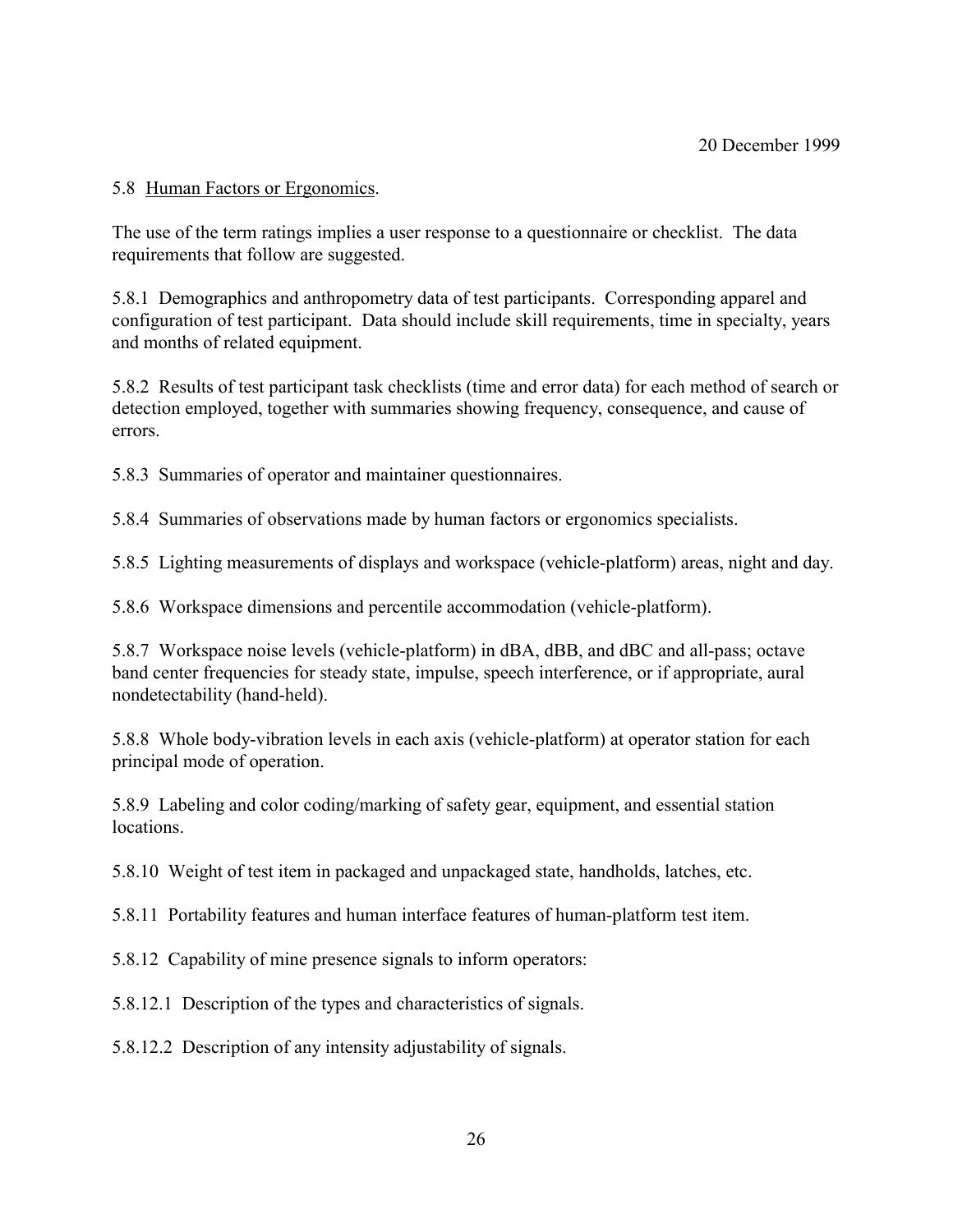20 December 1999

## 5.8 Human Factors or Ergonomics.

The use of the term ratings implies a user response to a questionnaire or checklist. The data requirements that follow are suggested.

5.8.1 Demographics and anthropometry data of test participants. Corresponding apparel and configuration of test participant. Data should include skill requirements, time in specialty, years and months of related equipment.

5.8.2 Results of test participant task checklists (time and error data) for each method of search or detection employed, together with summaries showing frequency, consequence, and cause of errors.

5.8.3 Summaries of operator and maintainer questionnaires.

5.8.4 Summaries of observations made by human factors or ergonomics specialists.

5.8.5 Lighting measurements of displays and workspace (vehicle-platform) areas, night and day.

5.8.6 Workspace dimensions and percentile accommodation (vehicle-platform).

5.8.7 Workspace noise levels (vehicle-platform) in dBA, dBB, and dBC and all-pass; octave band center frequencies for steady state, impulse, speech interference, or if appropriate, aural nondetectability (hand-held).

5.8.8 Whole body-vibration levels in each axis (vehicle-platform) at operator station for each principal mode of operation.

5.8.9 Labeling and color coding/marking of safety gear, equipment, and essential station locations.

5.8.10 Weight of test item in packaged and unpackaged state, handholds, latches, etc.

5.8.11 Portability features and human interface features of human-platform test item.

5.8.12 Capability of mine presence signals to inform operators:

5.8.12.1 Description of the types and characteristics of signals.

5.8.12.2 Description of any intensity adjustability of signals.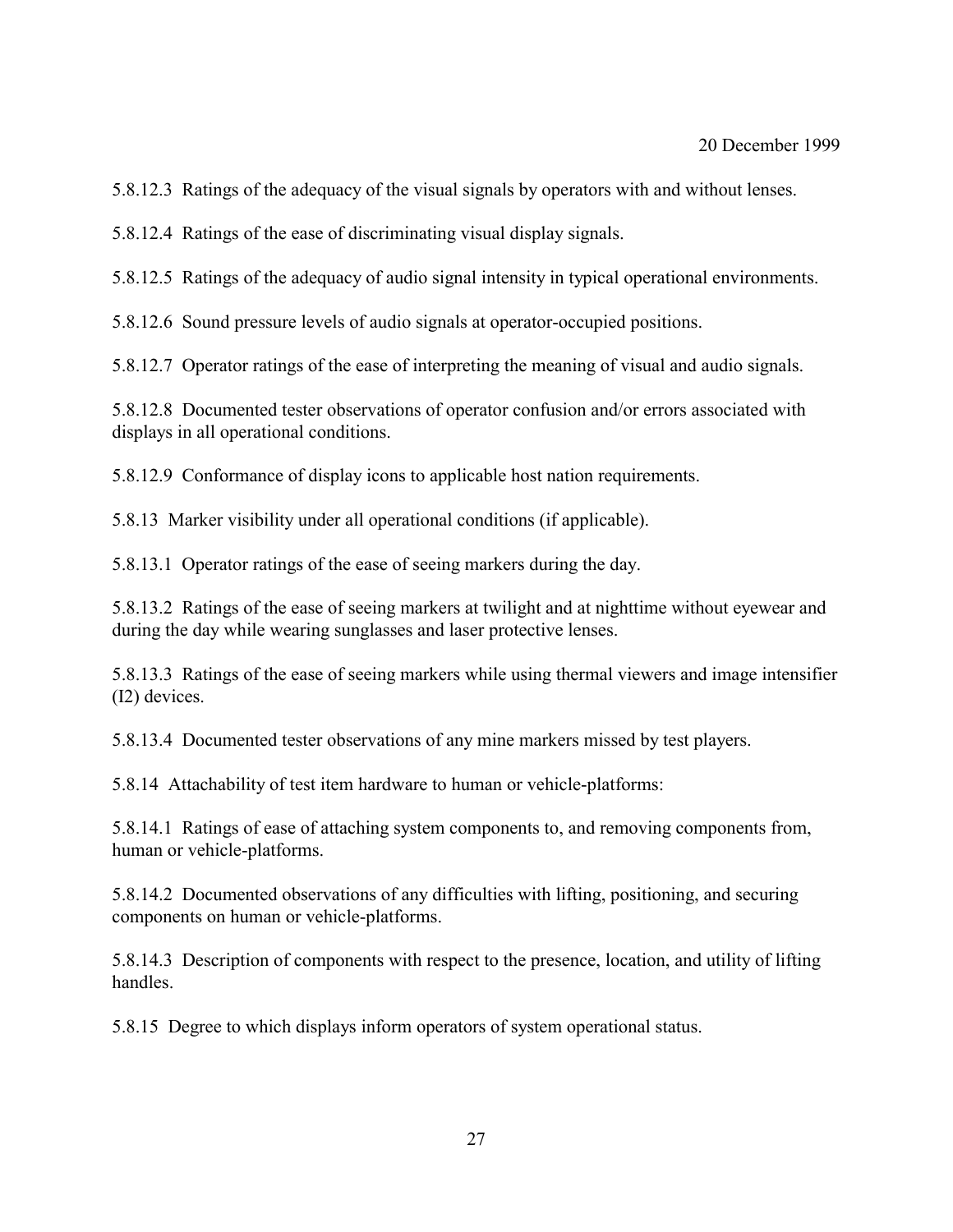5.8.12.3 Ratings of the adequacy of the visual signals by operators with and without lenses.

5.8.12.4 Ratings of the ease of discriminating visual display signals.

5.8.12.5 Ratings of the adequacy of audio signal intensity in typical operational environments.

5.8.12.6 Sound pressure levels of audio signals at operator-occupied positions.

5.8.12.7 Operator ratings of the ease of interpreting the meaning of visual and audio signals.

5.8.12.8 Documented tester observations of operator confusion and/or errors associated with displays in all operational conditions.

5.8.12.9 Conformance of display icons to applicable host nation requirements.

5.8.13 Marker visibility under all operational conditions (if applicable).

5.8.13.1 Operator ratings of the ease of seeing markers during the day.

5.8.13.2 Ratings of the ease of seeing markers at twilight and at nighttime without eyewear and during the day while wearing sunglasses and laser protective lenses.

5.8.13.3 Ratings of the ease of seeing markers while using thermal viewers and image intensifier (I2) devices.

5.8.13.4 Documented tester observations of any mine markers missed by test players.

5.8.14 Attachability of test item hardware to human or vehicle-platforms:

5.8.14.1 Ratings of ease of attaching system components to, and removing components from, human or vehicle-platforms.

5.8.14.2 Documented observations of any difficulties with lifting, positioning, and securing components on human or vehicle-platforms.

5.8.14.3 Description of components with respect to the presence, location, and utility of lifting handles.

5.8.15 Degree to which displays inform operators of system operational status.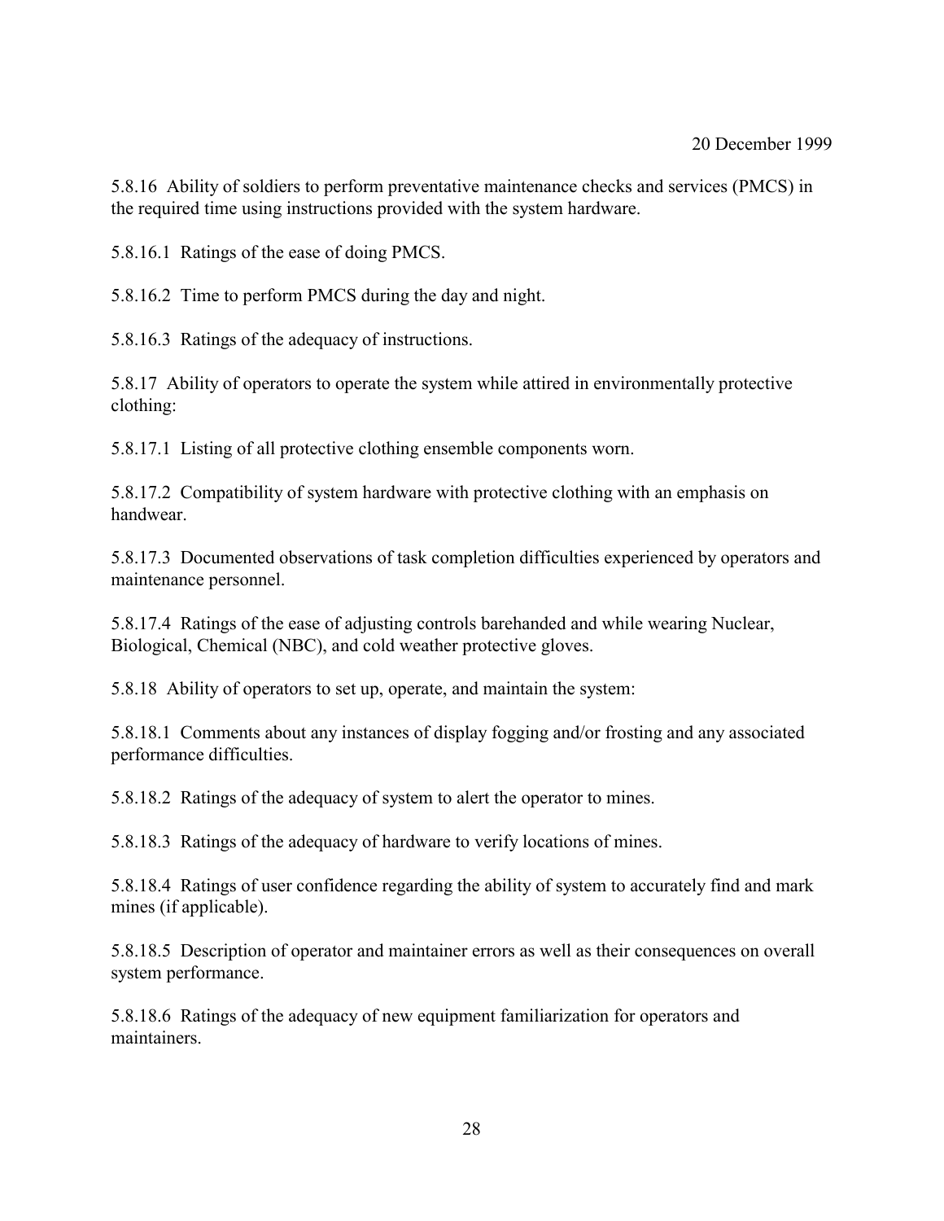5.8.16 Ability of soldiers to perform preventative maintenance checks and services (PMCS) in the required time using instructions provided with the system hardware.

5.8.16.1 Ratings of the ease of doing PMCS.

5.8.16.2 Time to perform PMCS during the day and night.

5.8.16.3 Ratings of the adequacy of instructions.

5.8.17 Ability of operators to operate the system while attired in environmentally protective clothing:

5.8.17.1 Listing of all protective clothing ensemble components worn.

5.8.17.2 Compatibility of system hardware with protective clothing with an emphasis on handwear.

5.8.17.3 Documented observations of task completion difficulties experienced by operators and maintenance personnel.

5.8.17.4 Ratings of the ease of adjusting controls barehanded and while wearing Nuclear, Biological, Chemical (NBC), and cold weather protective gloves.

5.8.18 Ability of operators to set up, operate, and maintain the system:

5.8.18.1 Comments about any instances of display fogging and/or frosting and any associated performance difficulties.

5.8.18.2 Ratings of the adequacy of system to alert the operator to mines.

5.8.18.3 Ratings of the adequacy of hardware to verify locations of mines.

5.8.18.4 Ratings of user confidence regarding the ability of system to accurately find and mark mines (if applicable).

5.8.18.5 Description of operator and maintainer errors as well as their consequences on overall system performance.

5.8.18.6 Ratings of the adequacy of new equipment familiarization for operators and maintainers.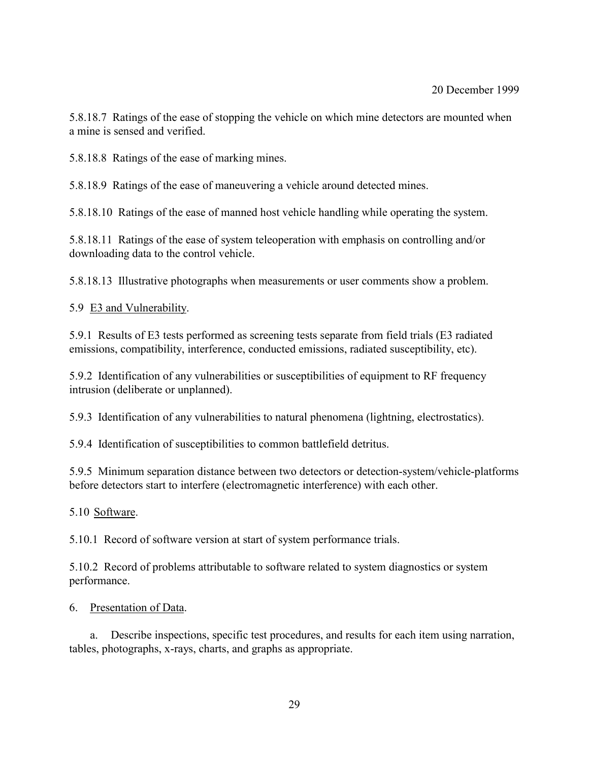5.8.18.7 Ratings of the ease of stopping the vehicle on which mine detectors are mounted when a mine is sensed and verified.

5.8.18.8 Ratings of the ease of marking mines.

5.8.18.9 Ratings of the ease of maneuvering a vehicle around detected mines.

5.8.18.10 Ratings of the ease of manned host vehicle handling while operating the system.

5.8.18.11 Ratings of the ease of system teleoperation with emphasis on controlling and/or downloading data to the control vehicle.

5.8.18.13 Illustrative photographs when measurements or user comments show a problem.

5.9 E3 and Vulnerability.

5.9.1 Results of E3 tests performed as screening tests separate from field trials (E3 radiated emissions, compatibility, interference, conducted emissions, radiated susceptibility, etc).

5.9.2 Identification of any vulnerabilities or susceptibilities of equipment to RF frequency intrusion (deliberate or unplanned).

5.9.3 Identification of any vulnerabilities to natural phenomena (lightning, electrostatics).

5.9.4 Identification of susceptibilities to common battlefield detritus.

5.9.5 Minimum separation distance between two detectors or detection-system/vehicle-platforms before detectors start to interfere (electromagnetic interference) with each other.

5.10 Software.

5.10.1 Record of software version at start of system performance trials.

5.10.2 Record of problems attributable to software related to system diagnostics or system performance.

6. Presentation of Data.

a. Describe inspections, specific test procedures, and results for each item using narration, tables, photographs, x-rays, charts, and graphs as appropriate.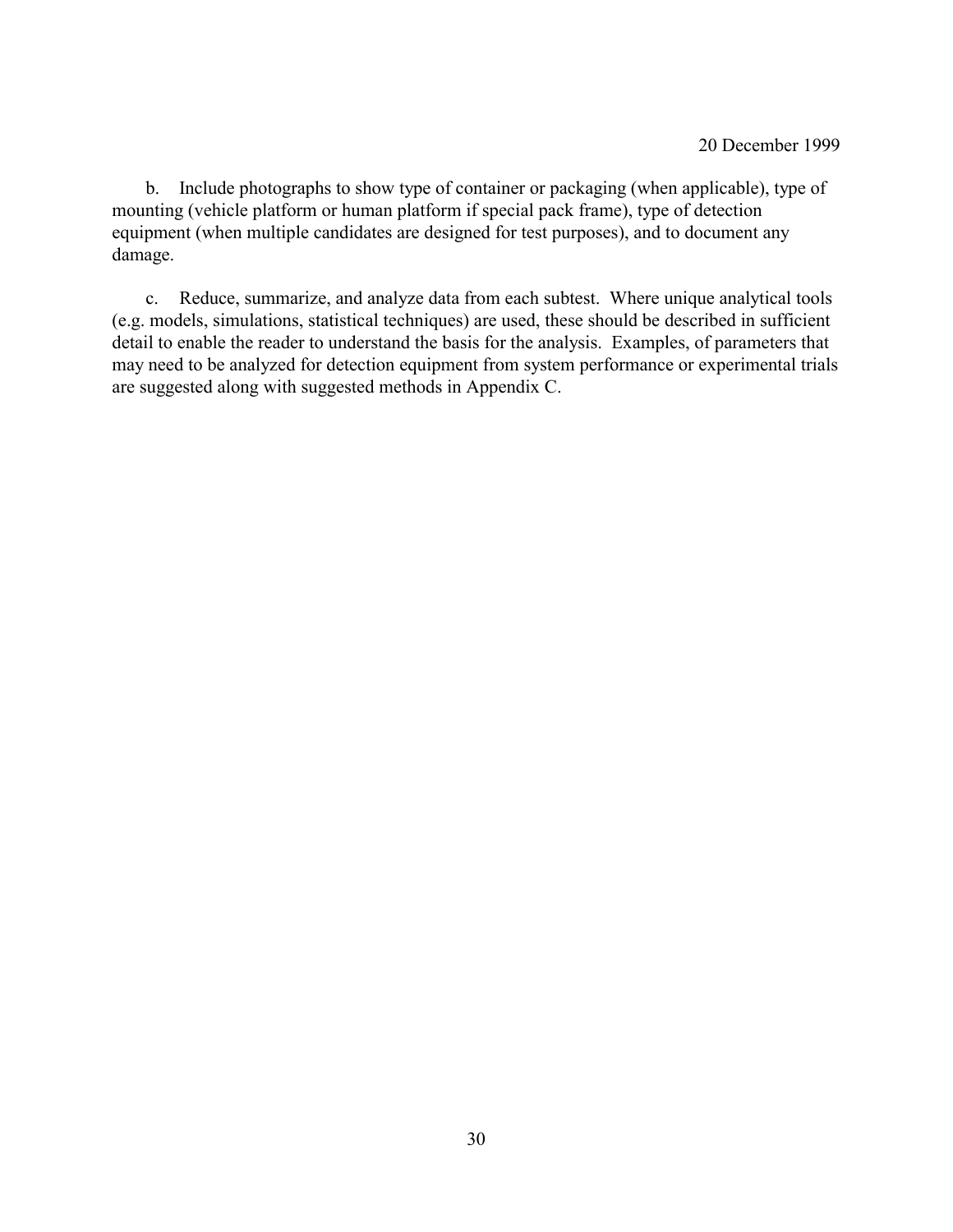b. Include photographs to show type of container or packaging (when applicable), type of mounting (vehicle platform or human platform if special pack frame), type of detection equipment (when multiple candidates are designed for test purposes), and to document any damage.

c. Reduce, summarize, and analyze data from each subtest. Where unique analytical tools (e.g. models, simulations, statistical techniques) are used, these should be described in sufficient detail to enable the reader to understand the basis for the analysis. Examples, of parameters that may need to be analyzed for detection equipment from system performance or experimental trials are suggested along with suggested methods in Appendix C.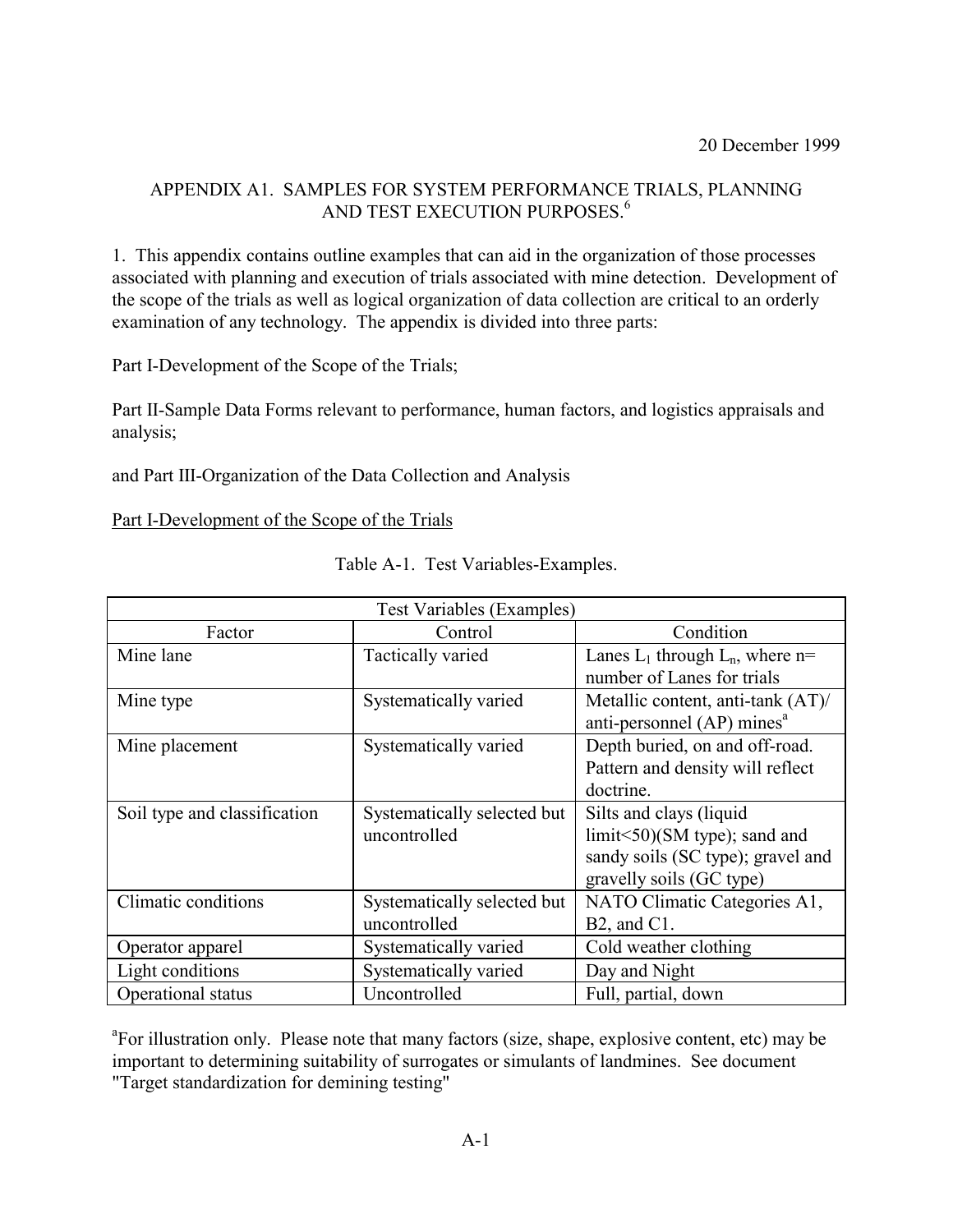20 December 1999

## APPENDIX A1. SAMPLES FOR SYSTEM PERFORMANCE TRIALS, PLANNING AND TEST EXECUTION PURPOSES.[6]

1. This appendix contains outline examples that can aid in the organization of those processes associated with planning and execution of trials associated with mine detection. Development of the scope of the trials as well as logical organization of data collection are critical to an orderly examination of any technology. The appendix is divided into three parts:

Part I-Development of the Scope of the Trials;

Part II-Sample Data Forms relevant to performance, human factors, and logistics appraisals and analysis;

and Part III-Organization of the Data Collection and Analysis

### Part I-Development of the Scope of the Trials

Table A-1. Test Variables-Examples.

| Test Variables (Examples) | | |
|---|---|---|
| Factor | Control | Condition |
| Mine lane | Tactically varied | Lanes $L_1$ through $L_n$, where n= number of Lanes for trials |
| Mine type | Systematically varied | Metallic content, anti-tank (AT)/ anti-personnel (AP) mines[a] |
| Mine placement | Systematically varied | Depth buried, on and off-road. Pattern and density will reflect doctrine. |
| Soil type and classification | Systematically selected but uncontrolled | Silts and clays (liquid limit<50)(SM type); sand and sandy soils (SC type); gravel and gravelly soils (GC type) |
| Climatic conditions | Systematically selected but uncontrolled | NATO Climatic Categories A1, B2, and C1. |
| Operator apparel | Systematically varied | Cold weather clothing |
| Light conditions | Systematically varied | Day and Night |
| Operational status | Uncontrolled | Full, partial, down |

[a]For illustration only. Please note that many factors (size, shape, explosive content, etc) may be important to determining suitability of surrogates or simulants of landmines. See document "Target standardization for demining testing"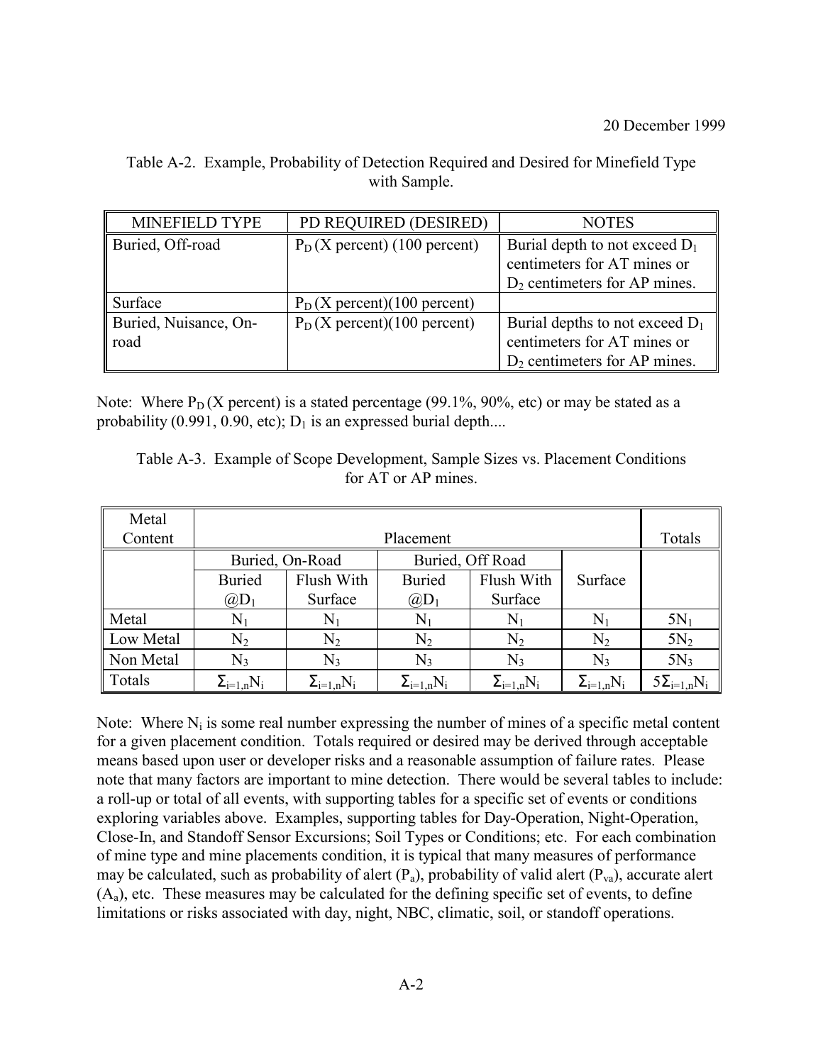20 December 1999

Table A-2. Example, Probability of Detection Required and Desired for Minefield Type with Sample.

| MINEFIELD TYPE | PD REQUIRED (DESIRED) | NOTES |
|---|---|---|
| Buried, Off-road | $P_D$ (X percent) (100 percent) | Burial depth to not exceed $D_1$ centimeters for AT mines or $D_2$ centimeters for AP mines. |
| Surface | $P_D$ (X percent)(100 percent) | |
| Buried, Nuisance, On-road | $P_D$ (X percent)(100 percent) | Burial depths to not exceed $D_1$ centimeters for AT mines or $D_2$ centimeters for AP mines. |

Note: Where $P_D$ (X percent) is a stated percentage (99.1%, 90%, etc) or may be stated as a probability (0.991, 0.90, etc); $D_1$ is an expressed burial depth....

Table A-3. Example of Scope Development, Sample Sizes vs. Placement Conditions for AT or AP mines.

| Metal Content | Placement | | | | | Totals |
|---|---|---|---|---|---|---|
| | Buried, On-Road | | Buried, Off Road | | | |
| | Buried @$D_1$ | Flush With Surface | Buried @$D_1$ | Flush With Surface | Surface | |
| Metal | $N_1$ | $N_1$ | $N_1$ | $N_1$ | $N_1$ | $5N_1$ |
| Low Metal | $N_2$ | $N_2$ | $N_2$ | $N_2$ | $N_2$ | $5N_2$ |
| Non Metal | $N_3$ | $N_3$ | $N_3$ | $N_3$ | $N_3$ | $5N_3$ |
| Totals | $\Sigma_{i=1,n}N_i$ | $\Sigma_{i=1,n}N_i$ | $\Sigma_{i=1,n}N_i$ | $\Sigma_{i=1,n}N_i$ | $\Sigma_{i=1,n}N_i$ | $5\Sigma_{i=1,n}N_i$ |

Note: Where $N_i$ is some real number expressing the number of mines of a specific metal content for a given placement condition. Totals required or desired may be derived through acceptable means based upon user or developer risks and a reasonable assumption of failure rates. Please note that many factors are important to mine detection. There would be several tables to include: a roll-up or total of all events, with supporting tables for a specific set of events or conditions exploring variables above. Examples, supporting tables for Day-Operation, Night-Operation, Close-In, and Standoff Sensor Excursions; Soil Types or Conditions; etc. For each combination of mine type and mine placements condition, it is typical that many measures of performance may be calculated, such as probability of alert ($P_a$), probability of valid alert ($P_{va}$), accurate alert ($A_a$), etc. These measures may be calculated for the defining specific set of events, to define limitations or risks associated with day, night, NBC, climatic, soil, or standoff operations.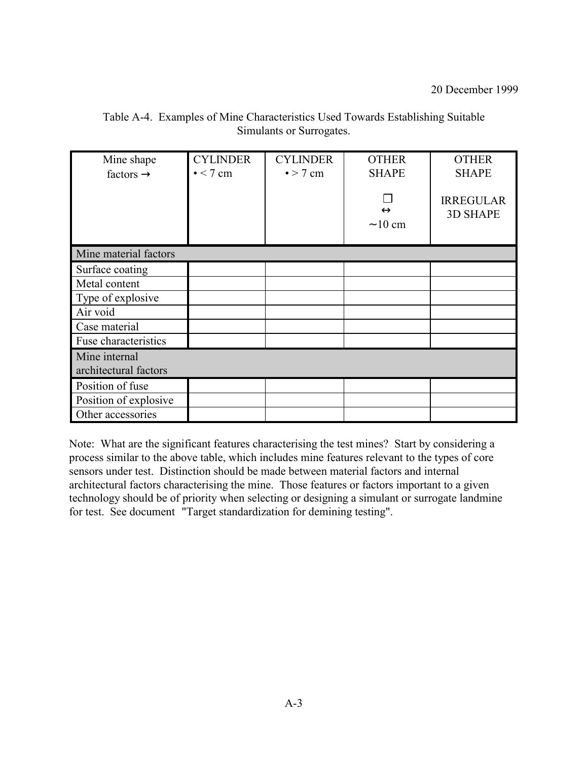20 December 1999

Table A-4. Examples of Mine Characteristics Used Towards Establishing Suitable Simulants or Surrogates.

| Mine shape factors → | CYLINDER • < 7 cm | CYLINDER • > 7 cm | OTHER SHAPE ❒ ↔ ~10 cm | OTHER SHAPE IRREGULAR 3D SHAPE |
|---|---|---|---|---|
| Mine material factors | | | | |
| Surface coating | | | | |
| Metal content | | | | |
| Type of explosive | | | | |
| Air void | | | | |
| Case material | | | | |
| Fuse characteristics | | | | |
| Mine internal architectural factors | | | | |
| Position of fuse | | | | |
| Position of explosive | | | | |
| Other accessories | | | | |

Note: What are the significant features characterising the test mines? Start by considering a process similar to the above table, which includes mine features relevant to the types of core sensors under test. Distinction should be made between material factors and internal architectural factors characterising the mine. Those features or factors important to a given technology should be of priority when selecting or designing a simulant or surrogate landmine for test. See document "Target standardization for demining testing".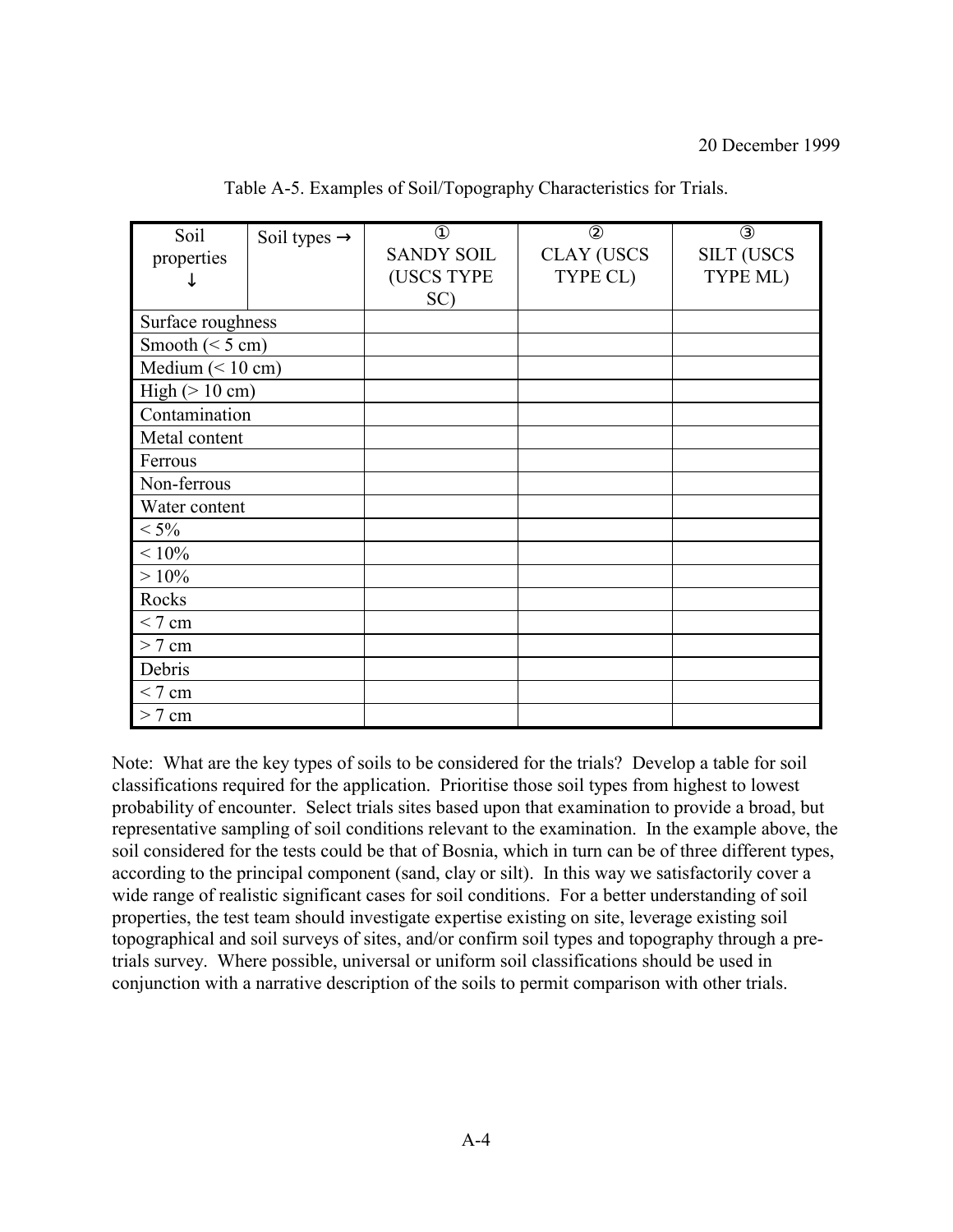Table A-5. Examples of Soil/Topography Characteristics for Trials.

| Soil properties ↓ | Soil types → | ① SANDY SOIL (USCS TYPE SC) | ② CLAY (USCS TYPE CL) | ③ SILT (USCS TYPE ML) |
|---|---|---|---|---|
| Surface roughness | | | | |
| Smooth (< 5 cm) | | | | |
| Medium (< 10 cm) | | | | |
| High (> 10 cm) | | | | |
| Contamination | | | | |
| Metal content | | | | |
| Ferrous | | | | |
| Non-ferrous | | | | |
| Water content | | | | |
| < 5% | | | | |
| < 10% | | | | |
| > 10% | | | | |
| Rocks | | | | |
| < 7 cm | | | | |
| > 7 cm | | | | |
| Debris | | | | |
| < 7 cm | | | | |
| > 7 cm | | | | |

Note: What are the key types of soils to be considered for the trials? Develop a table for soil classifications required for the application. Prioritise those soil types from highest to lowest probability of encounter. Select trials sites based upon that examination to provide a broad, but representative sampling of soil conditions relevant to the examination. In the example above, the soil considered for the tests could be that of Bosnia, which in turn can be of three different types, according to the principal component (sand, clay or silt). In this way we satisfactorily cover a wide range of realistic significant cases for soil conditions. For a better understanding of soil properties, the test team should investigate expertise existing on site, leverage existing soil topographical and soil surveys of sites, and/or confirm soil types and topography through a pre-trials survey. Where possible, universal or uniform soil classifications should be used in conjunction with a narrative description of the soils to permit comparison with other trials.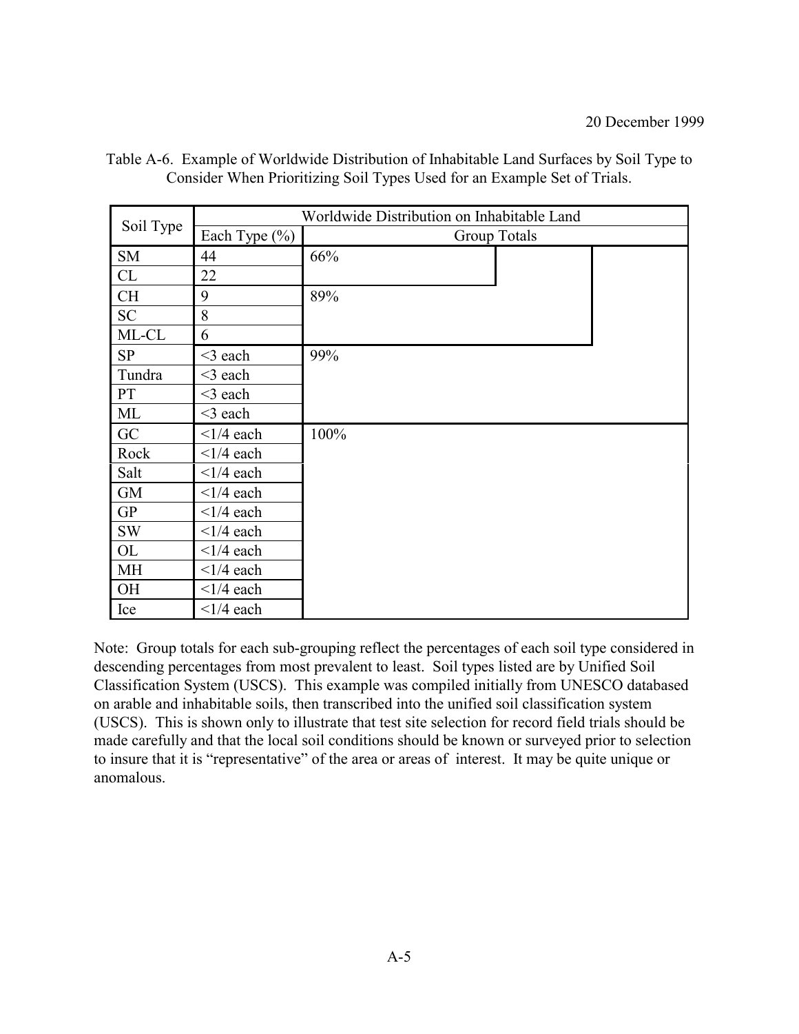Table A-6. Example of Worldwide Distribution of Inhabitable Land Surfaces by Soil Type to Consider When Prioritizing Soil Types Used for an Example Set of Trials.

| Soil Type | Worldwide Distribution on Inhabitable Land | |
|---|---|---|
| | Each Type (%) | Group Totals |
| SM | 44 | 66% |
| CL | 22 | |
| CH | 9 | 89% |
| SC | 8 | |
| ML-CL | 6 | |
| SP | <3 each | 99% |
| Tundra | <3 each | |
| PT | <3 each | |
| ML | <3 each | |
| GC | <1/4 each | 100% |
| Rock | <1/4 each | |
| Salt | <1/4 each | |
| GM | <1/4 each | |
| GP | <1/4 each | |
| SW | <1/4 each | |
| OL | <1/4 each | |
| MH | <1/4 each | |
| OH | <1/4 each | |
| Ice | <1/4 each | |

Note: Group totals for each sub-grouping reflect the percentages of each soil type considered in descending percentages from most prevalent to least. Soil types listed are by Unified Soil Classification System (USCS). This example was compiled initially from UNESCO databased on arable and inhabitable soils, then transcribed into the unified soil classification system (USCS). This is shown only to illustrate that test site selection for record field trials should be made carefully and that the local soil conditions should be known or surveyed prior to selection to insure that it is "representative" of the area or areas of interest. It may be quite unique or anomalous.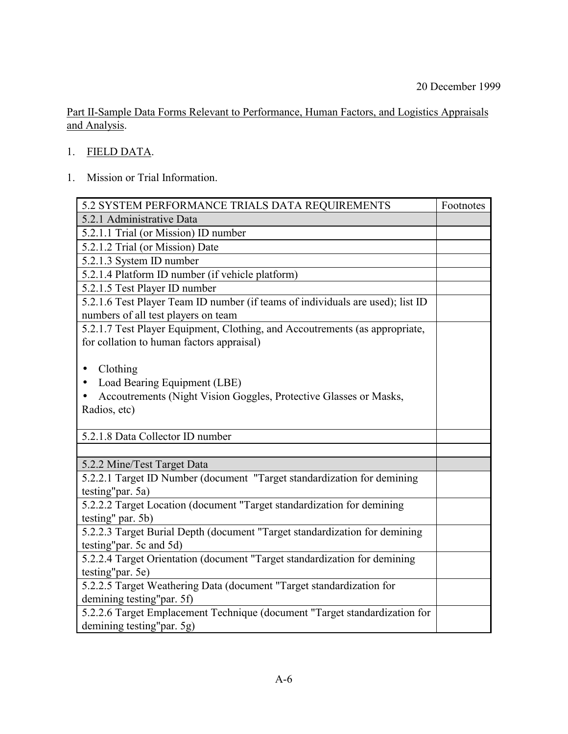20 December 1999

Part II-Sample Data Forms Relevant to Performance, Human Factors, and Logistics Appraisals and Analysis.

1. FIELD DATA.

1. Mission or Trial Information.

| 5.2 SYSTEM PERFORMANCE TRIALS DATA REQUIREMENTS | Footnotes |
|---|---|
| 5.2.1 Administrative Data | |
| 5.2.1.1 Trial (or Mission) ID number | |
| 5.2.1.2 Trial (or Mission) Date | |
| 5.2.1.3 System ID number | |
| 5.2.1.4 Platform ID number (if vehicle platform) | |
| 5.2.1.5 Test Player ID number | |
| 5.2.1.6 Test Player Team ID number (if teams of individuals are used); list ID numbers of all test players on team | |
| 5.2.1.7 Test Player Equipment, Clothing, and Accoutrements (as appropriate, for collation to human factors appraisal)<br><br>• Clothing<br>• Load Bearing Equipment (LBE)<br>• Accoutrements (Night Vision Goggles, Protective Glasses or Masks, Radios, etc) | |
| 5.2.1.8 Data Collector ID number | |
| | |
| 5.2.2 Mine/Test Target Data | |
| 5.2.2.1 Target ID Number (document "Target standardization for demining testing"par. 5a) | |
| 5.2.2.2 Target Location (document "Target standardization for demining testing" par. 5b) | |
| 5.2.2.3 Target Burial Depth (document "Target standardization for demining testing"par. 5c and 5d) | |
| 5.2.2.4 Target Orientation (document "Target standardization for demining testing"par. 5e) | |
| 5.2.2.5 Target Weathering Data (document "Target standardization for demining testing"par. 5f) | |
| 5.2.2.6 Target Emplacement Technique (document "Target standardization for demining testing"par. 5g) | |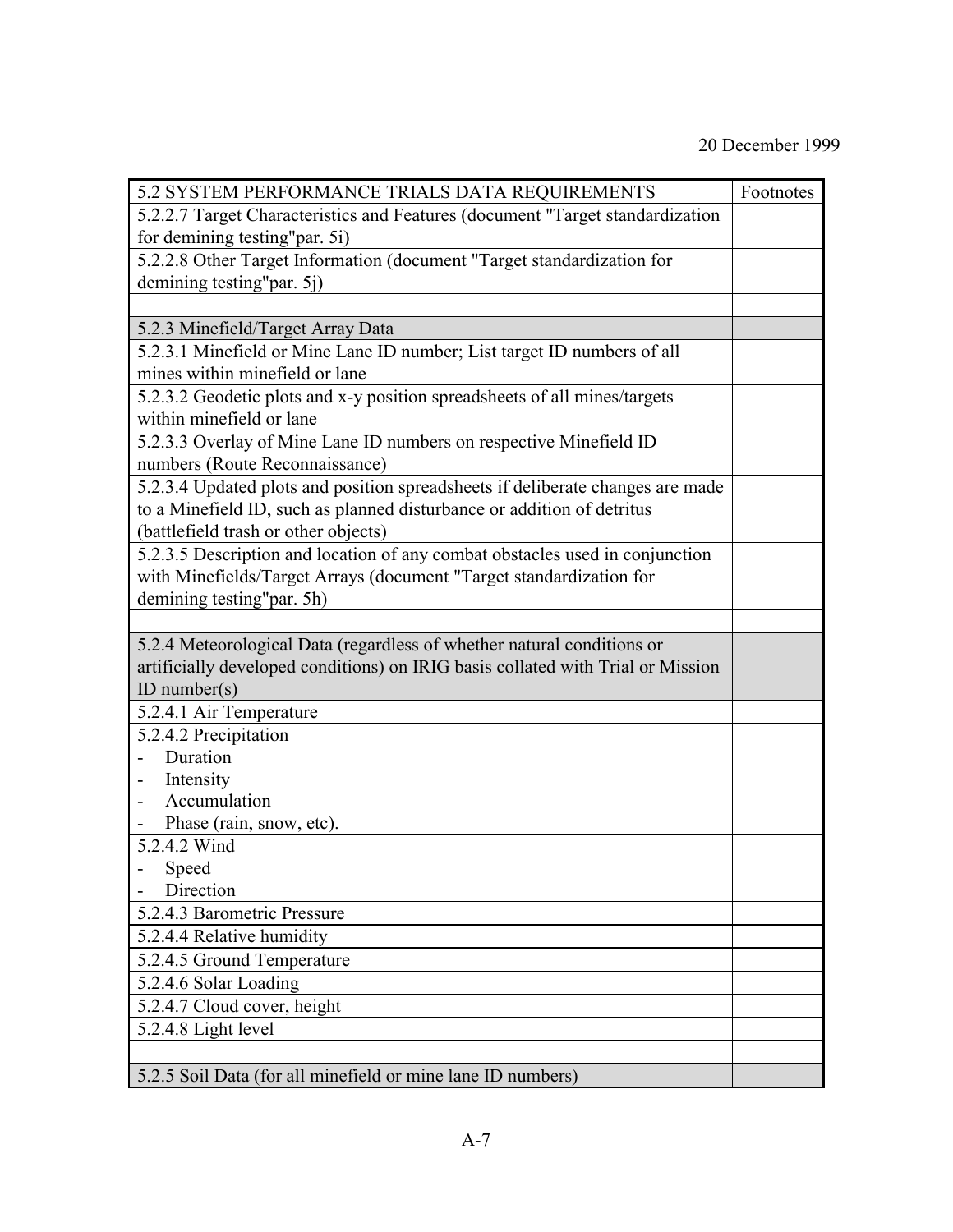20 December 1999

| 5.2 SYSTEM PERFORMANCE TRIALS DATA REQUIREMENTS | Footnotes |
|---|---|
| 5.2.2.7 Target Characteristics and Features (document "Target standardization for demining testing"par. 5i) | |
| 5.2.2.8 Other Target Information (document "Target standardization for demining testing"par. 5j) | |
| | |
| 5.2.3 Minefield/Target Array Data | |
| 5.2.3.1 Minefield or Mine Lane ID number; List target ID numbers of all mines within minefield or lane | |
| 5.2.3.2 Geodetic plots and x-y position spreadsheets of all mines/targets within minefield or lane | |
| 5.2.3.3 Overlay of Mine Lane ID numbers on respective Minefield ID numbers (Route Reconnaissance) | |
| 5.2.3.4 Updated plots and position spreadsheets if deliberate changes are made to a Minefield ID, such as planned disturbance or addition of detritus (battlefield trash or other objects) | |
| 5.2.3.5 Description and location of any combat obstacles used in conjunction with Minefields/Target Arrays (document "Target standardization for demining testing"par. 5h) | |
| | |
| 5.2.4 Meteorological Data (regardless of whether natural conditions or artificially developed conditions) on IRIG basis collated with Trial or Mission ID number(s) | |
| 5.2.4.1 Air Temperature | |
| 5.2.4.2 Precipitation<br>- Duration<br>- Intensity<br>- Accumulation<br>- Phase (rain, snow, etc). | |
| 5.2.4.2 Wind<br>- Speed<br>- Direction | |
| 5.2.4.3 Barometric Pressure | |
| 5.2.4.4 Relative humidity | |
| 5.2.4.5 Ground Temperature | |
| 5.2.4.6 Solar Loading | |
| 5.2.4.7 Cloud cover, height | |
| 5.2.4.8 Light level | |
| | |
| 5.2.5 Soil Data (for all minefield or mine lane ID numbers) | |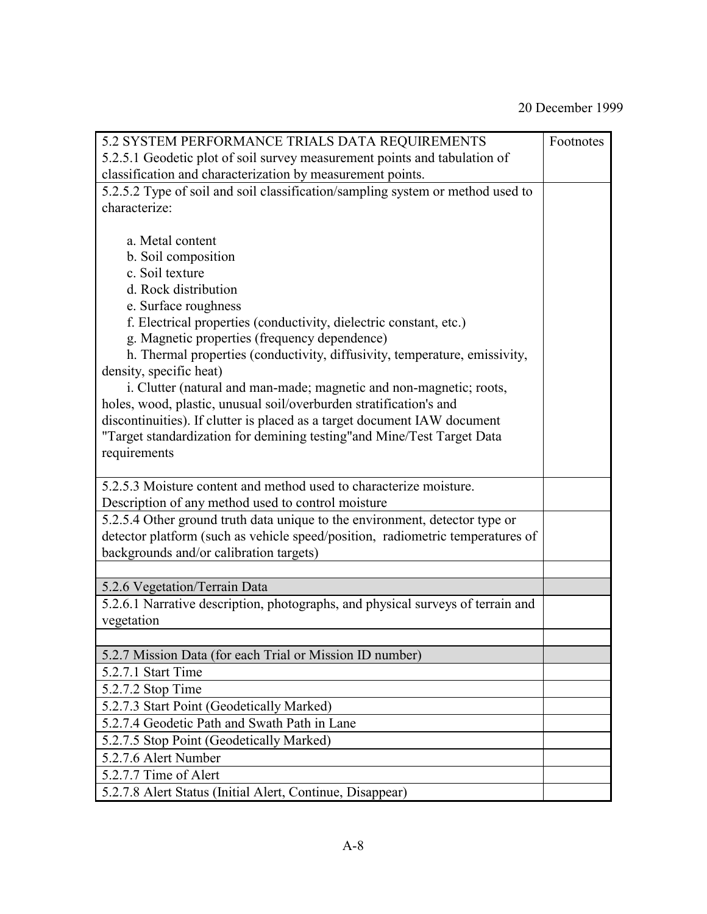20 December 1999

| 5.2 SYSTEM PERFORMANCE TRIALS DATA REQUIREMENTS<br>5.2.5.1 Geodetic plot of soil survey measurement points and tabulation of classification and characterization by measurement points. | Footnotes |
|---|---|
| 5.2.5.2 Type of soil and soil classification/sampling system or method used to characterize:<br><br>a. Metal content<br>b. Soil composition<br>c. Soil texture<br>d. Rock distribution<br>e. Surface roughness<br>f. Electrical properties (conductivity, dielectric constant, etc.)<br>g. Magnetic properties (frequency dependence)<br>h. Thermal properties (conductivity, diffusivity, temperature, emissivity, density, specific heat)<br>i. Clutter (natural and man-made; magnetic and non-magnetic; roots, holes, wood, plastic, unusual soil/overburden stratification's and discontinuities). If clutter is placed as a target document IAW document "Target standardization for demining testing"and Mine/Test Target Data requirements | |
| 5.2.5.3 Moisture content and method used to characterize moisture. Description of any method used to control moisture | |
| 5.2.5.4 Other ground truth data unique to the environment, detector type or detector platform (such as vehicle speed/position, radiometric temperatures of backgrounds and/or calibration targets) | |
| | |
| 5.2.6 Vegetation/Terrain Data | |
| 5.2.6.1 Narrative description, photographs, and physical surveys of terrain and vegetation | |
| | |
| 5.2.7 Mission Data (for each Trial or Mission ID number) | |
| 5.2.7.1 Start Time | |
| 5.2.7.2 Stop Time | |
| 5.2.7.3 Start Point (Geodetically Marked) | |
| 5.2.7.4 Geodetic Path and Swath Path in Lane | |
| 5.2.7.5 Stop Point (Geodetically Marked) | |
| 5.2.7.6 Alert Number | |
| 5.2.7.7 Time of Alert | |
| 5.2.7.8 Alert Status (Initial Alert, Continue, Disappear) | |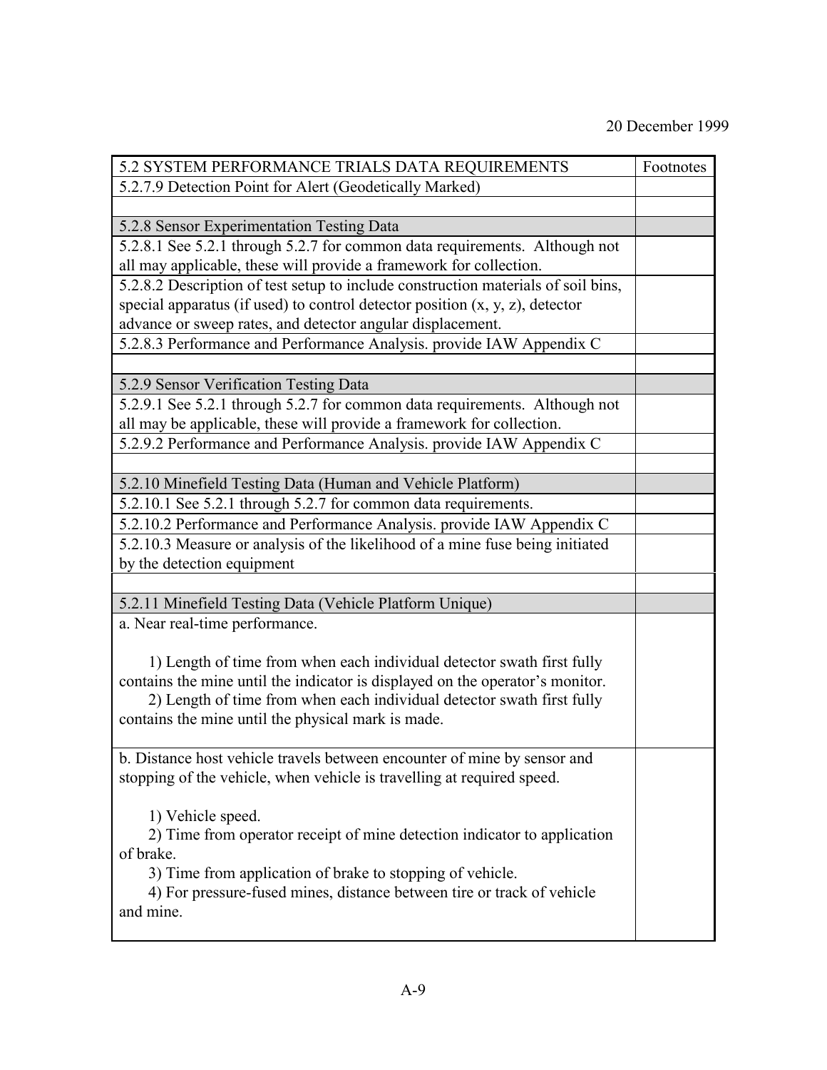| 5.2 SYSTEM PERFORMANCE TRIALS DATA REQUIREMENTS | Footnotes |
|---|---|
| 5.2.7.9 Detection Point for Alert (Geodetically Marked) | |
| | |
| 5.2.8 Sensor Experimentation Testing Data | |
| 5.2.8.1 See 5.2.1 through 5.2.7 for common data requirements. Although not all may applicable, these will provide a framework for collection. | |
| 5.2.8.2 Description of test setup to include construction materials of soil bins, special apparatus (if used) to control detector position (x, y, z), detector advance or sweep rates, and detector angular displacement. | |
| 5.2.8.3 Performance and Performance Analysis. provide IAW Appendix C | |
| | |
| 5.2.9 Sensor Verification Testing Data | |
| 5.2.9.1 See 5.2.1 through 5.2.7 for common data requirements. Although not all may be applicable, these will provide a framework for collection. | |
| 5.2.9.2 Performance and Performance Analysis. provide IAW Appendix C | |
| | |
| 5.2.10 Minefield Testing Data (Human and Vehicle Platform) | |
| 5.2.10.1 See 5.2.1 through 5.2.7 for common data requirements. | |
| 5.2.10.2 Performance and Performance Analysis. provide IAW Appendix C | |
| 5.2.10.3 Measure or analysis of the likelihood of a mine fuse being initiated by the detection equipment | |
| | |
| 5.2.11 Minefield Testing Data (Vehicle Platform Unique) | |
| a. Near real-time performance.<br><br>1) Length of time from when each individual detector swath first fully contains the mine until the indicator is displayed on the operator's monitor.<br>2) Length of time from when each individual detector swath first fully contains the mine until the physical mark is made. | |
| b. Distance host vehicle travels between encounter of mine by sensor and stopping of the vehicle, when vehicle is travelling at required speed.<br><br>1) Vehicle speed.<br>2) Time from operator receipt of mine detection indicator to application of brake.<br>3) Time from application of brake to stopping of vehicle.<br>4) For pressure-fused mines, distance between tire or track of vehicle and mine. | |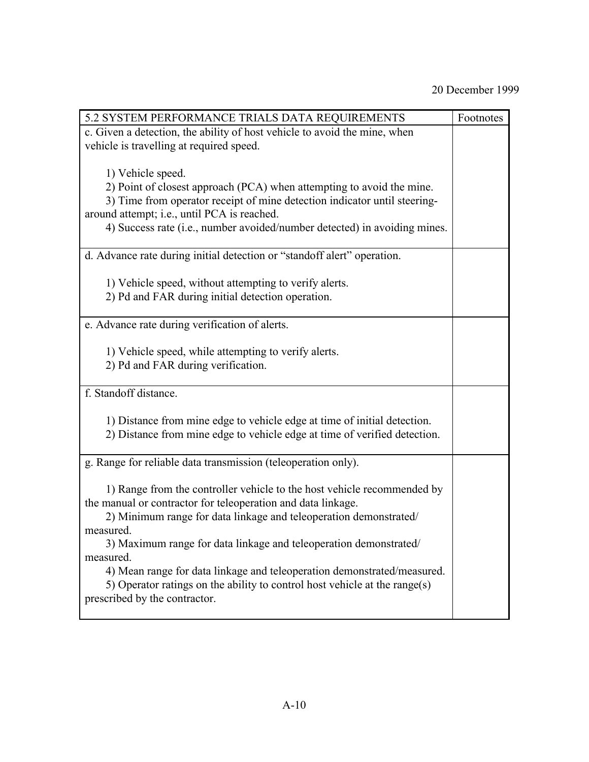20 December 1999

| 5.2 SYSTEM PERFORMANCE TRIALS DATA REQUIREMENTS | Footnotes |
| --- | --- |
| c. Given a detection, the ability of host vehicle to avoid the mine, when vehicle is travelling at required speed.<br><br>1) Vehicle speed.<br>2) Point of closest approach (PCA) when attempting to avoid the mine.<br>3) Time from operator receipt of mine detection indicator until steering-around attempt; i.e., until PCA is reached.<br>4) Success rate (i.e., number avoided/number detected) in avoiding mines. | |
| d. Advance rate during initial detection or "standoff alert" operation.<br><br>1) Vehicle speed, without attempting to verify alerts.<br>2) Pd and FAR during initial detection operation. | |
| e. Advance rate during verification of alerts.<br><br>1) Vehicle speed, while attempting to verify alerts.<br>2) Pd and FAR during verification. | |
| f. Standoff distance.<br><br>1) Distance from mine edge to vehicle edge at time of initial detection.<br>2) Distance from mine edge to vehicle edge at time of verified detection. | |
| g. Range for reliable data transmission (teleoperation only).<br><br>1) Range from the controller vehicle to the host vehicle recommended by the manual or contractor for teleoperation and data linkage.<br>2) Minimum range for data linkage and teleoperation demonstrated/measured.<br>3) Maximum range for data linkage and teleoperation demonstrated/measured.<br>4) Mean range for data linkage and teleoperation demonstrated/measured.<br>5) Operator ratings on the ability to control host vehicle at the range(s) prescribed by the contractor. | |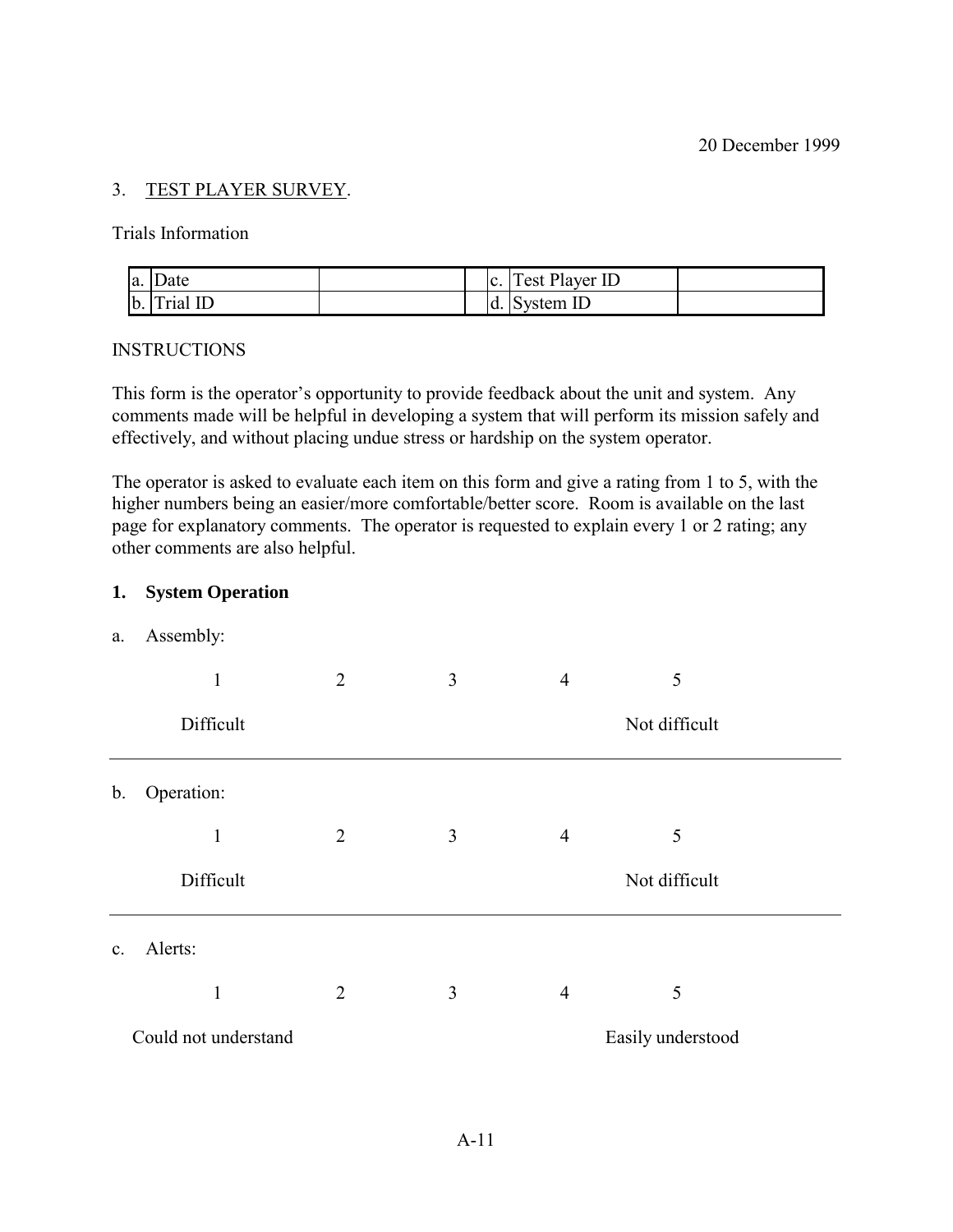20 December 1999

3. TEST PLAYER SURVEY.

Trials Information

| a. | Date | | | c. | Test Player ID | |
|---|---|---|---|---|---|---|
| b. | Trial ID | | | d. | System ID | |

INSTRUCTIONS

This form is the operator's opportunity to provide feedback about the unit and system. Any comments made will be helpful in developing a system that will perform its mission safely and effectively, and without placing undue stress or hardship on the system operator.

The operator is asked to evaluate each item on this form and give a rating from 1 to 5, with the higher numbers being an easier/more comfortable/better score. Room is available on the last page for explanatory comments. The operator is requested to explain every 1 or 2 rating; any other comments are also helpful.

**1. System Operation**

a. Assembly:

| 1 | 2 | 3 | 4 | 5 |
|---|---|---|---|---|
| Difficult | | | | Not difficult |

---

b. Operation:

| 1 | 2 | 3 | 4 | 5 |
|---|---|---|---|---|
| Difficult | | | | Not difficult |

---

c. Alerts:

| 1 | 2 | 3 | 4 | 5 |
|---|---|---|---|---|
| Could not understand | | | | Easily understood |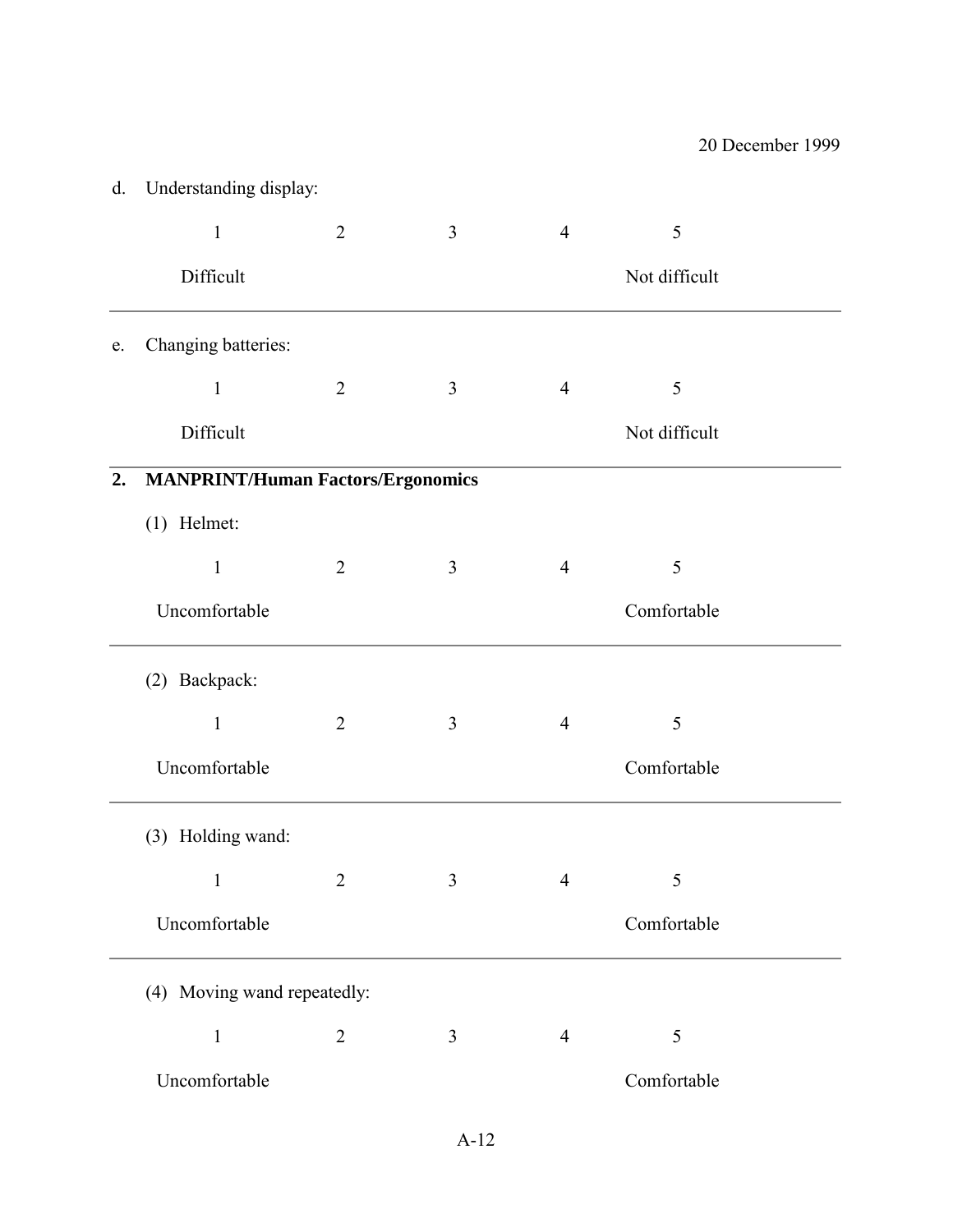d. Understanding display:

| 1 | 2 | 3 | 4 | 5 |
|---|---|---|---|---|
| Difficult | | | | Not difficult |

---

e. Changing batteries:

| 1 | 2 | 3 | 4 | 5 |
|---|---|---|---|---|
| Difficult | | | | Not difficult |

---

## 2. MANPRINT/Human Factors/Ergonomics

(1) Helmet:

| 1 | 2 | 3 | 4 | 5 |
|---|---|---|---|---|
| Uncomfortable | | | | Comfortable |

---

(2) Backpack:

| 1 | 2 | 3 | 4 | 5 |
|---|---|---|---|---|
| Uncomfortable | | | | Comfortable |

---

(3) Holding wand:

| 1 | 2 | 3 | 4 | 5 |
|---|---|---|---|---|
| Uncomfortable | | | | Comfortable |

---

(4) Moving wand repeatedly:

| 1 | 2 | 3 | 4 | 5 |
|---|---|---|---|---|
| Uncomfortable | | | | Comfortable |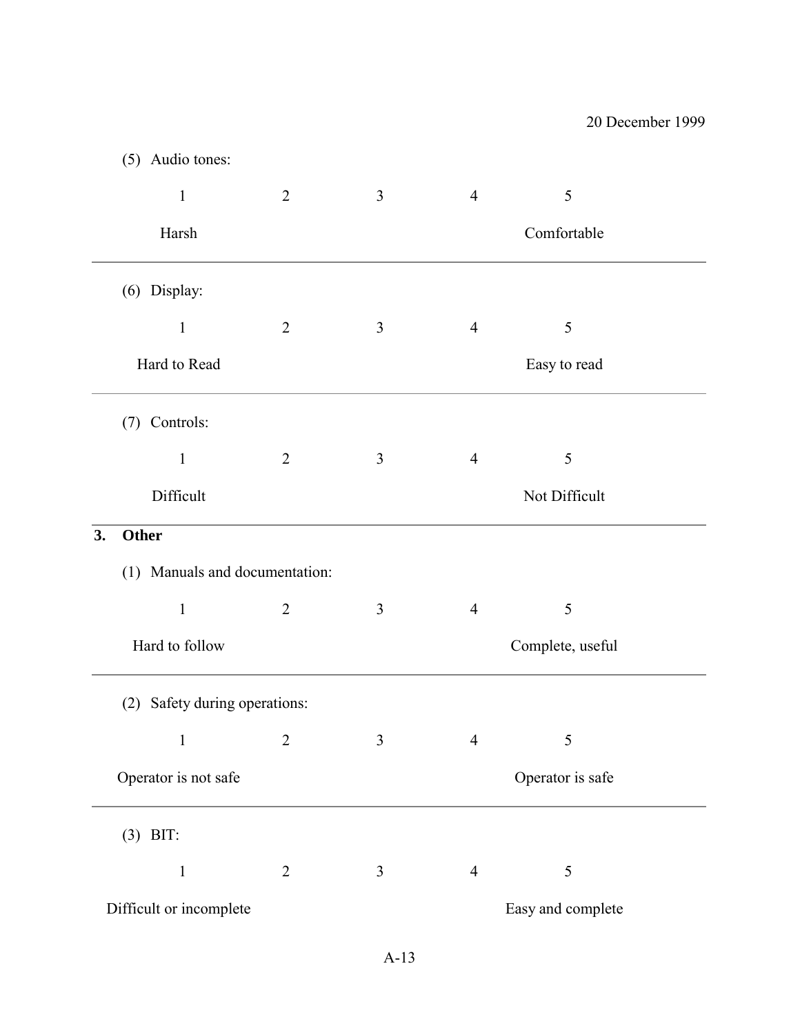(5) Audio tones:

| 1 | 2 | 3 | 4 | 5 |
|---|---|---|---|---|
| Harsh | | | | Comfortable |

---

(6) Display:

| 1 | 2 | 3 | 4 | 5 |
|---|---|---|---|---|
| Hard to Read | | | | Easy to read |

---

(7) Controls:

| 1 | 2 | 3 | 4 | 5 |
|---|---|---|---|---|
| Difficult | | | | Not Difficult |

---

**3. Other**

(1) Manuals and documentation:

| 1 | 2 | 3 | 4 | 5 |
|---|---|---|---|---|
| Hard to follow | | | | Complete, useful |

---

(2) Safety during operations:

| 1 | 2 | 3 | 4 | 5 |
|---|---|---|---|---|
| Operator is not safe | | | | Operator is safe |

---

(3) BIT:

| 1 | 2 | 3 | 4 | 5 |
|---|---|---|---|---|
| Difficult or incomplete | | | | Easy and complete |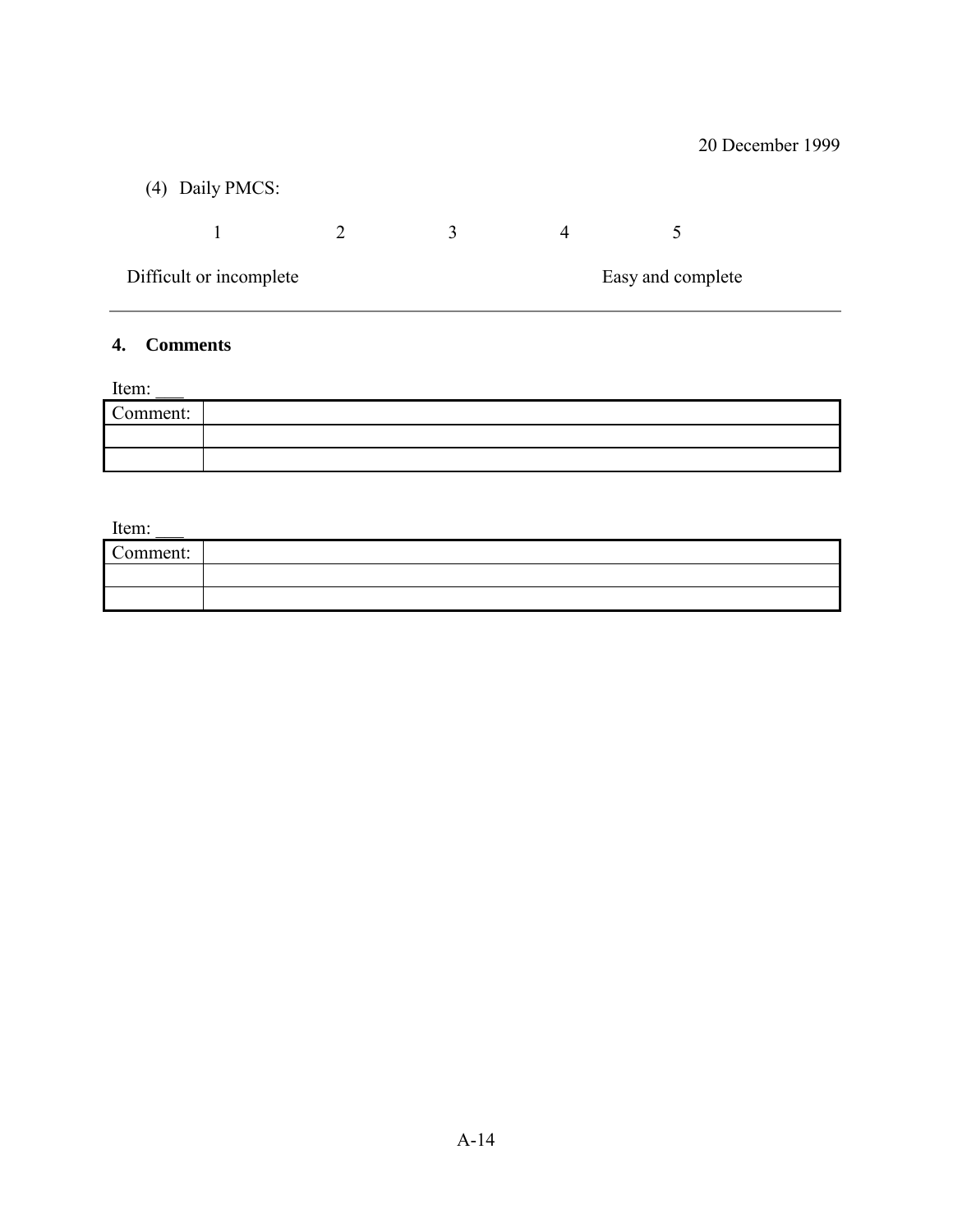(4) Daily PMCS:

1 2 3 4 5

Difficult or incomplete Easy and complete

---

## 4. Comments

Item: ___

| Comment: | |
|---|---|
| | |
| | |

Item: ___

| Comment: | |
|---|---|
| | |
| | |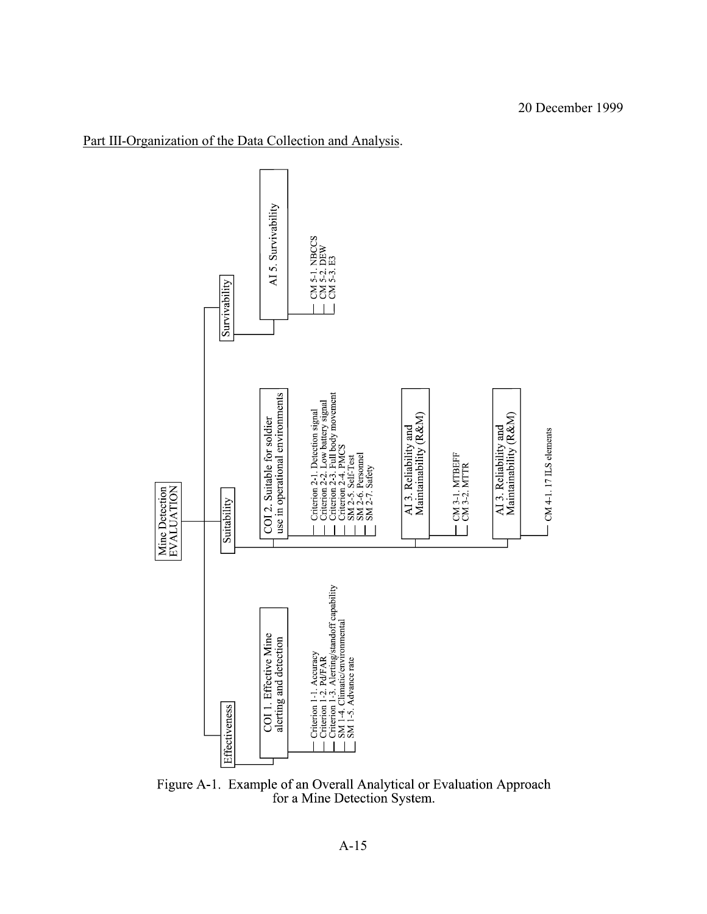20 December 1999

Part III-Organization of the Data Collection and Analysis.

- Mine Detection EVALUATION
  - Effectiveness
    - COI 1. Effective Mine alerting and detection
      - Criterion 1-1. Accuracy
      - Criterion 1-2. Pd/FAR
      - Criterion 1-3. Alerting/standoff capability
      - SM 1-4. Climatic/environmental
      - SM 1-5. Advance rate
  - Suitability
    - COI 2. Suitable for soldier use in operational environments
      - Criterion 2-1. Detection signal
      - Criterion 2-2. Low battery signal
      - Criterion 2-3. Full body movement
      - Criterion 2-4. PMCS
      - SM 2-5. Self-Test
      - SM 2-6. Personnel
      - SM 2-7. Safety
    - AI 3. Reliability and Maintainability (R&M)
      - CM 3-1. MTBEFF
      - CM 3-2. MTTR
    - AI 3. Reliability and Maintainability (R&M)
      - CM 4-1. 17 ILS elements
  - Survivability
    - AI 5. Survivability
      - CM 5-1. NBCCS
      - CM 5-2. DEW
      - CM 5-3. E3

Figure A-1. Example of an Overall Analytical or Evaluation Approach for a Mine Detection System.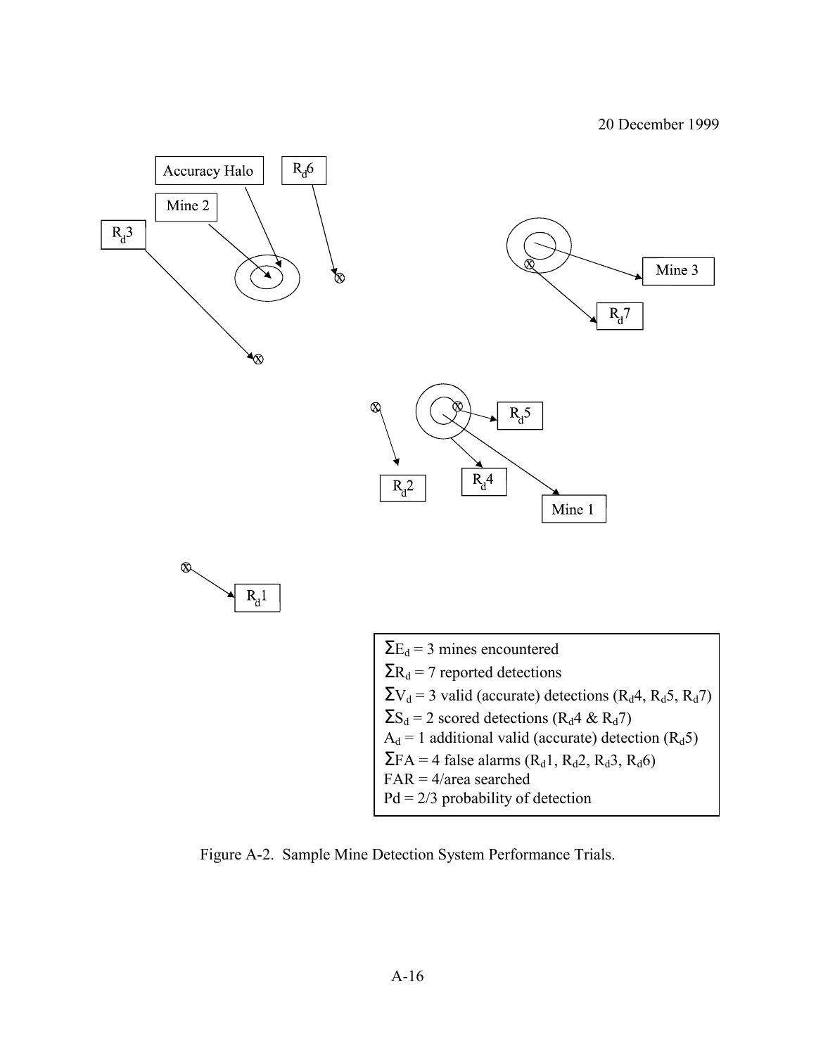20 December 1999

Accuracy Halo

$R_d6$

Mine 2

$R_d3$

Mine 3

$R_d7$

$R_d5$

$R_d2$

$R_d4$

Mine 1

$R_d1$

$\Sigma E_d$ = 3 mines encountered
$\Sigma R_d$ = 7 reported detections
$\Sigma V_d$ = 3 valid (accurate) detections ($R_d4$, $R_d5$, $R_d7$)
$\Sigma S_d$ = 2 scored detections ($R_d4$ & $R_d7$)
$A_d$ = 1 additional valid (accurate) detection ($R_d5$)
$\Sigma FA$ = 4 false alarms ($R_d1$, $R_d2$, $R_d3$, $R_d6$)
FAR = 4/area searched
Pd = 2/3 probability of detection

Figure A-2. Sample Mine Detection System Performance Trials.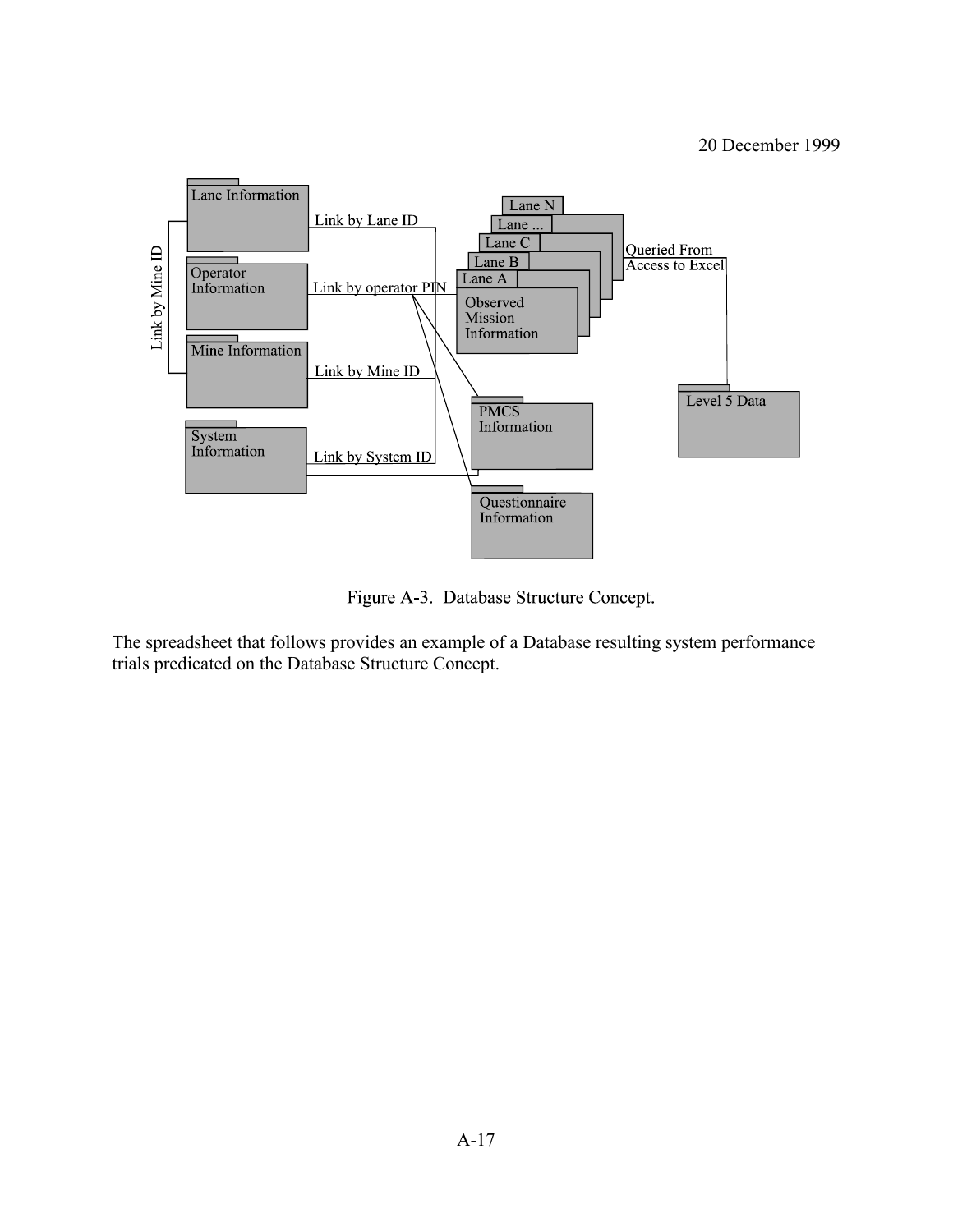20 December 1999

Figure A-3. Database Structure Concept.

The spreadsheet that follows provides an example of a Database resulting system performance trials predicated on the Database Structure Concept.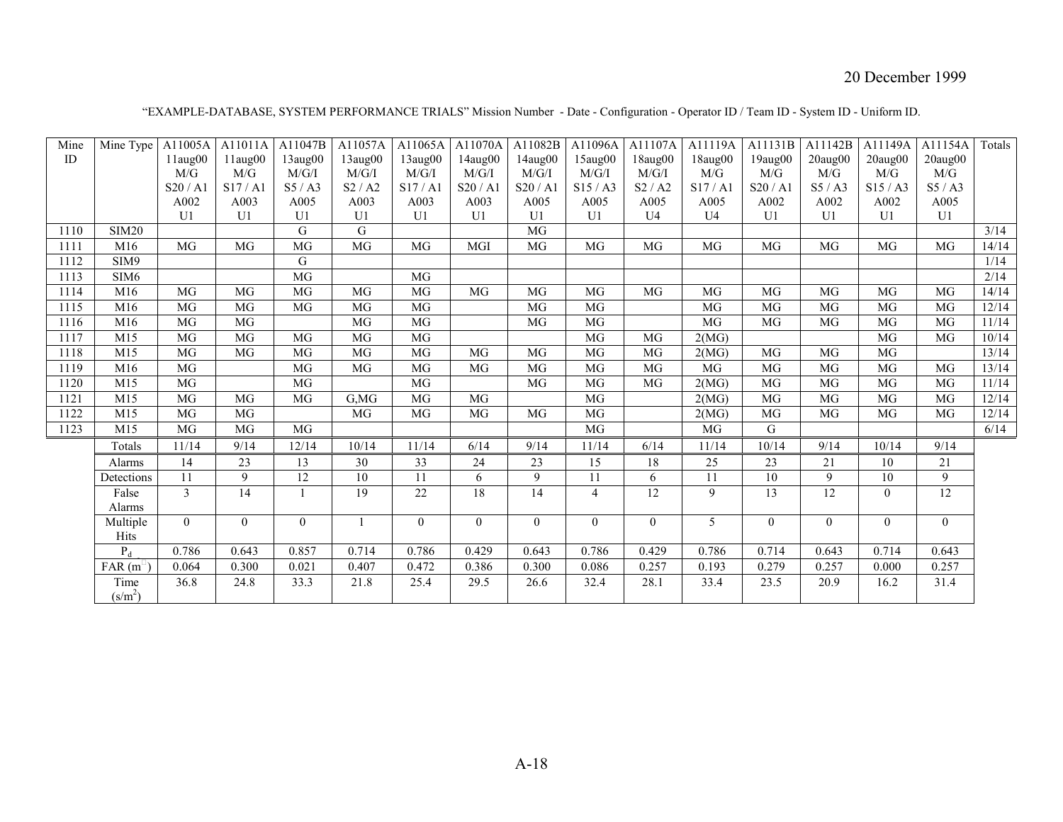20 December 1999

"EXAMPLE-DATABASE, SYSTEM PERFORMANCE TRIALS" Mission Number - Date - Configuration - Operator ID / Team ID - System ID - Uniform ID.

| Mine ID | Mine Type | A11005A 11aug00 M/G S20 / A1 A002 U1 | A11011A 11aug00 M/G S17 / A1 A003 U1 | A11047B 13aug00 M/G/I S5 / A3 A005 U1 | A11057A 13aug00 M/G/I S2 / A2 A003 U1 | A11065A 13aug00 M/G/I S17 / A1 A003 U1 | A11070A 14aug00 M/G/I S20 / A1 A003 U1 | A11082B 14aug00 M/G/I S20 / A1 A005 U1 | A11096A 15aug00 M/G/I S15 / A3 A005 U1 | A11107A 18aug00 M/G/I S2 / A2 A005 U4 | A11119A 18aug00 M/G S17 / A1 A005 U4 | A11131B 19aug00 M/G S20 / A1 A002 U1 | A11142B 20aug00 M/G S5 / A3 A002 U1 | A11149A 20aug00 M/G S15 / A3 A002 U1 | A11154A 20aug00 M/G S5 / A3 A005 U1 | Totals |
|---|---|---|---|---|---|---|---|---|---|---|---|---|---|---|---|---|
| 1110 | SIM20 | | | G | G | | | MG | | | | | | | | 3/14 |
| 1111 | M16 | MG | MG | MG | MG | MG | MGI | MG | MG | MG | MG | MG | MG | MG | MG | 14/14 |
| 1112 | SIM9 | | | G | | | | | | | | | | | | 1/14 |
| 1113 | SIM6 | | | MG | | MG | | | | | | | | | | 2/14 |
| 1114 | M16 | MG | MG | MG | MG | MG | MG | MG | MG | MG | MG | MG | MG | MG | MG | 14/14 |
| 1115 | M16 | MG | MG | MG | MG | MG | | MG | MG | | MG | MG | MG | MG | MG | 12/14 |
| 1116 | M16 | MG | MG | | MG | MG | | MG | MG | | MG | MG | MG | MG | MG | 11/14 |
| 1117 | M15 | MG | MG | MG | MG | MG | | | MG | MG | 2(MG) | | | MG | MG | 10/14 |
| 1118 | M15 | MG | MG | MG | MG | MG | MG | MG | MG | MG | 2(MG) | MG | MG | MG | | 13/14 |
| 1119 | M16 | MG | | MG | MG | MG | MG | MG | MG | MG | MG | MG | MG | MG | MG | 13/14 |
| 1120 | M15 | MG | | MG | | MG | | MG | MG | MG | 2(MG) | MG | MG | MG | MG | 11/14 |
| 1121 | M15 | MG | MG | MG | G,MG | MG | MG | | MG | | 2(MG) | MG | MG | MG | MG | 12/14 |
| 1122 | M15 | MG | MG | | MG | MG | MG | MG | MG | | 2(MG) | MG | MG | MG | MG | 12/14 |
| 1123 | M15 | MG | MG | MG | | | | | MG | | MG | G | | | | 6/14 |
| | Totals | 11/14 | 9/14 | 12/14 | 10/14 | 11/14 | 6/14 | 9/14 | 11/14 | 6/14 | 11/14 | 10/14 | 9/14 | 10/14 | 9/14 | |
| | Alarms | 14 | 23 | 13 | 30 | 33 | 24 | 23 | 15 | 18 | 25 | 23 | 21 | 10 | 21 | |
| | Detections | 11 | 9 | 12 | 10 | 11 | 6 | 9 | 11 | 6 | 11 | 10 | 9 | 10 | 9 | |
| | False Alarms | 3 | 14 | 1 | 19 | 22 | 18 | 14 | 4 | 12 | 9 | 13 | 12 | 0 | 12 | |
| | Multiple Hits | 0 | 0 | 0 | 1 | 0 | 0 | 0 | 0 | 0 | 5 | 0 | 0 | 0 | 0 | |
| | $P_d$ | 0.786 | 0.643 | 0.857 | 0.714 | 0.786 | 0.429 | 0.643 | 0.786 | 0.429 | 0.786 | 0.714 | 0.643 | 0.714 | 0.643 | |
| | FAR ($m^{-2}$) | 0.064 | 0.300 | 0.021 | 0.407 | 0.472 | 0.386 | 0.300 | 0.086 | 0.257 | 0.193 | 0.279 | 0.257 | 0.000 | 0.257 | |
| | Time ($s/m^2$) | 36.8 | 24.8 | 33.3 | 21.8 | 25.4 | 29.5 | 26.6 | 32.4 | 28.1 | 33.4 | 23.5 | 20.9 | 16.2 | 31.4 | |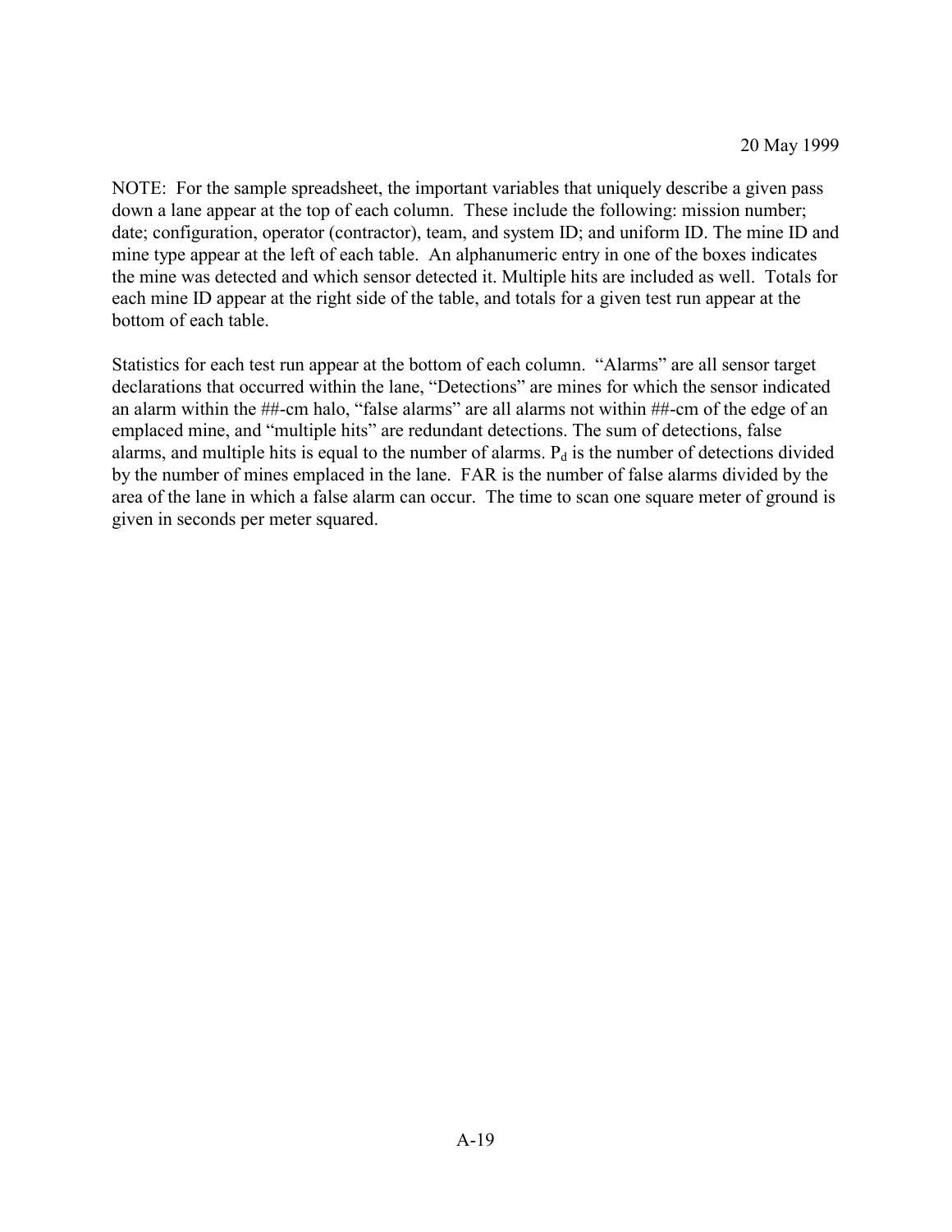NOTE: For the sample spreadsheet, the important variables that uniquely describe a given pass down a lane appear at the top of each column. These include the following: mission number; date; configuration, operator (contractor), team, and system ID; and uniform ID. The mine ID and mine type appear at the left of each table. An alphanumeric entry in one of the boxes indicates the mine was detected and which sensor detected it. Multiple hits are included as well. Totals for each mine ID appear at the right side of the table, and totals for a given test run appear at the bottom of each table.

Statistics for each test run appear at the bottom of each column. “Alarms” are all sensor target declarations that occurred within the lane, “Detections” are mines for which the sensor indicated an alarm within the ##-cm halo, “false alarms” are all alarms not within ##-cm of the edge of an emplaced mine, and “multiple hits” are redundant detections. The sum of detections, false alarms, and multiple hits is equal to the number of alarms. $P_d$ is the number of detections divided by the number of mines emplaced in the lane. FAR is the number of false alarms divided by the area of the lane in which a false alarm can occur. The time to scan one square meter of ground is given in seconds per meter squared.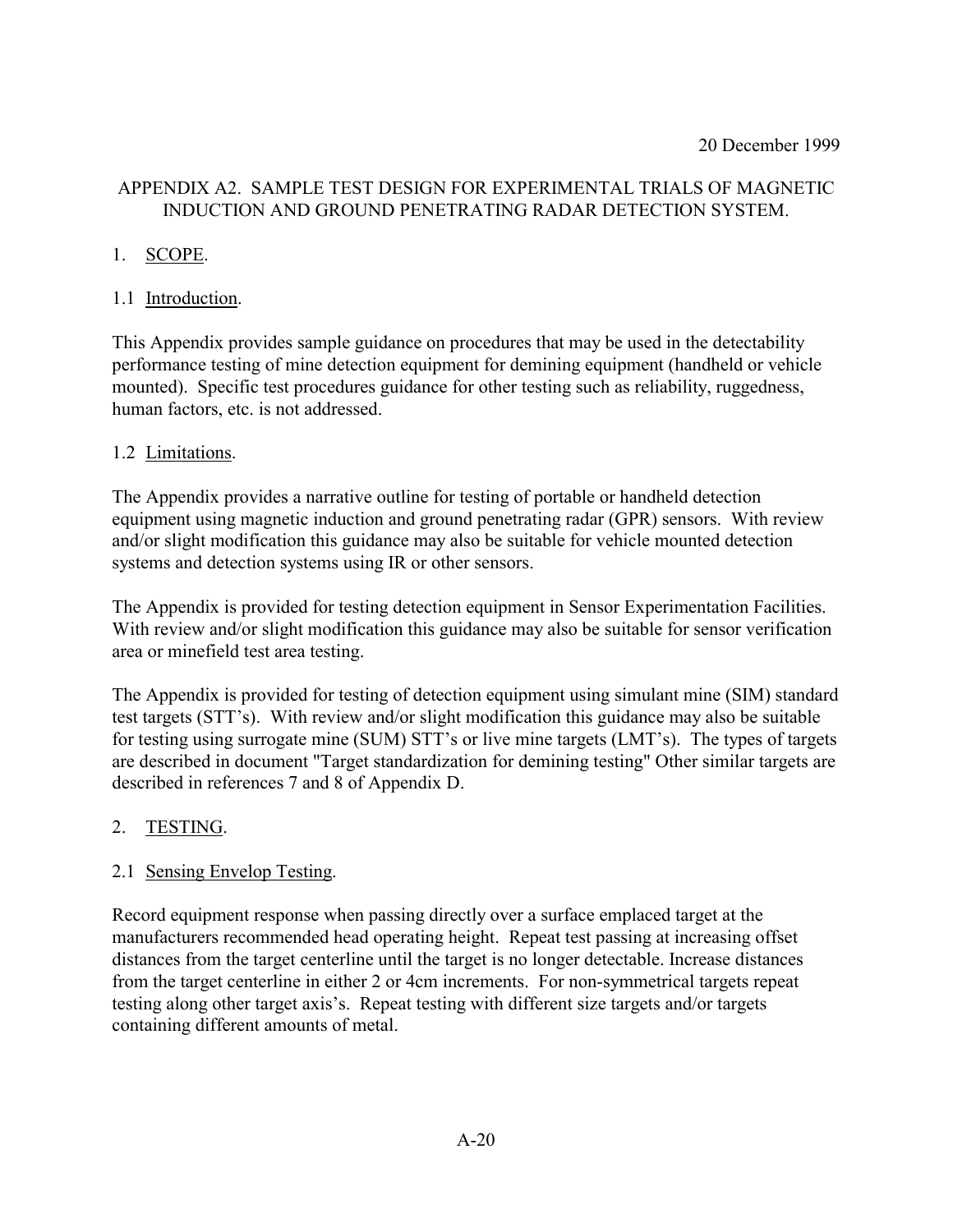20 December 1999

## APPENDIX A2. SAMPLE TEST DESIGN FOR EXPERIMENTAL TRIALS OF MAGNETIC INDUCTION AND GROUND PENETRATING RADAR DETECTION SYSTEM.

## 1. SCOPE.

### 1.1 Introduction.

This Appendix provides sample guidance on procedures that may be used in the detectability performance testing of mine detection equipment for demining equipment (handheld or vehicle mounted). Specific test procedures guidance for other testing such as reliability, ruggedness, human factors, etc. is not addressed.

### 1.2 Limitations.

The Appendix provides a narrative outline for testing of portable or handheld detection equipment using magnetic induction and ground penetrating radar (GPR) sensors. With review and/or slight modification this guidance may also be suitable for vehicle mounted detection systems and detection systems using IR or other sensors.

The Appendix is provided for testing detection equipment in Sensor Experimentation Facilities. With review and/or slight modification this guidance may also be suitable for sensor verification area or minefield test area testing.

The Appendix is provided for testing of detection equipment using simulant mine (SIM) standard test targets (STT's). With review and/or slight modification this guidance may also be suitable for testing using surrogate mine (SUM) STT's or live mine targets (LMT's). The types of targets are described in document "Target standardization for demining testing" Other similar targets are described in references 7 and 8 of Appendix D.

## 2. TESTING.

### 2.1 Sensing Envelop Testing.

Record equipment response when passing directly over a surface emplaced target at the manufacturers recommended head operating height. Repeat test passing at increasing offset distances from the target centerline until the target is no longer detectable. Increase distances from the target centerline in either 2 or 4cm increments. For non-symmetrical targets repeat testing along other target axis's. Repeat testing with different size targets and/or targets containing different amounts of metal.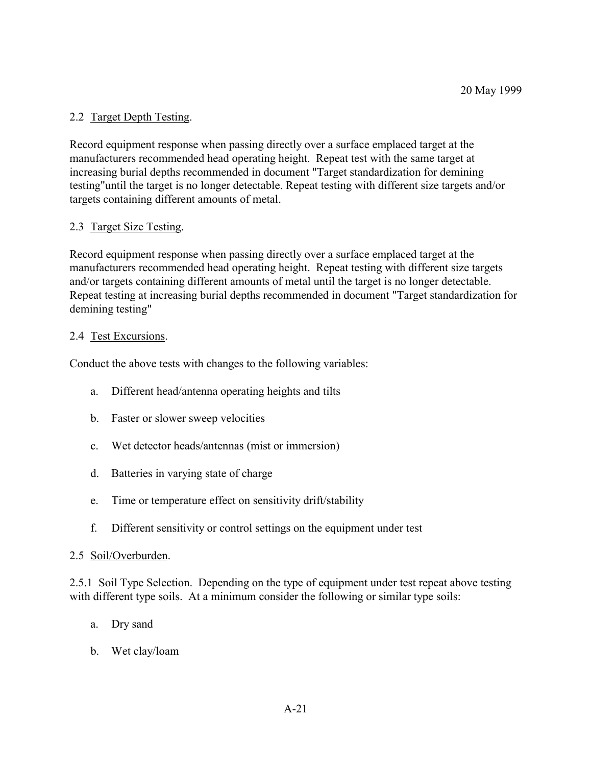## 2.2 Target Depth Testing.

Record equipment response when passing directly over a surface emplaced target at the manufacturers recommended head operating height. Repeat test with the same target at increasing burial depths recommended in document "Target standardization for demining testing"until the target is no longer detectable. Repeat testing with different size targets and/or targets containing different amounts of metal.

## 2.3 Target Size Testing.

Record equipment response when passing directly over a surface emplaced target at the manufacturers recommended head operating height. Repeat testing with different size targets and/or targets containing different amounts of metal until the target is no longer detectable. Repeat testing at increasing burial depths recommended in document "Target standardization for demining testing"

## 2.4 Test Excursions.

Conduct the above tests with changes to the following variables:

a. Different head/antenna operating heights and tilts

b. Faster or slower sweep velocities

c. Wet detector heads/antennas (mist or immersion)

d. Batteries in varying state of charge

e. Time or temperature effect on sensitivity drift/stability

f. Different sensitivity or control settings on the equipment under test

## 2.5 Soil/Overburden.

2.5.1 Soil Type Selection. Depending on the type of equipment under test repeat above testing with different type soils. At a minimum consider the following or similar type soils:

a. Dry sand

b. Wet clay/loam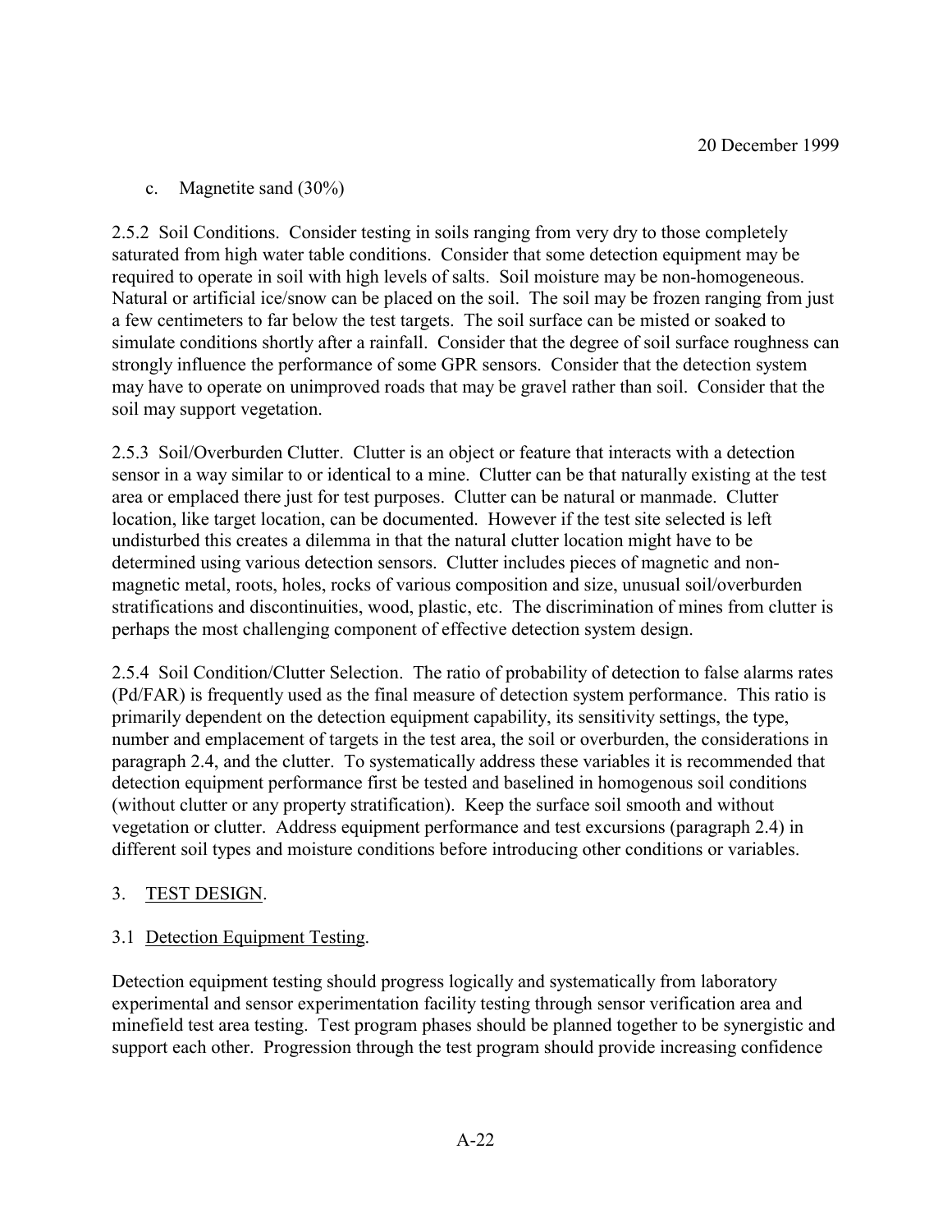c. Magnetite sand (30%)

2.5.2 Soil Conditions. Consider testing in soils ranging from very dry to those completely saturated from high water table conditions. Consider that some detection equipment may be required to operate in soil with high levels of salts. Soil moisture may be non-homogeneous. Natural or artificial ice/snow can be placed on the soil. The soil may be frozen ranging from just a few centimeters to far below the test targets. The soil surface can be misted or soaked to simulate conditions shortly after a rainfall. Consider that the degree of soil surface roughness can strongly influence the performance of some GPR sensors. Consider that the detection system may have to operate on unimproved roads that may be gravel rather than soil. Consider that the soil may support vegetation.

2.5.3 Soil/Overburden Clutter. Clutter is an object or feature that interacts with a detection sensor in a way similar to or identical to a mine. Clutter can be that naturally existing at the test area or emplaced there just for test purposes. Clutter can be natural or manmade. Clutter location, like target location, can be documented. However if the test site selected is left undisturbed this creates a dilemma in that the natural clutter location might have to be determined using various detection sensors. Clutter includes pieces of magnetic and non-magnetic metal, roots, holes, rocks of various composition and size, unusual soil/overburden stratifications and discontinuities, wood, plastic, etc. The discrimination of mines from clutter is perhaps the most challenging component of effective detection system design.

2.5.4 Soil Condition/Clutter Selection. The ratio of probability of detection to false alarms rates (Pd/FAR) is frequently used as the final measure of detection system performance. This ratio is primarily dependent on the detection equipment capability, its sensitivity settings, the type, number and emplacement of targets in the test area, the soil or overburden, the considerations in paragraph 2.4, and the clutter. To systematically address these variables it is recommended that detection equipment performance first be tested and baselined in homogenous soil conditions (without clutter or any property stratification). Keep the surface soil smooth and without vegetation or clutter. Address equipment performance and test excursions (paragraph 2.4) in different soil types and moisture conditions before introducing other conditions or variables.

## 3. TEST DESIGN.

### 3.1 Detection Equipment Testing.

Detection equipment testing should progress logically and systematically from laboratory experimental and sensor experimentation facility testing through sensor verification area and minefield test area testing. Test program phases should be planned together to be synergistic and support each other. Progression through the test program should provide increasing confidence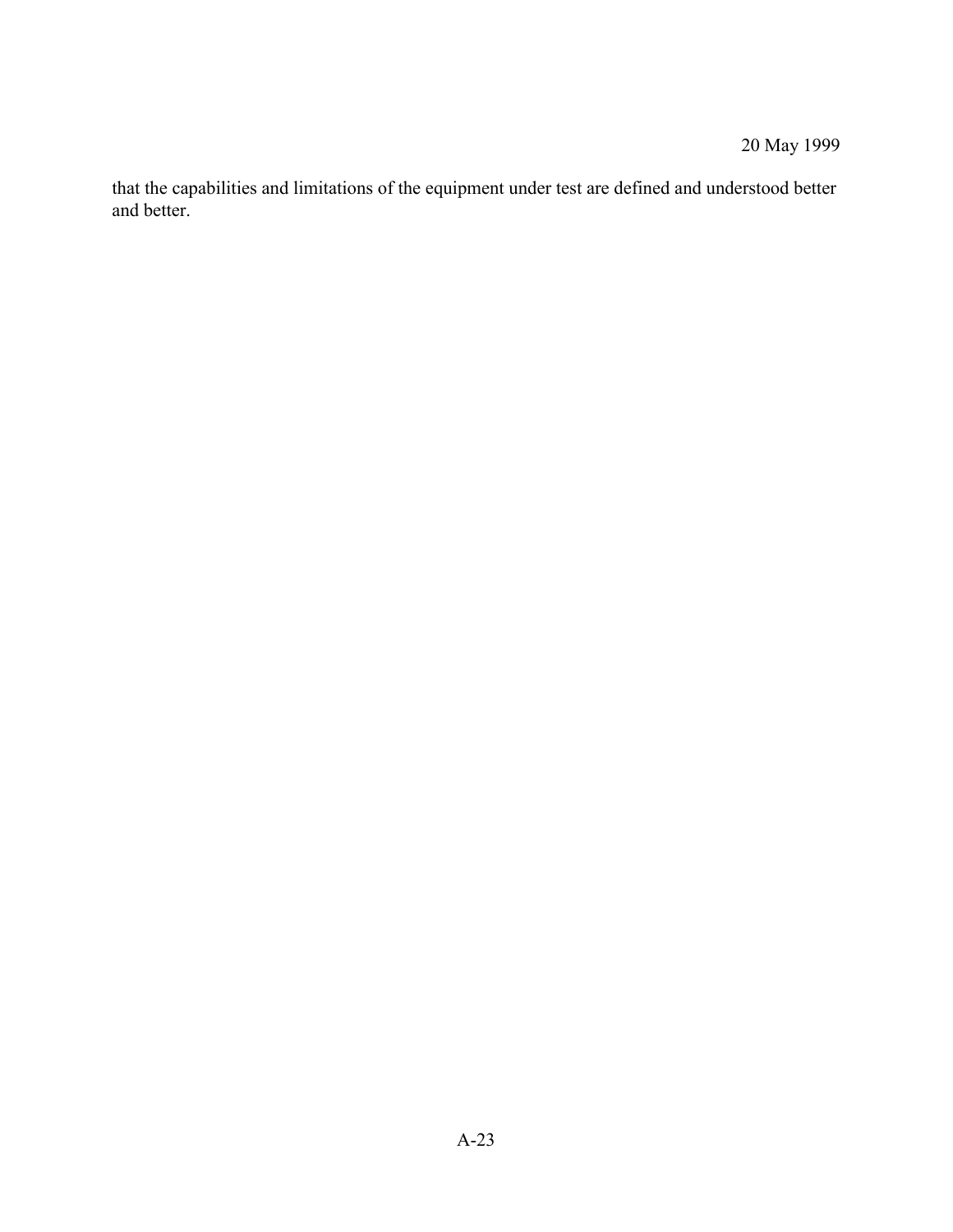that the capabilities and limitations of the equipment under test are defined and understood better and better.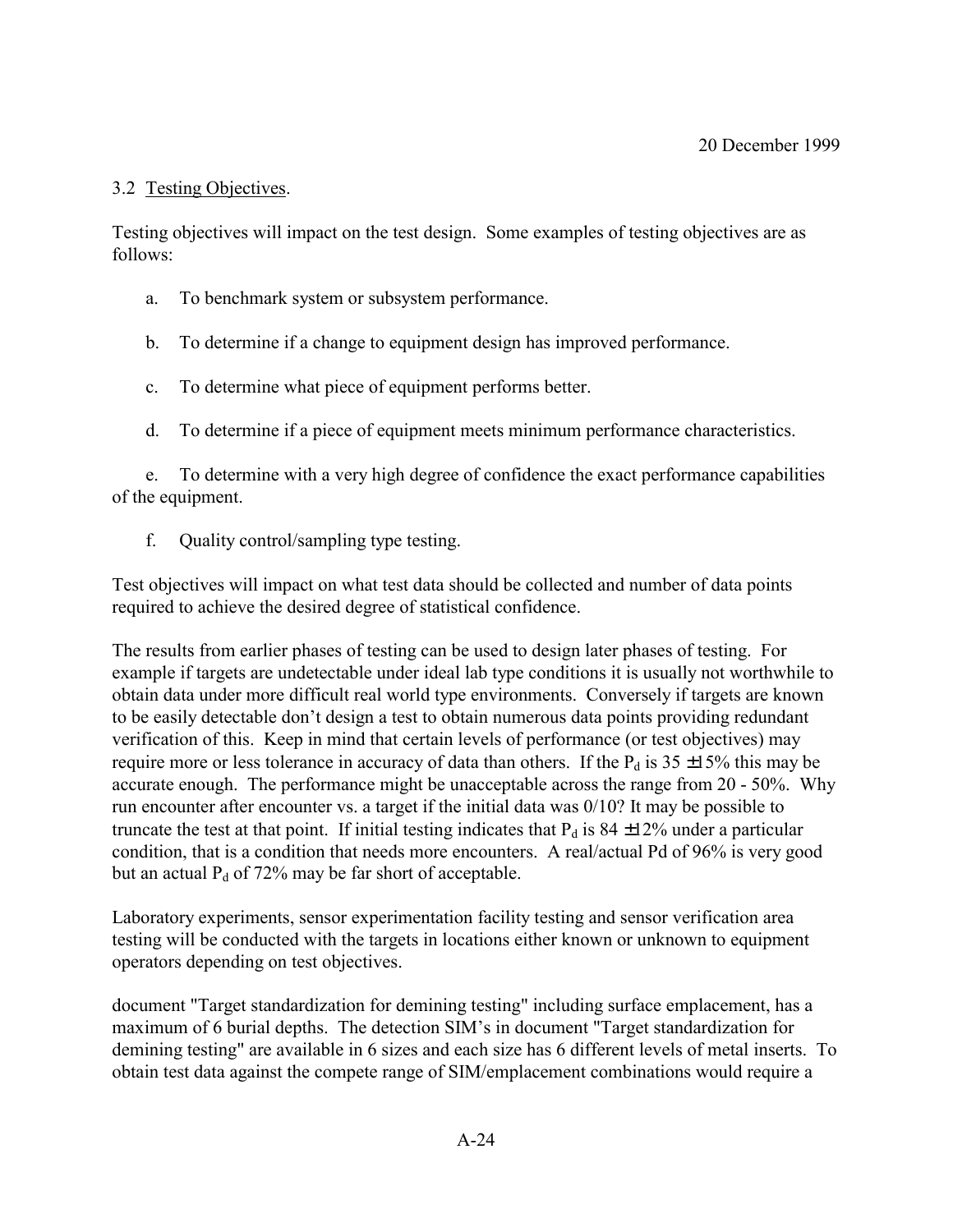## 3.2 Testing Objectives.

Testing objectives will impact on the test design. Some examples of testing objectives are as follows:

a. To benchmark system or subsystem performance.

b. To determine if a change to equipment design has improved performance.

c. To determine what piece of equipment performs better.

d. To determine if a piece of equipment meets minimum performance characteristics.

e. To determine with a very high degree of confidence the exact performance capabilities of the equipment.

f. Quality control/sampling type testing.

Test objectives will impact on what test data should be collected and number of data points required to achieve the desired degree of statistical confidence.

The results from earlier phases of testing can be used to design later phases of testing. For example if targets are undetectable under ideal lab type conditions it is usually not worthwhile to obtain data under more difficult real world type environments. Conversely if targets are known to be easily detectable don't design a test to obtain numerous data points providing redundant verification of this. Keep in mind that certain levels of performance (or test objectives) may require more or less tolerance in accuracy of data than others. If the $P_d$ is 35 ±15% this may be accurate enough. The performance might be unacceptable across the range from 20 - 50%. Why run encounter after encounter vs. a target if the initial data was 0/10? It may be possible to truncate the test at that point. If initial testing indicates that $P_d$ is 84 ±12% under a particular condition, that is a condition that needs more encounters. A real/actual Pd of 96% is very good but an actual $P_d$ of 72% may be far short of acceptable.

Laboratory experiments, sensor experimentation facility testing and sensor verification area testing will be conducted with the targets in locations either known or unknown to equipment operators depending on test objectives.

document "Target standardization for demining testing" including surface emplacement, has a maximum of 6 burial depths. The detection SIM's in document "Target standardization for demining testing" are available in 6 sizes and each size has 6 different levels of metal inserts. To obtain test data against the compete range of SIM/emplacement combinations would require a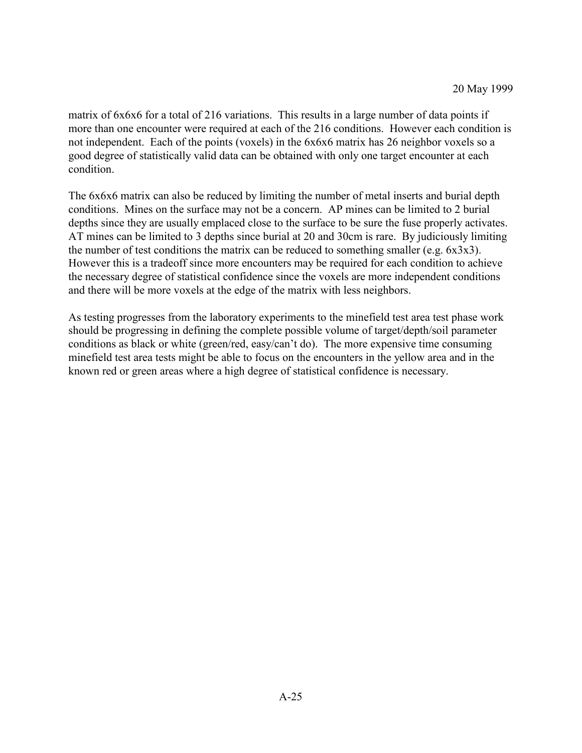matrix of 6x6x6 for a total of 216 variations. This results in a large number of data points if more than one encounter were required at each of the 216 conditions. However each condition is not independent. Each of the points (voxels) in the 6x6x6 matrix has 26 neighbor voxels so a good degree of statistically valid data can be obtained with only one target encounter at each condition.

The 6x6x6 matrix can also be reduced by limiting the number of metal inserts and burial depth conditions. Mines on the surface may not be a concern. AP mines can be limited to 2 burial depths since they are usually emplaced close to the surface to be sure the fuse properly activates. AT mines can be limited to 3 depths since burial at 20 and 30cm is rare. By judiciously limiting the number of test conditions the matrix can be reduced to something smaller (e.g. 6x3x3). However this is a tradeoff since more encounters may be required for each condition to achieve the necessary degree of statistical confidence since the voxels are more independent conditions and there will be more voxels at the edge of the matrix with less neighbors.

As testing progresses from the laboratory experiments to the minefield test area test phase work should be progressing in defining the complete possible volume of target/depth/soil parameter conditions as black or white (green/red, easy/can't do). The more expensive time consuming minefield test area tests might be able to focus on the encounters in the yellow area and in the known red or green areas where a high degree of statistical confidence is necessary.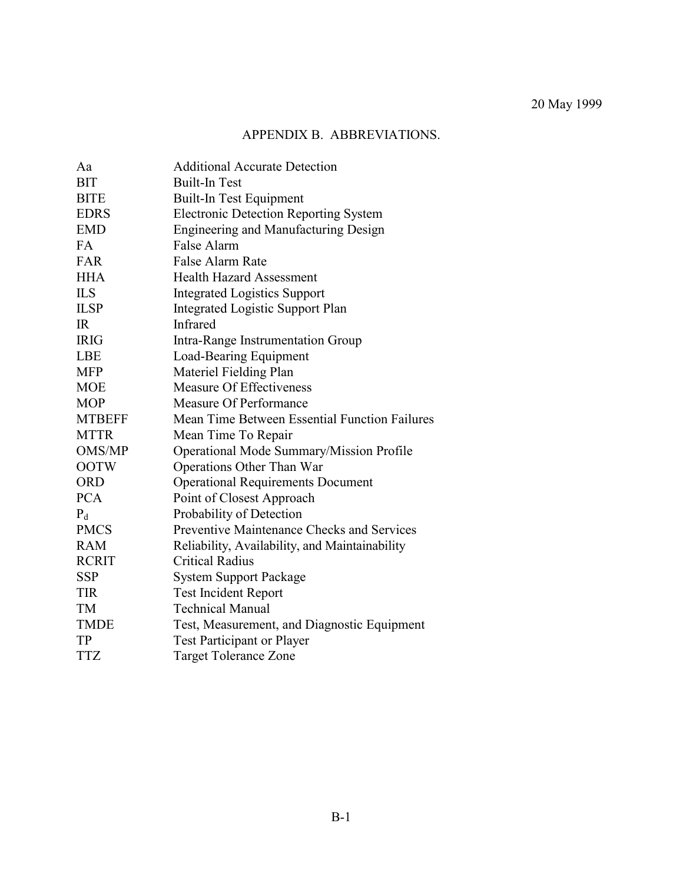20 May 1999

## APPENDIX B. ABBREVIATIONS.

| | |
|---|---|
| Aa | Additional Accurate Detection |
| BIT | Built-In Test |
| BITE | Built-In Test Equipment |
| EDRS | Electronic Detection Reporting System |
| EMD | Engineering and Manufacturing Design |
| FA | False Alarm |
| FAR | False Alarm Rate |
| HHA | Health Hazard Assessment |
| ILS | Integrated Logistics Support |
| ILSP | Integrated Logistic Support Plan |
| IR | Infrared |
| IRIG | Intra-Range Instrumentation Group |
| LBE | Load-Bearing Equipment |
| MFP | Materiel Fielding Plan |
| MOE | Measure Of Effectiveness |
| MOP | Measure Of Performance |
| MTBEFF | Mean Time Between Essential Function Failures |
| MTTR | Mean Time To Repair |
| OMS/MP | Operational Mode Summary/Mission Profile |
| OOTW | Operations Other Than War |
| ORD | Operational Requirements Document |
| PCA | Point of Closest Approach |
| $P_d$ | Probability of Detection |
| PMCS | Preventive Maintenance Checks and Services |
| RAM | Reliability, Availability, and Maintainability |
| RCRIT | Critical Radius |
| SSP | System Support Package |
| TIR | Test Incident Report |
| TM | Technical Manual |
| TMDE | Test, Measurement, and Diagnostic Equipment |
| TP | Test Participant or Player |
| TTZ | Target Tolerance Zone |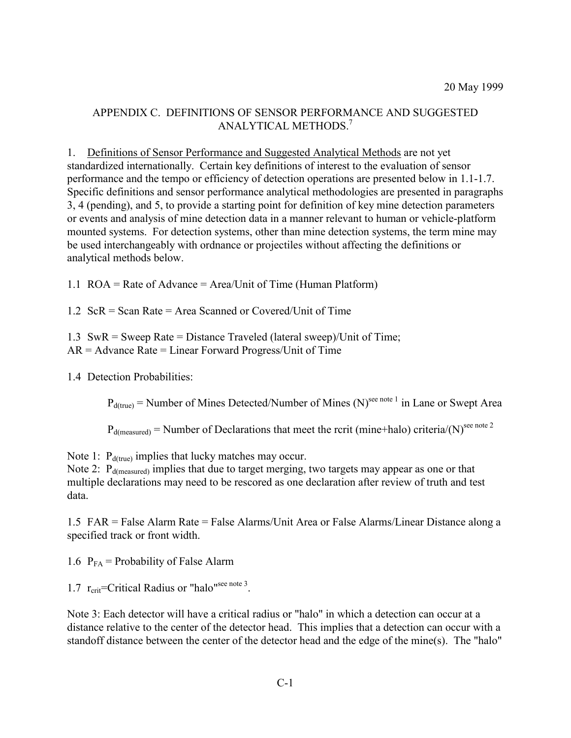20 May 1999

## APPENDIX C. DEFINITIONS OF SENSOR PERFORMANCE AND SUGGESTED ANALYTICAL METHODS.[7]

1. Definitions of Sensor Performance and Suggested Analytical Methods are not yet standardized internationally. Certain key definitions of interest to the evaluation of sensor performance and the tempo or efficiency of detection operations are presented below in 1.1-1.7. Specific definitions and sensor performance analytical methodologies are presented in paragraphs 3, 4 (pending), and 5, to provide a starting point for definition of key mine detection parameters or events and analysis of mine detection data in a manner relevant to human or vehicle-platform mounted systems. For detection systems, other than mine detection systems, the term mine may be used interchangeably with ordnance or projectiles without affecting the definitions or analytical methods below.

1.1 ROA = Rate of Advance = Area/Unit of Time (Human Platform)

1.2 ScR = Scan Rate = Area Scanned or Covered/Unit of Time

1.3 SwR = Sweep Rate = Distance Traveled (lateral sweep)/Unit of Time;
AR = Advance Rate = Linear Forward Progress/Unit of Time

1.4 Detection Probabilities:

$P_{d(true)}$ = Number of Mines Detected/Number of Mines (N)[see note 1] in Lane or Swept Area

$P_{d(measured)}$ = Number of Declarations that meet the rcrit (mine+halo) criteria/(N)[see note 2]

Note 1: $P_{d(true)}$ implies that lucky matches may occur.
Note 2: $P_{d(measured)}$ implies that due to target merging, two targets may appear as one or that multiple declarations may need to be rescored as one declaration after review of truth and test data.

1.5 FAR = False Alarm Rate = False Alarms/Unit Area or False Alarms/Linear Distance along a specified track or front width.

1.6 $P_{FA}$ = Probability of False Alarm

1.7 $r_{crit}$=Critical Radius or "halo"[see note 3].

Note 3: Each detector will have a critical radius or "halo" in which a detection can occur at a distance relative to the center of the detector head. This implies that a detection can occur with a standoff distance between the center of the detector head and the edge of the mine(s). The "halo"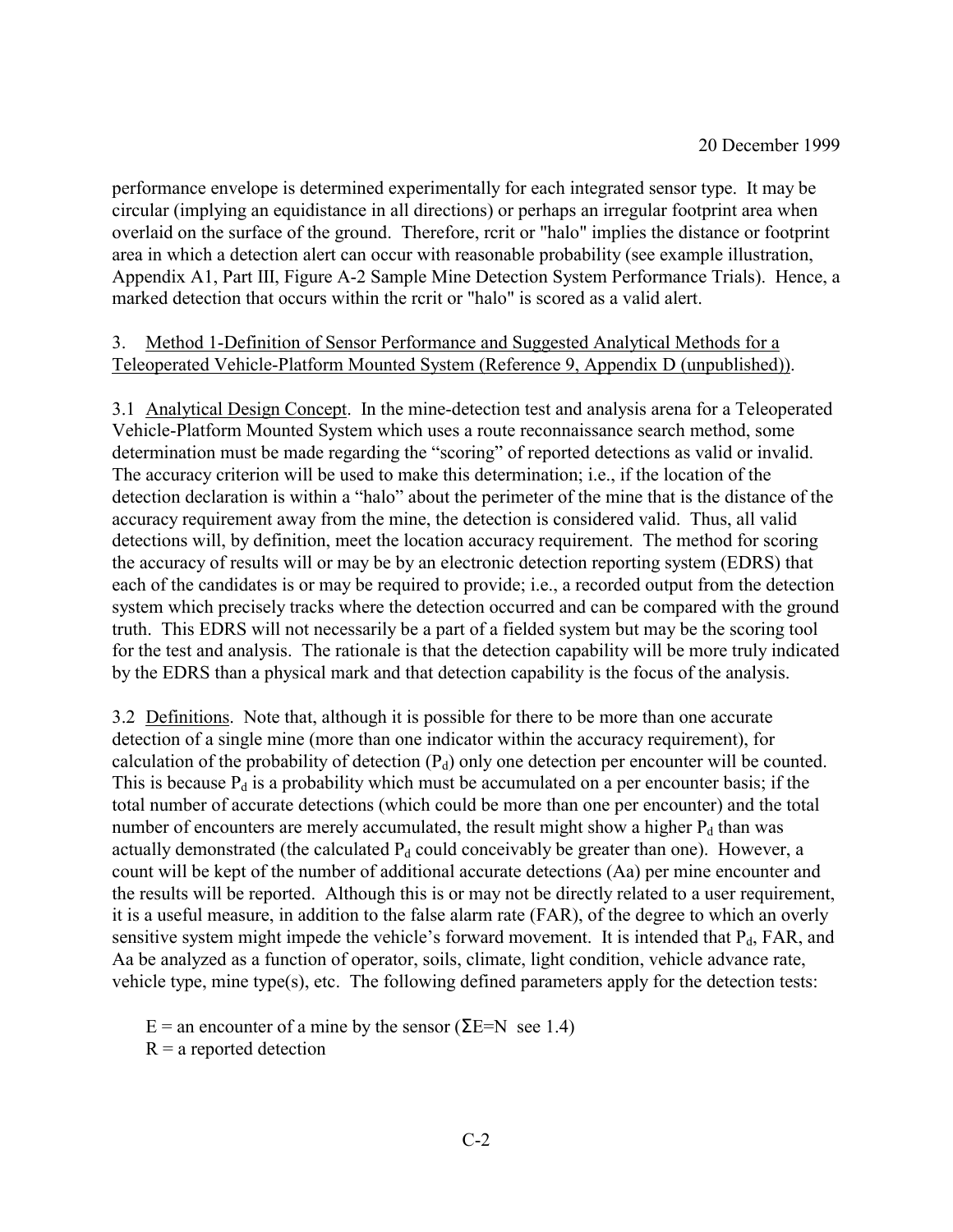performance envelope is determined experimentally for each integrated sensor type. It may be circular (implying an equidistance in all directions) or perhaps an irregular footprint area when overlaid on the surface of the ground. Therefore, rcrit or "halo" implies the distance or footprint area in which a detection alert can occur with reasonable probability (see example illustration, Appendix A1, Part III, Figure A-2 Sample Mine Detection System Performance Trials). Hence, a marked detection that occurs within the rcrit or "halo" is scored as a valid alert.

3. Method 1-Definition of Sensor Performance and Suggested Analytical Methods for a Teleoperated Vehicle-Platform Mounted System (Reference 9, Appendix D (unpublished)).

3.1 Analytical Design Concept. In the mine-detection test and analysis arena for a Teleoperated Vehicle-Platform Mounted System which uses a route reconnaissance search method, some determination must be made regarding the "scoring" of reported detections as valid or invalid. The accuracy criterion will be used to make this determination; i.e., if the location of the detection declaration is within a "halo" about the perimeter of the mine that is the distance of the accuracy requirement away from the mine, the detection is considered valid. Thus, all valid detections will, by definition, meet the location accuracy requirement. The method for scoring the accuracy of results will or may be by an electronic detection reporting system (EDRS) that each of the candidates is or may be required to provide; i.e., a recorded output from the detection system which precisely tracks where the detection occurred and can be compared with the ground truth. This EDRS will not necessarily be a part of a fielded system but may be the scoring tool for the test and analysis. The rationale is that the detection capability will be more truly indicated by the EDRS than a physical mark and that detection capability is the focus of the analysis.

3.2 Definitions. Note that, although it is possible for there to be more than one accurate detection of a single mine (more than one indicator within the accuracy requirement), for calculation of the probability of detection ($P_d$) only one detection per encounter will be counted. This is because $P_d$ is a probability which must be accumulated on a per encounter basis; if the total number of accurate detections (which could be more than one per encounter) and the total number of encounters are merely accumulated, the result might show a higher $P_d$ than was actually demonstrated (the calculated $P_d$ could conceivably be greater than one). However, a count will be kept of the number of additional accurate detections (Aa) per mine encounter and the results will be reported. Although this is or may not be directly related to a user requirement, it is a useful measure, in addition to the false alarm rate (FAR), of the degree to which an overly sensitive system might impede the vehicle's forward movement. It is intended that $P_d$, FAR, and Aa be analyzed as a function of operator, soils, climate, light condition, vehicle advance rate, vehicle type, mine type(s), etc. The following defined parameters apply for the detection tests:

E = an encounter of a mine by the sensor ($\Sigma E=N$ see 1.4)
R = a reported detection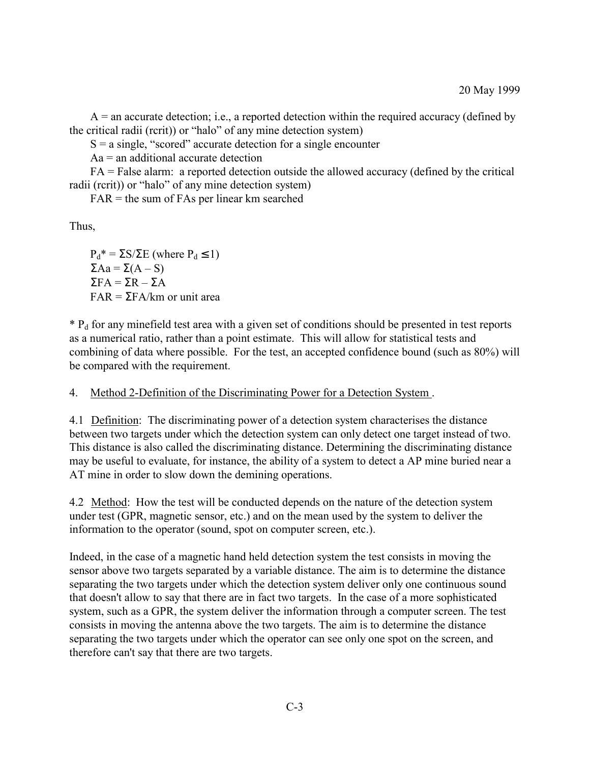A = an accurate detection; i.e., a reported detection within the required accuracy (defined by the critical radii (rcrit)) or "halo" of any mine detection system)

S = a single, "scored" accurate detection for a single encounter

Aa = an additional accurate detection

FA = False alarm: a reported detection outside the allowed accuracy (defined by the critical radii (rcrit)) or "halo" of any mine detection system)

FAR = the sum of FAs per linear km searched

Thus,

$P_d^* = \Sigma S / \Sigma E$ (where $P_d \leq 1$)

$\Sigma Aa = \Sigma(A - S)$

$\Sigma FA = \Sigma R - \Sigma A$

$FAR = \Sigma FA$/km or unit area

* $P_d$ for any minefield test area with a given set of conditions should be presented in test reports as a numerical ratio, rather than a point estimate. This will allow for statistical tests and combining of data where possible. For the test, an accepted confidence bound (such as 80%) will be compared with the requirement.

4. Method 2-Definition of the Discriminating Power for a Detection System .

4.1 Definition: The discriminating power of a detection system characterises the distance between two targets under which the detection system can only detect one target instead of two. This distance is also called the discriminating distance. Determining the discriminating distance may be useful to evaluate, for instance, the ability of a system to detect a AP mine buried near a AT mine in order to slow down the demining operations.

4.2 Method: How the test will be conducted depends on the nature of the detection system under test (GPR, magnetic sensor, etc.) and on the mean used by the system to deliver the information to the operator (sound, spot on computer screen, etc.).

Indeed, in the case of a magnetic hand held detection system the test consists in moving the sensor above two targets separated by a variable distance. The aim is to determine the distance separating the two targets under which the detection system deliver only one continuous sound that doesn't allow to say that there are in fact two targets. In the case of a more sophisticated system, such as a GPR, the system deliver the information through a computer screen. The test consists in moving the antenna above the two targets. The aim is to determine the distance separating the two targets under which the operator can see only one spot on the screen, and therefore can't say that there are two targets.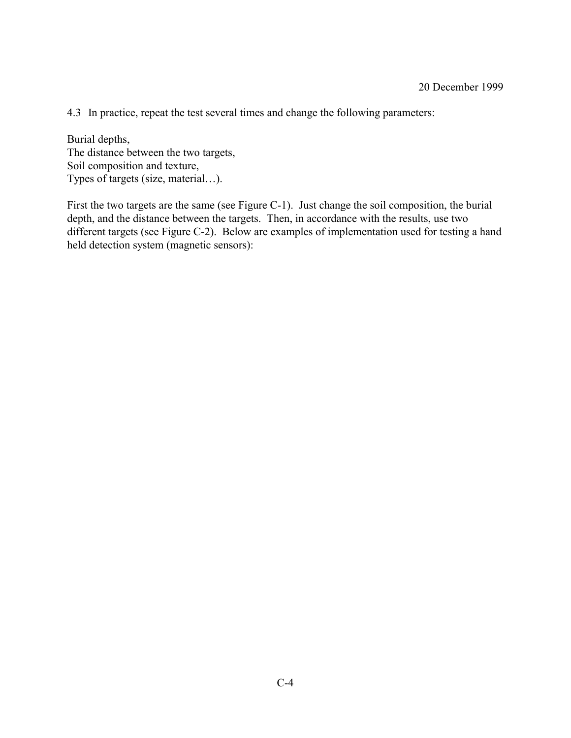4.3 In practice, repeat the test several times and change the following parameters:

Burial depths,  
The distance between the two targets,  
Soil composition and texture,  
Types of targets (size, material…).

First the two targets are the same (see Figure C-1). Just change the soil composition, the burial depth, and the distance between the targets. Then, in accordance with the results, use two different targets (see Figure C-2). Below are examples of implementation used for testing a hand held detection system (magnetic sensors):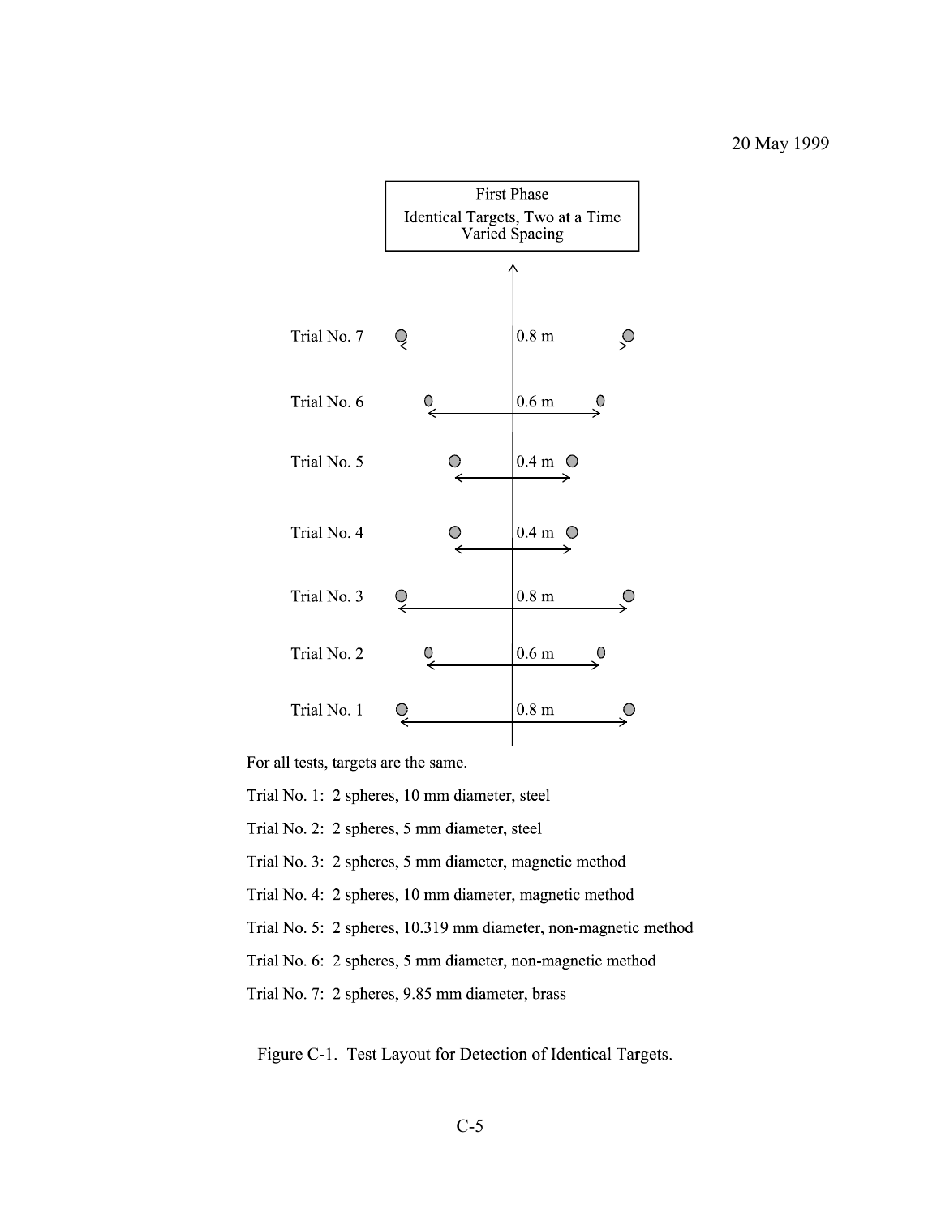First Phase
Identical Targets, Two at a Time
Varied Spacing

Trial No. 7 — 0.8 m

Trial No. 6 — 0.6 m

Trial No. 5 — 0.4 m

Trial No. 4 — 0.4 m

Trial No. 3 — 0.8 m

Trial No. 2 — 0.6 m

Trial No. 1 — 0.8 m

For all tests, targets are the same.

Trial No. 1: 2 spheres, 10 mm diameter, steel

Trial No. 2: 2 spheres, 5 mm diameter, steel

Trial No. 3: 2 spheres, 5 mm diameter, magnetic method

Trial No. 4: 2 spheres, 10 mm diameter, magnetic method

Trial No. 5: 2 spheres, 10.319 mm diameter, non-magnetic method

Trial No. 6: 2 spheres, 5 mm diameter, non-magnetic method

Trial No. 7: 2 spheres, 9.85 mm diameter, brass

Figure C-1. Test Layout for Detection of Identical Targets.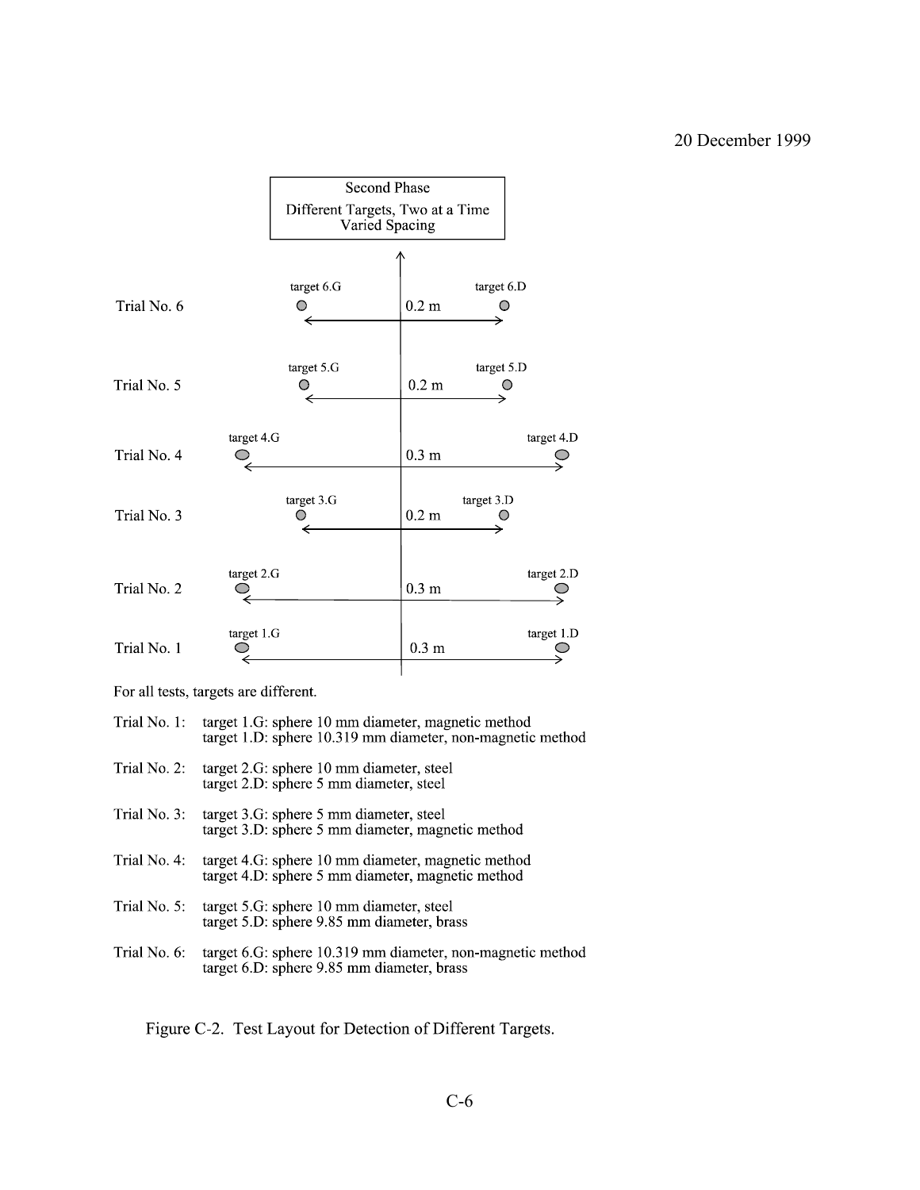Second Phase

Different Targets, Two at a Time

Varied Spacing

| Trial | Left target | Spacing | Right target |
|---|---|---|---|
| Trial No. 6 | target 6.G | 0.2 m | target 6.D |
| Trial No. 5 | target 5.G | 0.2 m | target 5.D |
| Trial No. 4 | target 4.G | 0.3 m | target 4.D |
| Trial No. 3 | target 3.G | 0.2 m | target 3.D |
| Trial No. 2 | target 2.G | 0.3 m | target 2.D |
| Trial No. 1 | target 1.G | 0.3 m | target 1.D |

For all tests, targets are different.

Trial No. 1: target 1.G: sphere 10 mm diameter, magnetic method
target 1.D: sphere 10.319 mm diameter, non-magnetic method

Trial No. 2: target 2.G: sphere 10 mm diameter, steel
target 2.D: sphere 5 mm diameter, steel

Trial No. 3: target 3.G: sphere 5 mm diameter, steel
target 3.D: sphere 5 mm diameter, magnetic method

Trial No. 4: target 4.G: sphere 10 mm diameter, magnetic method
target 4.D: sphere 5 mm diameter, magnetic method

Trial No. 5: target 5.G: sphere 10 mm diameter, steel
target 5.D: sphere 9.85 mm diameter, brass

Trial No. 6: target 6.G: sphere 10.319 mm diameter, non-magnetic method
target 6.D: sphere 9.85 mm diameter, brass

Figure C-2. Test Layout for Detection of Different Targets.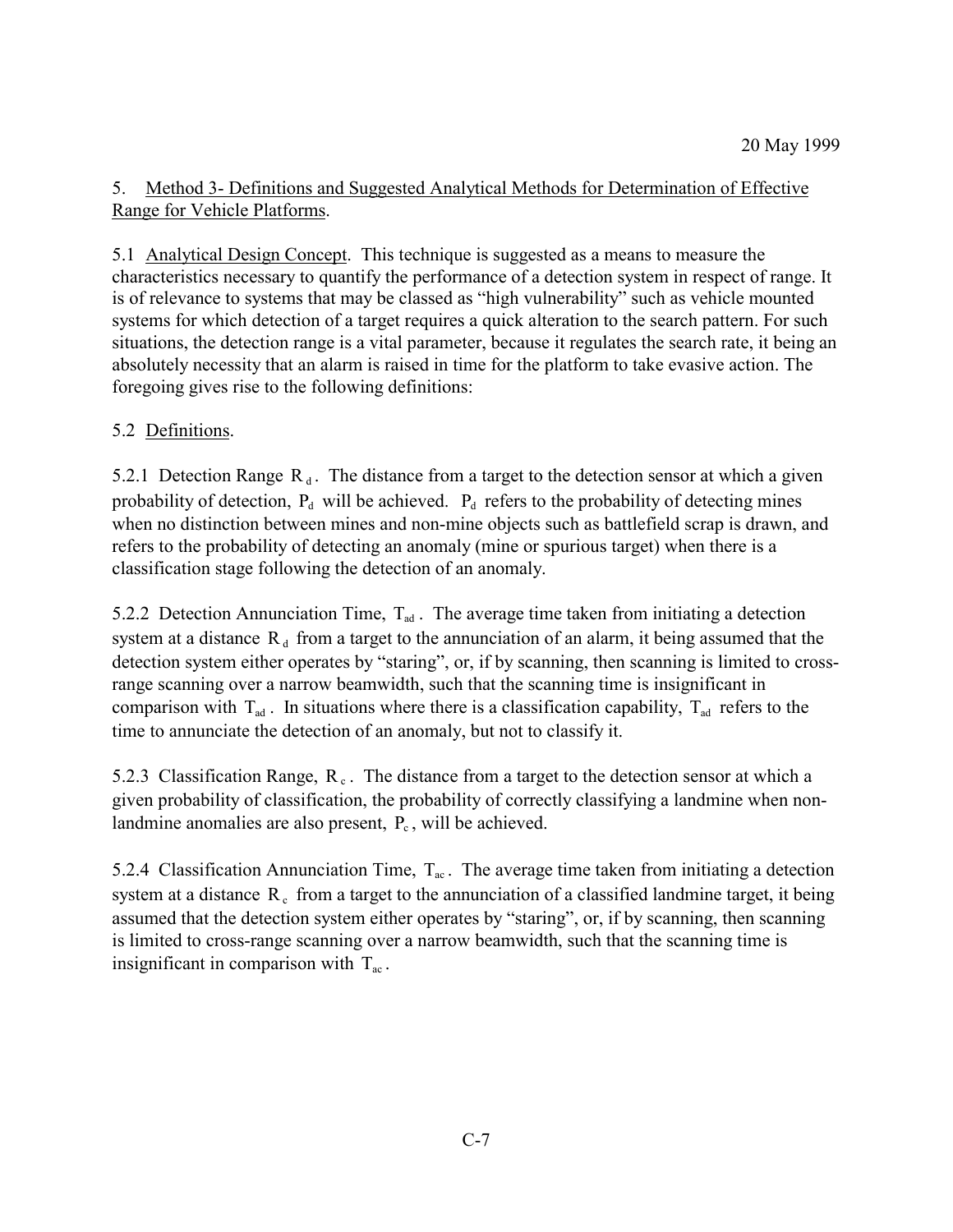20 May 1999

5. Method 3- Definitions and Suggested Analytical Methods for Determination of Effective Range for Vehicle Platforms.

5.1 Analytical Design Concept. This technique is suggested as a means to measure the characteristics necessary to quantify the performance of a detection system in respect of range. It is of relevance to systems that may be classed as "high vulnerability" such as vehicle mounted systems for which detection of a target requires a quick alteration to the search pattern. For such situations, the detection range is a vital parameter, because it regulates the search rate, it being an absolutely necessity that an alarm is raised in time for the platform to take evasive action. The foregoing gives rise to the following definitions:

5.2 Definitions.

5.2.1 Detection Range $R_d$. The distance from a target to the detection sensor at which a given probability of detection, $P_d$ will be achieved. $P_d$ refers to the probability of detecting mines when no distinction between mines and non-mine objects such as battlefield scrap is drawn, and refers to the probability of detecting an anomaly (mine or spurious target) when there is a classification stage following the detection of an anomaly.

5.2.2 Detection Annunciation Time, $T_{ad}$. The average time taken from initiating a detection system at a distance $R_d$ from a target to the annunciation of an alarm, it being assumed that the detection system either operates by "staring", or, if by scanning, then scanning is limited to cross-range scanning over a narrow beamwidth, such that the scanning time is insignificant in comparison with $T_{ad}$. In situations where there is a classification capability, $T_{ad}$ refers to the time to annunciate the detection of an anomaly, but not to classify it.

5.2.3 Classification Range, $R_c$. The distance from a target to the detection sensor at which a given probability of classification, the probability of correctly classifying a landmine when non-landmine anomalies are also present, $P_c$, will be achieved.

5.2.4 Classification Annunciation Time, $T_{ac}$. The average time taken from initiating a detection system at a distance $R_c$ from a target to the annunciation of a classified landmine target, it being assumed that the detection system either operates by "staring", or, if by scanning, then scanning is limited to cross-range scanning over a narrow beamwidth, such that the scanning time is insignificant in comparison with $T_{ac}$.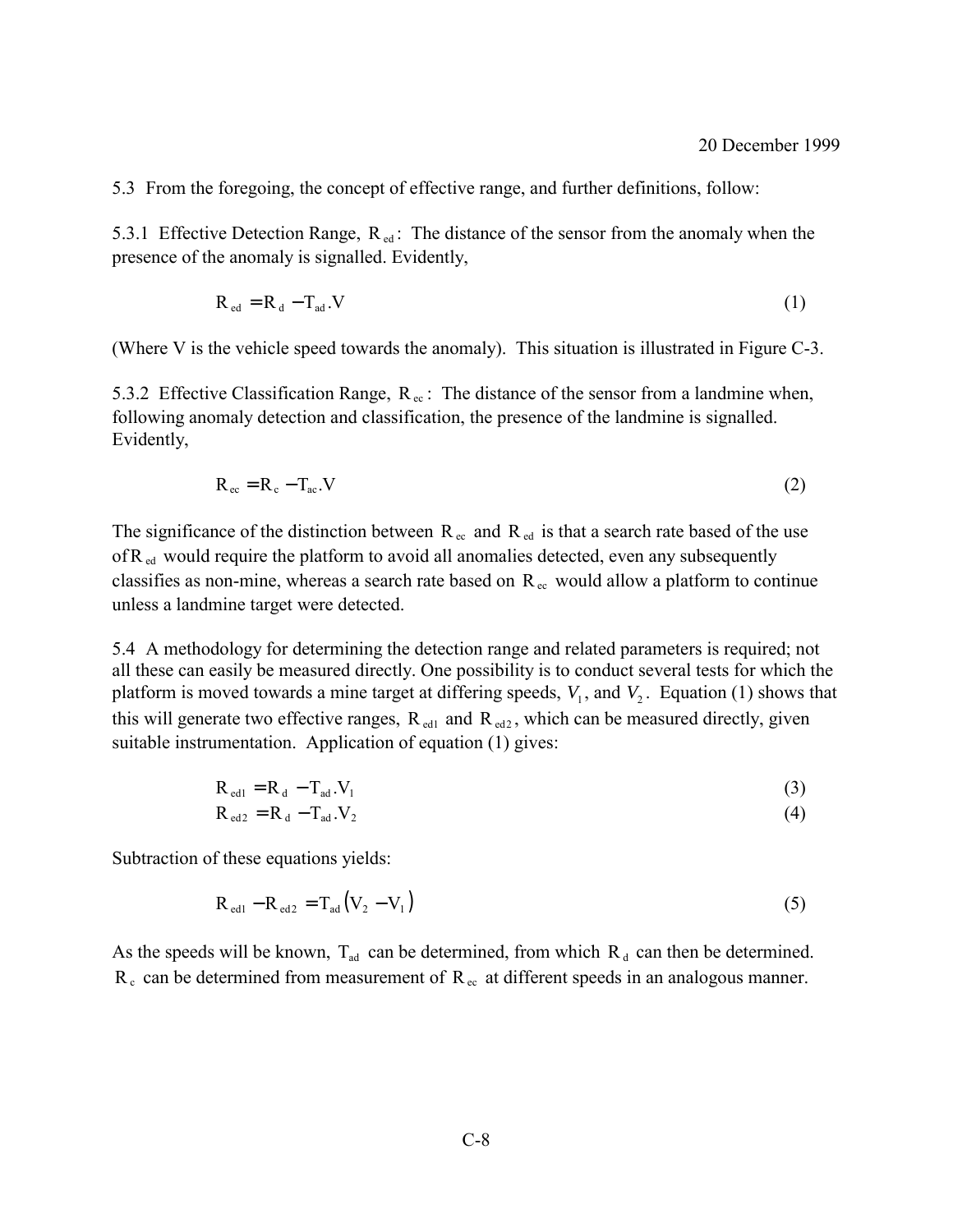5.3 From the foregoing, the concept of effective range, and further definitions, follow:

5.3.1 Effective Detection Range, $R_{ed}$: The distance of the sensor from the anomaly when the presence of the anomaly is signalled. Evidently,

$$R_{ed} = R_d - T_{ad}.V \tag{1}$$

(Where V is the vehicle speed towards the anomaly). This situation is illustrated in Figure C-3.

5.3.2 Effective Classification Range, $R_{ec}$: The distance of the sensor from a landmine when, following anomaly detection and classification, the presence of the landmine is signalled. Evidently,

$$R_{ec} = R_c - T_{ac}.V \tag{2}$$

The significance of the distinction between $R_{ec}$ and $R_{ed}$ is that a search rate based of the use of $R_{ed}$ would require the platform to avoid all anomalies detected, even any subsequently classifies as non-mine, whereas a search rate based on $R_{ec}$ would allow a platform to continue unless a landmine target were detected.

5.4 A methodology for determining the detection range and related parameters is required; not all these can easily be measured directly. One possibility is to conduct several tests for which the platform is moved towards a mine target at differing speeds, $V_1$, and $V_2$. Equation (1) shows that this will generate two effective ranges, $R_{ed1}$ and $R_{ed2}$, which can be measured directly, given suitable instrumentation. Application of equation (1) gives:

$$R_{ed1} = R_d - T_{ad}.V_1 \tag{3}$$

$$R_{ed2} = R_d - T_{ad}.V_2 \tag{4}$$

Subtraction of these equations yields:

$$R_{ed1} - R_{ed2} = T_{ad}(V_2 - V_1) \tag{5}$$

As the speeds will be known, $T_{ad}$ can be determined, from which $R_d$ can then be determined. $R_c$ can be determined from measurement of $R_{ec}$ at different speeds in an analogous manner.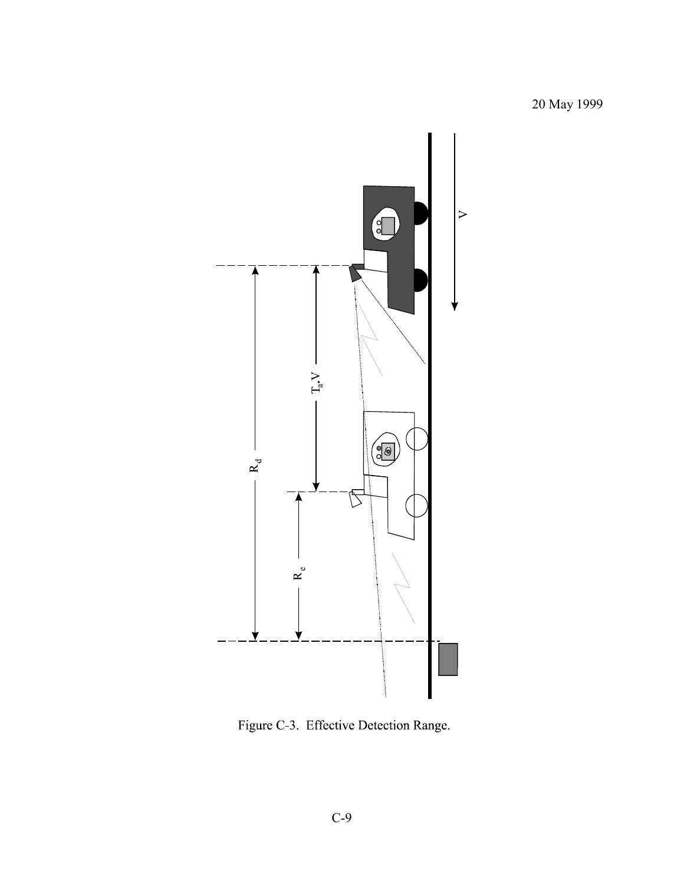20 May 1999

Figure C-3.  Effective Detection Range.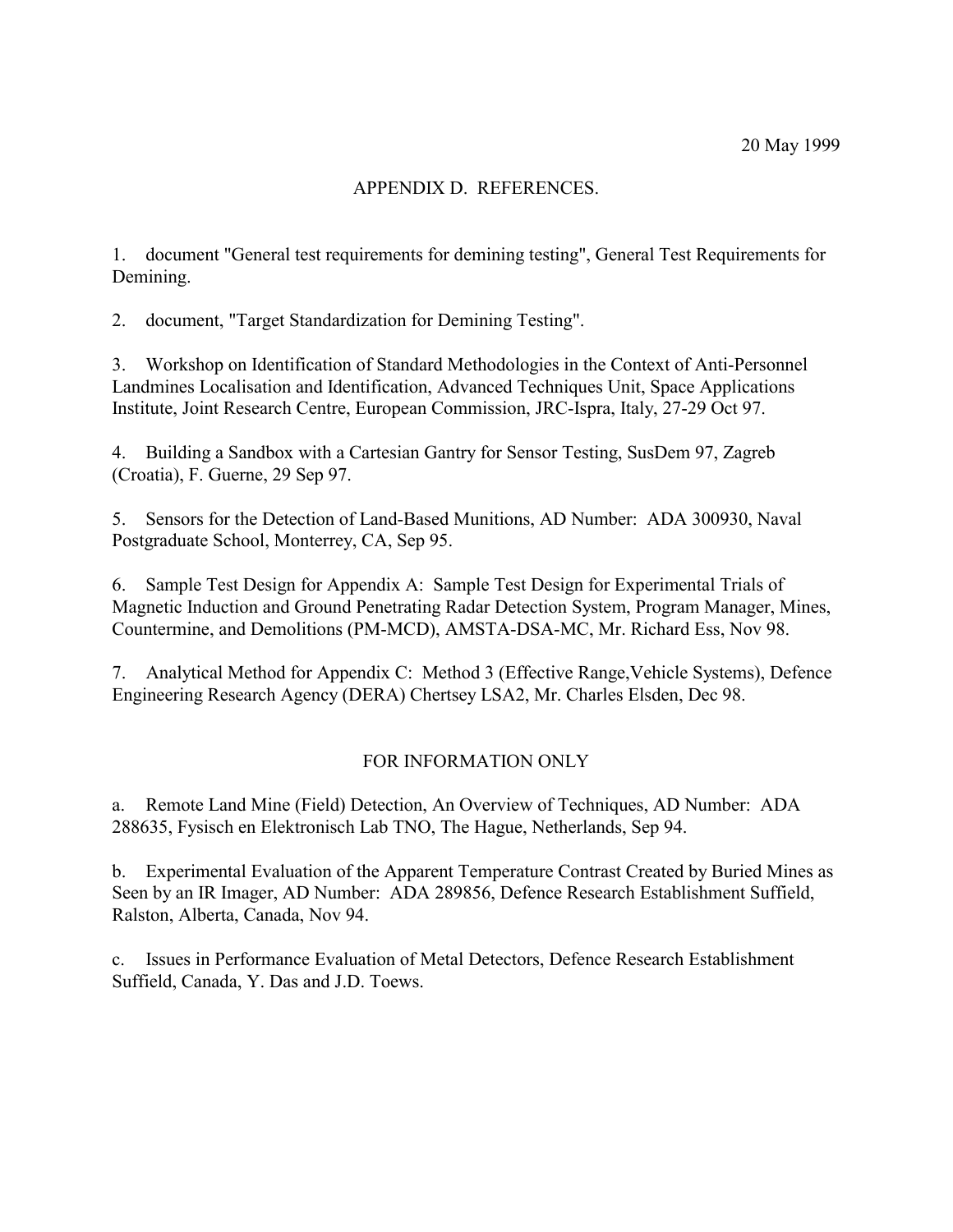20 May 1999

# APPENDIX D. REFERENCES.

1. document "General test requirements for demining testing", General Test Requirements for Demining.

2. document, "Target Standardization for Demining Testing".

3. Workshop on Identification of Standard Methodologies in the Context of Anti-Personnel Landmines Localisation and Identification, Advanced Techniques Unit, Space Applications Institute, Joint Research Centre, European Commission, JRC-Ispra, Italy, 27-29 Oct 97.

4. Building a Sandbox with a Cartesian Gantry for Sensor Testing, SusDem 97, Zagreb (Croatia), F. Guerne, 29 Sep 97.

5. Sensors for the Detection of Land-Based Munitions, AD Number: ADA 300930, Naval Postgraduate School, Monterrey, CA, Sep 95.

6. Sample Test Design for Appendix A: Sample Test Design for Experimental Trials of Magnetic Induction and Ground Penetrating Radar Detection System, Program Manager, Mines, Countermine, and Demolitions (PM-MCD), AMSTA-DSA-MC, Mr. Richard Ess, Nov 98.

7. Analytical Method for Appendix C: Method 3 (Effective Range,Vehicle Systems), Defence Engineering Research Agency (DERA) Chertsey LSA2, Mr. Charles Elsden, Dec 98.

## FOR INFORMATION ONLY

a. Remote Land Mine (Field) Detection, An Overview of Techniques, AD Number: ADA 288635, Fysisch en Elektronisch Lab TNO, The Hague, Netherlands, Sep 94.

b. Experimental Evaluation of the Apparent Temperature Contrast Created by Buried Mines as Seen by an IR Imager, AD Number: ADA 289856, Defence Research Establishment Suffield, Ralston, Alberta, Canada, Nov 94.

c. Issues in Performance Evaluation of Metal Detectors, Defence Research Establishment Suffield, Canada, Y. Das and J.D. Toews.